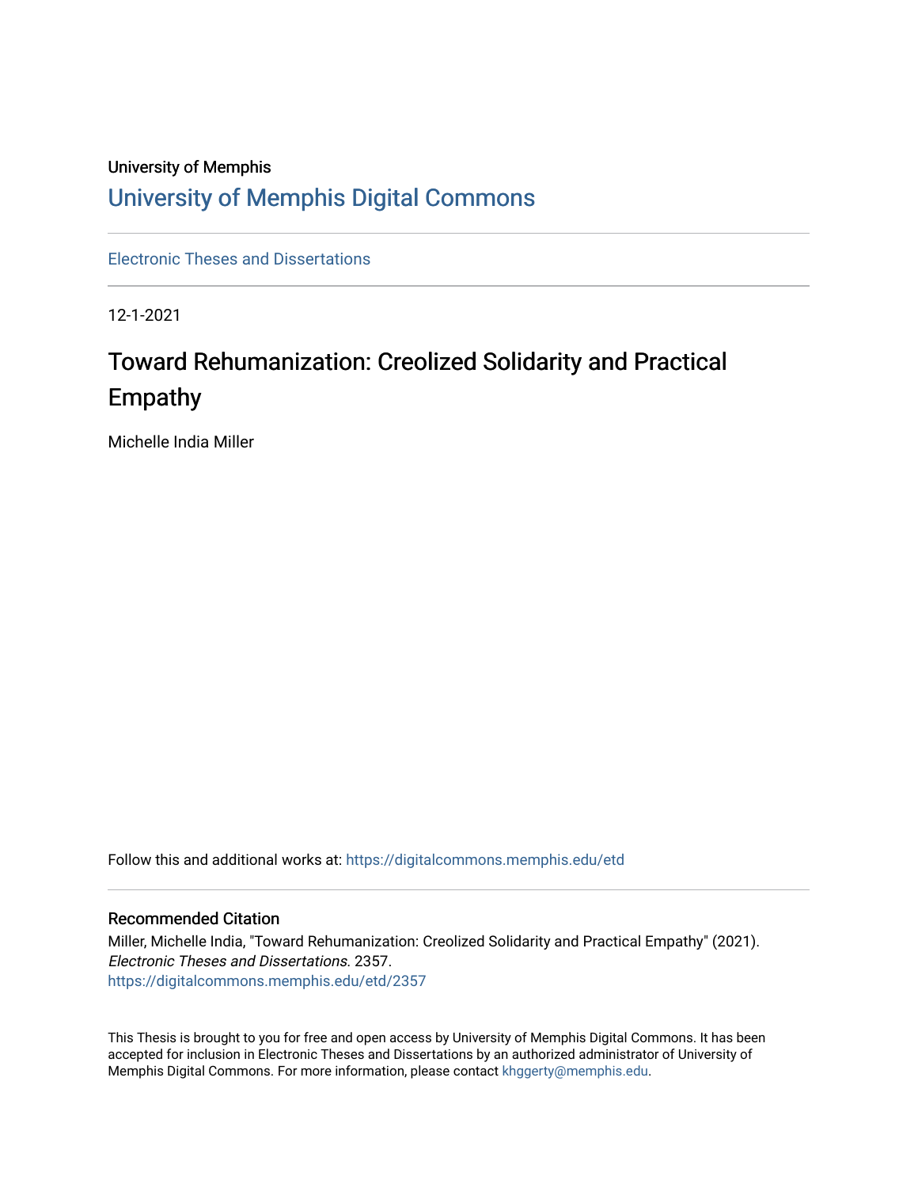University of Memphis

# University of Memphis Digital Commons

Electronic Theses and Dissertations

12-1-2021

## Toward Rehumanization: Creolized Solidarity and Practical Empathy

Michelle India Miller

Follow this and additional works at: https://digitalcommons.memphis.edu/etd

### Recommended Citation

Miller, Michelle India, "Toward Rehumanization: Creolized Solidarity and Practical Empathy" (2021). *Electronic Theses and Dissertations.* 2357.
https://digitalcommons.memphis.edu/etd/2357

This Thesis is brought to you for free and open access by University of Memphis Digital Commons. It has been accepted for inclusion in Electronic Theses and Dissertations by an authorized administrator of University of Memphis Digital Commons. For more information, please contact khggerty@memphis.edu.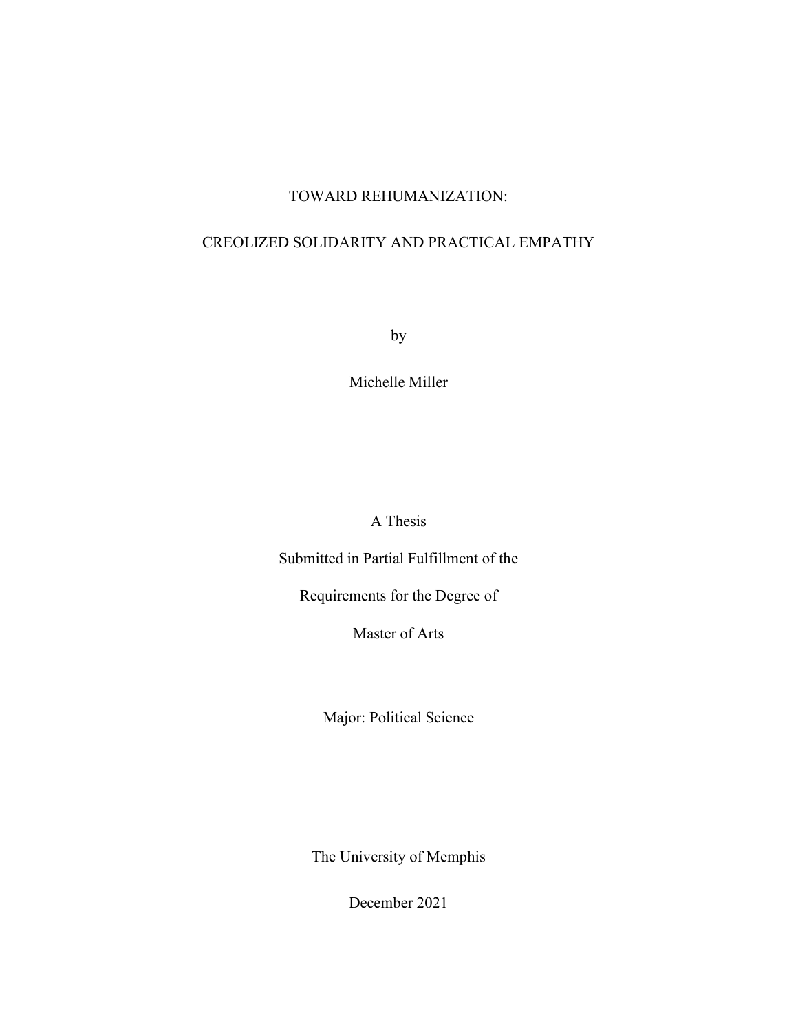# TOWARD REHUMANIZATION:

# CREOLIZED SOLIDARITY AND PRACTICAL EMPATHY

by

Michelle Miller

A Thesis

Submitted in Partial Fulfillment of the

Requirements for the Degree of

Master of Arts

Major: Political Science

The University of Memphis

December 2021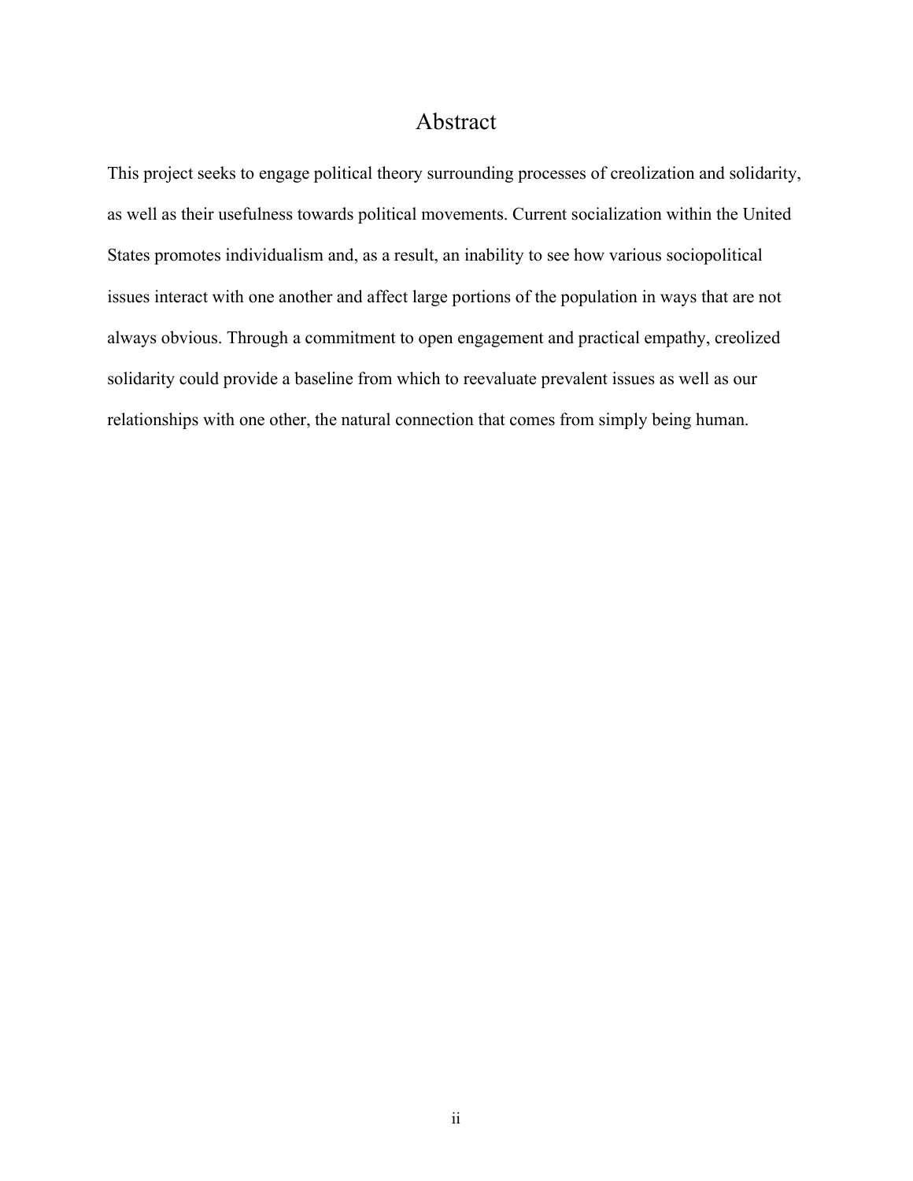# Abstract

This project seeks to engage political theory surrounding processes of creolization and solidarity, as well as their usefulness towards political movements. Current socialization within the United States promotes individualism and, as a result, an inability to see how various sociopolitical issues interact with one another and affect large portions of the population in ways that are not always obvious. Through a commitment to open engagement and practical empathy, creolized solidarity could provide a baseline from which to reevaluate prevalent issues as well as our relationships with one other, the natural connection that comes from simply being human.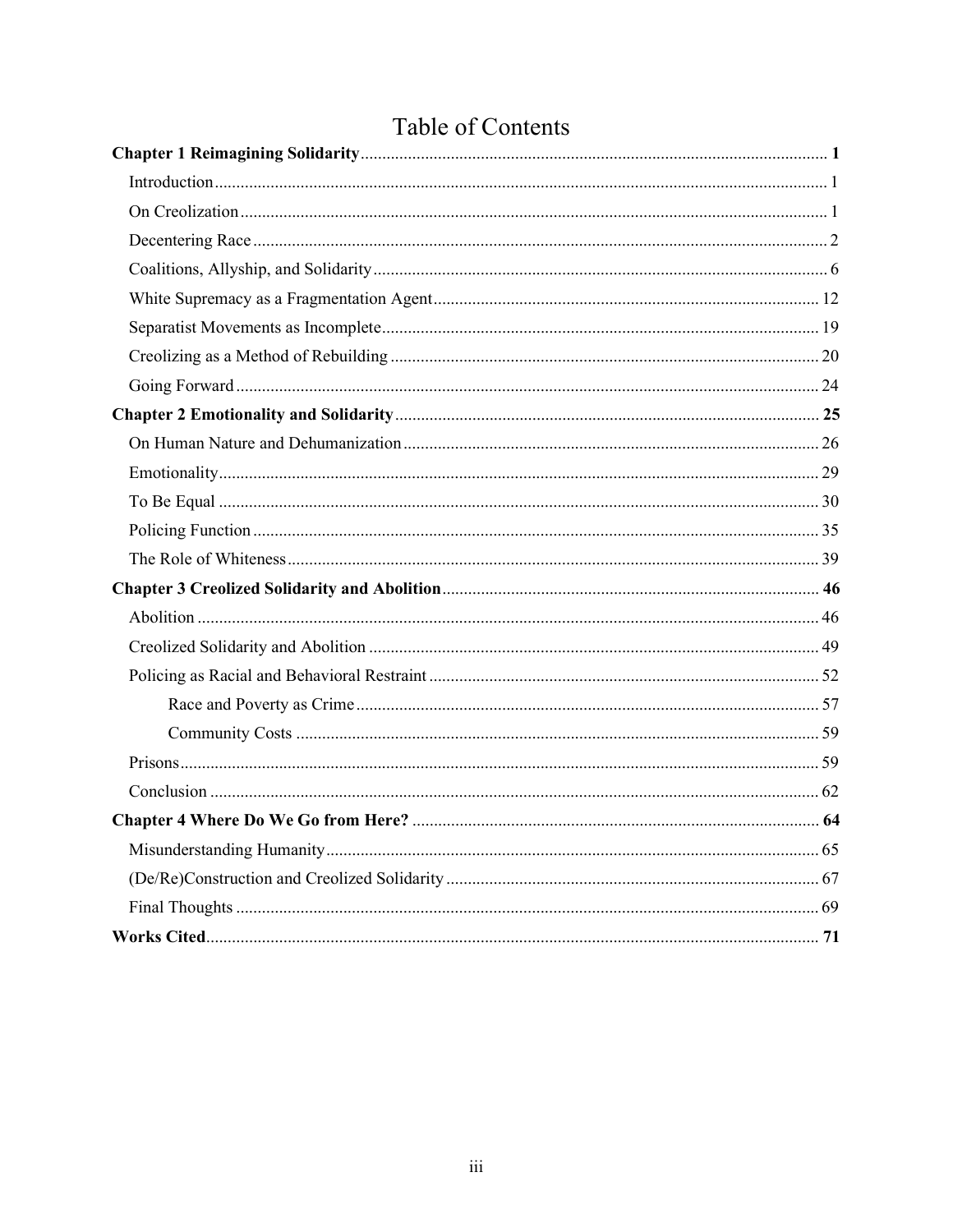# Table of Contents

**Chapter 1 Reimagining Solidarity** ..... **1**

- Introduction ..... 1
- On Creolization ..... 1
- Decentering Race ..... 2
- Coalitions, Allyship, and Solidarity ..... 6
- White Supremacy as a Fragmentation Agent ..... 12
- Separatist Movements as Incomplete ..... 19
- Creolizing as a Method of Rebuilding ..... 20
- Going Forward ..... 24

**Chapter 2 Emotionality and Solidarity** ..... **25**

- On Human Nature and Dehumanization ..... 26
- Emotionality ..... 29
- To Be Equal ..... 30
- Policing Function ..... 35
- The Role of Whiteness ..... 39

**Chapter 3 Creolized Solidarity and Abolition** ..... **46**

- Abolition ..... 46
- Creolized Solidarity and Abolition ..... 49
- Policing as Racial and Behavioral Restraint ..... 52
  - Race and Poverty as Crime ..... 57
  - Community Costs ..... 59
- Prisons ..... 59
- Conclusion ..... 62

**Chapter 4 Where Do We Go from Here?** ..... **64**

- Misunderstanding Humanity ..... 65
- (De/Re)Construction and Creolized Solidarity ..... 67
- Final Thoughts ..... 69

**Works Cited** ..... **71**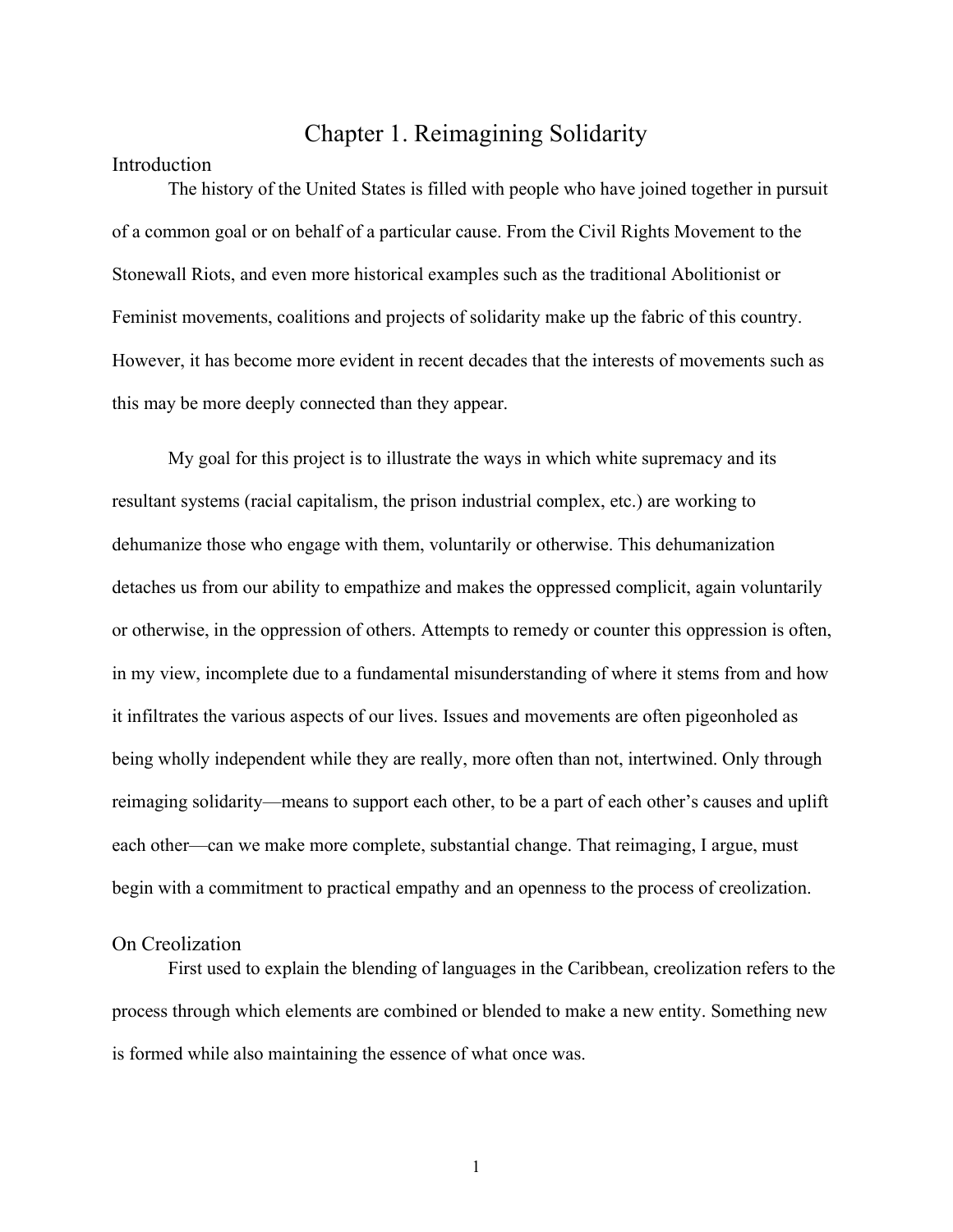# Chapter 1. Reimagining Solidarity

## Introduction

The history of the United States is filled with people who have joined together in pursuit of a common goal or on behalf of a particular cause. From the Civil Rights Movement to the Stonewall Riots, and even more historical examples such as the traditional Abolitionist or Feminist movements, coalitions and projects of solidarity make up the fabric of this country. However, it has become more evident in recent decades that the interests of movements such as this may be more deeply connected than they appear.

My goal for this project is to illustrate the ways in which white supremacy and its resultant systems (racial capitalism, the prison industrial complex, etc.) are working to dehumanize those who engage with them, voluntarily or otherwise. This dehumanization detaches us from our ability to empathize and makes the oppressed complicit, again voluntarily or otherwise, in the oppression of others. Attempts to remedy or counter this oppression is often, in my view, incomplete due to a fundamental misunderstanding of where it stems from and how it infiltrates the various aspects of our lives. Issues and movements are often pigeonholed as being wholly independent while they are really, more often than not, intertwined. Only through reimaging solidarity—means to support each other, to be a part of each other's causes and uplift each other—can we make more complete, substantial change. That reimaging, I argue, must begin with a commitment to practical empathy and an openness to the process of creolization.

## On Creolization

First used to explain the blending of languages in the Caribbean, creolization refers to the process through which elements are combined or blended to make a new entity. Something new is formed while also maintaining the essence of what once was.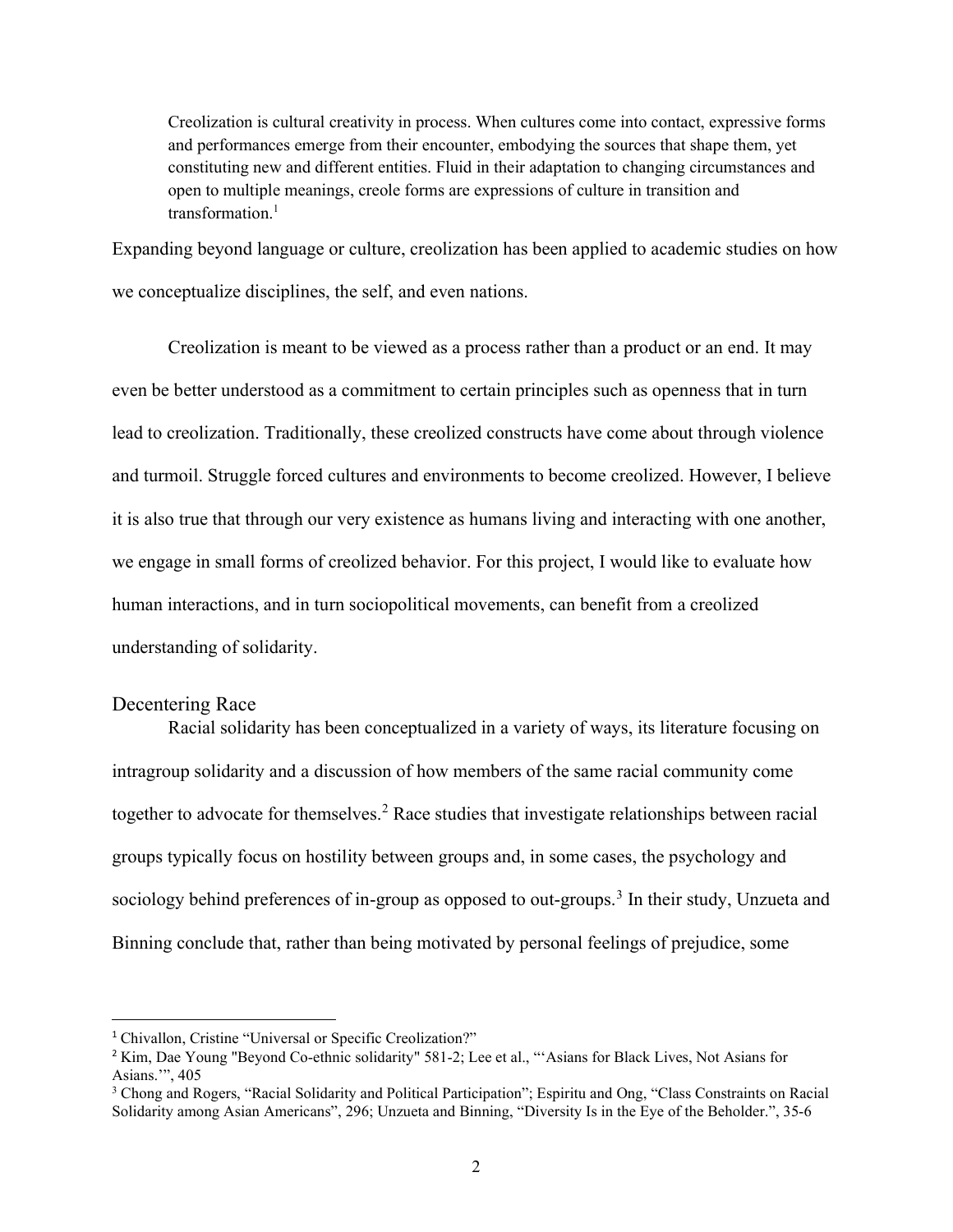> Creolization is cultural creativity in process. When cultures come into contact, expressive forms and performances emerge from their encounter, embodying the sources that shape them, yet constituting new and different entities. Fluid in their adaptation to changing circumstances and open to multiple meanings, creole forms are expressions of culture in transition and transformation.[1]

Expanding beyond language or culture, creolization has been applied to academic studies on how we conceptualize disciplines, the self, and even nations.

Creolization is meant to be viewed as a process rather than a product or an end. It may even be better understood as a commitment to certain principles such as openness that in turn lead to creolization. Traditionally, these creolized constructs have come about through violence and turmoil. Struggle forced cultures and environments to become creolized. However, I believe it is also true that through our very existence as humans living and interacting with one another, we engage in small forms of creolized behavior. For this project, I would like to evaluate how human interactions, and in turn sociopolitical movements, can benefit from a creolized understanding of solidarity.

## Decentering Race

Racial solidarity has been conceptualized in a variety of ways, its literature focusing on intragroup solidarity and a discussion of how members of the same racial community come together to advocate for themselves.[2] Race studies that investigate relationships between racial groups typically focus on hostility between groups and, in some cases, the psychology and sociology behind preferences of in-group as opposed to out-groups.[3] In their study, Unzueta and Binning conclude that, rather than being motivated by personal feelings of prejudice, some

---

[1] Chivallon, Cristine "Universal or Specific Creolization?"

[2] Kim, Dae Young "Beyond Co-ethnic solidarity" 581-2; Lee et al., "'Asians for Black Lives, Not Asians for Asians.'", 405

[3] Chong and Rogers, "Racial Solidarity and Political Participation"; Espiritu and Ong, "Class Constraints on Racial Solidarity among Asian Americans", 296; Unzueta and Binning, "Diversity Is in the Eye of the Beholder.", 35-6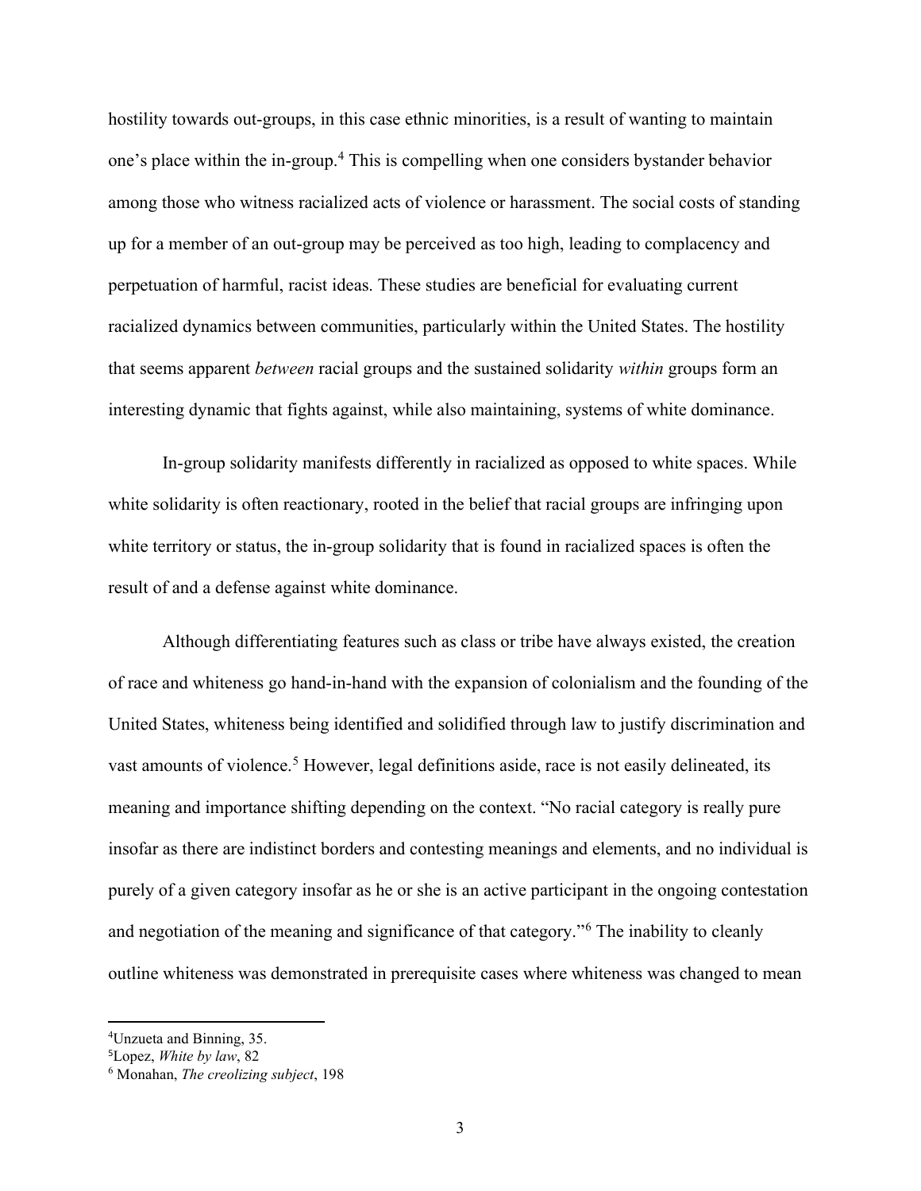hostility towards out-groups, in this case ethnic minorities, is a result of wanting to maintain one's place within the in-group.[4] This is compelling when one considers bystander behavior among those who witness racialized acts of violence or harassment. The social costs of standing up for a member of an out-group may be perceived as too high, leading to complacency and perpetuation of harmful, racist ideas. These studies are beneficial for evaluating current racialized dynamics between communities, particularly within the United States. The hostility that seems apparent *between* racial groups and the sustained solidarity *within* groups form an interesting dynamic that fights against, while also maintaining, systems of white dominance.

In-group solidarity manifests differently in racialized as opposed to white spaces. While white solidarity is often reactionary, rooted in the belief that racial groups are infringing upon white territory or status, the in-group solidarity that is found in racialized spaces is often the result of and a defense against white dominance.

Although differentiating features such as class or tribe have always existed, the creation of race and whiteness go hand-in-hand with the expansion of colonialism and the founding of the United States, whiteness being identified and solidified through law to justify discrimination and vast amounts of violence.[5] However, legal definitions aside, race is not easily delineated, its meaning and importance shifting depending on the context. "No racial category is really pure insofar as there are indistinct borders and contesting meanings and elements, and no individual is purely of a given category insofar as he or she is an active participant in the ongoing contestation and negotiation of the meaning and significance of that category."[6] The inability to cleanly outline whiteness was demonstrated in prerequisite cases where whiteness was changed to mean

---

[4]Unzueta and Binning, 35.

[5]Lopez, *White by law*, 82

[6] Monahan, *The creolizing subject*, 198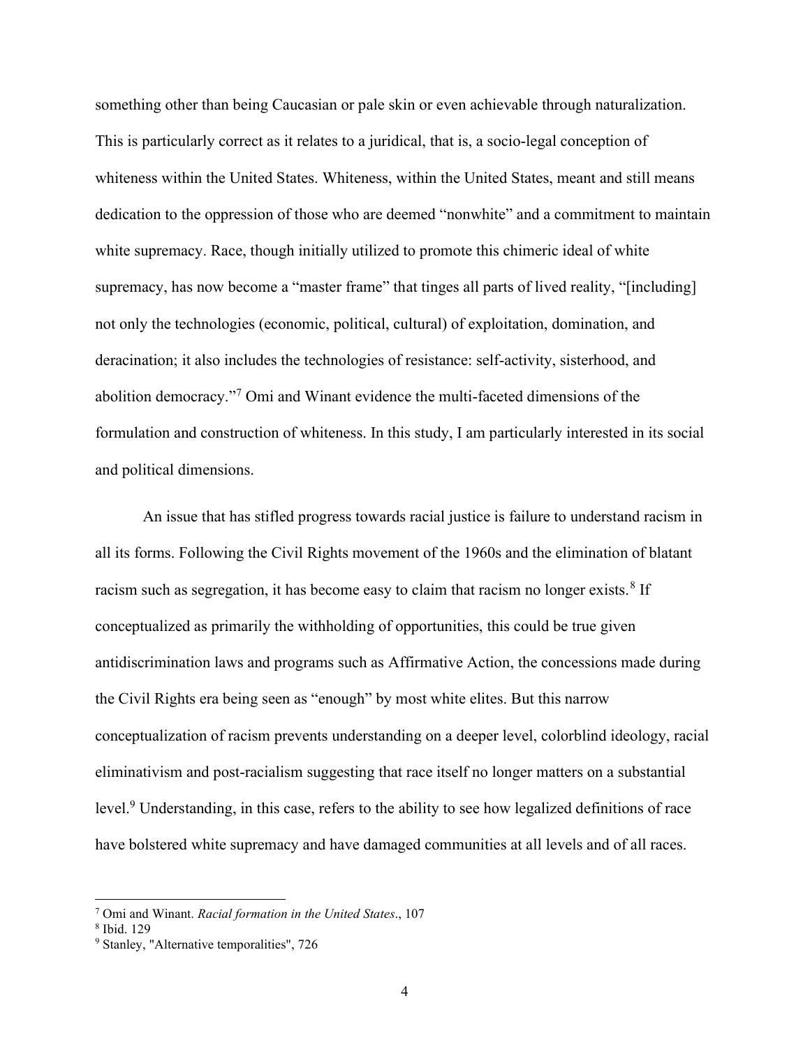something other than being Caucasian or pale skin or even achievable through naturalization. This is particularly correct as it relates to a juridical, that is, a socio-legal conception of whiteness within the United States. Whiteness, within the United States, meant and still means dedication to the oppression of those who are deemed "nonwhite" and a commitment to maintain white supremacy. Race, though initially utilized to promote this chimeric ideal of white supremacy, has now become a "master frame" that tinges all parts of lived reality, "[including] not only the technologies (economic, political, cultural) of exploitation, domination, and deracination; it also includes the technologies of resistance: self-activity, sisterhood, and abolition democracy."[7] Omi and Winant evidence the multi-faceted dimensions of the formulation and construction of whiteness. In this study, I am particularly interested in its social and political dimensions.

An issue that has stifled progress towards racial justice is failure to understand racism in all its forms. Following the Civil Rights movement of the 1960s and the elimination of blatant racism such as segregation, it has become easy to claim that racism no longer exists.[8] If conceptualized as primarily the withholding of opportunities, this could be true given antidiscrimination laws and programs such as Affirmative Action, the concessions made during the Civil Rights era being seen as "enough" by most white elites. But this narrow conceptualization of racism prevents understanding on a deeper level, colorblind ideology, racial eliminativism and post-racialism suggesting that race itself no longer matters on a substantial level.[9] Understanding, in this case, refers to the ability to see how legalized definitions of race have bolstered white supremacy and have damaged communities at all levels and of all races.

---

[7] Omi and Winant. *Racial formation in the United States*., 107

[8] Ibid. 129

[9] Stanley, "Alternative temporalities", 726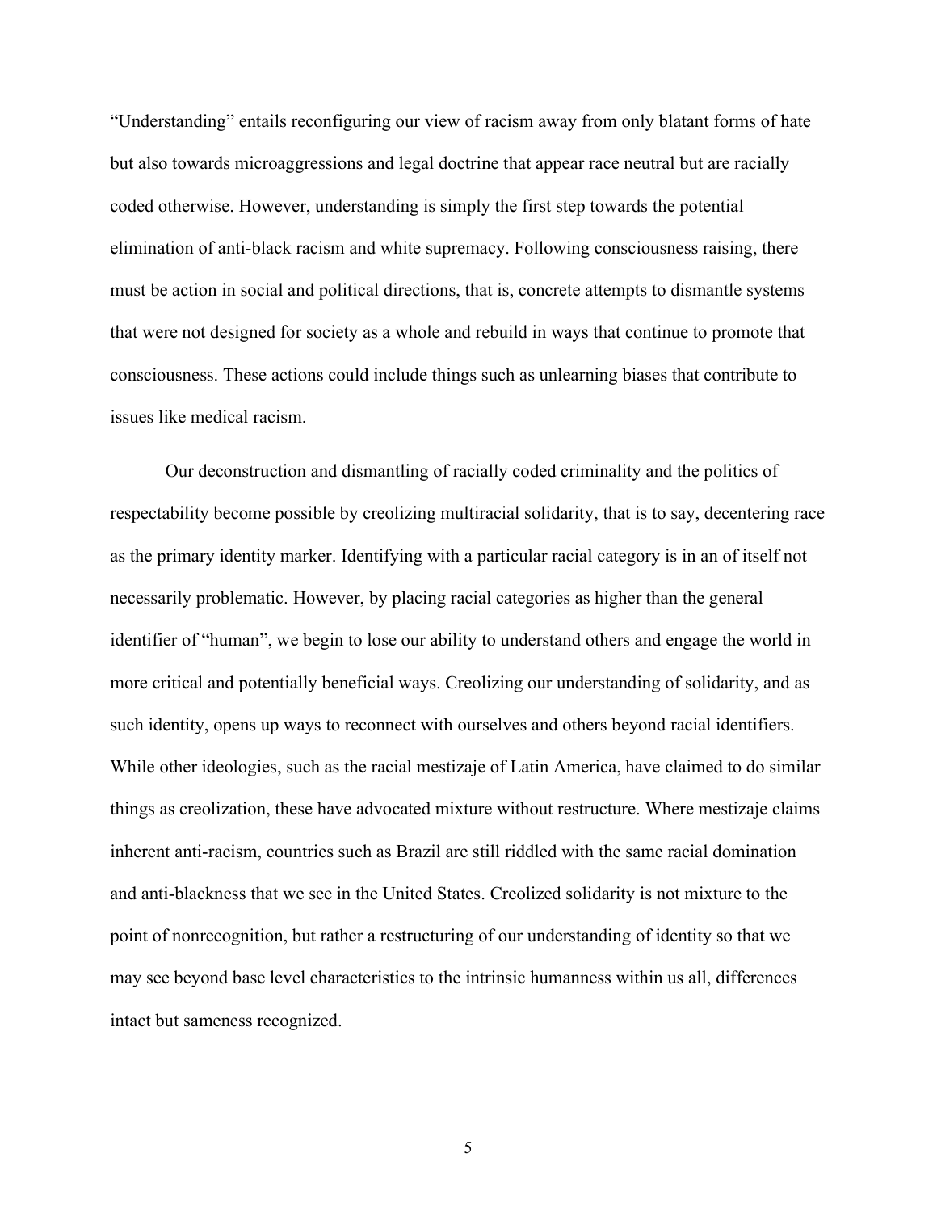"Understanding" entails reconfiguring our view of racism away from only blatant forms of hate but also towards microaggressions and legal doctrine that appear race neutral but are racially coded otherwise. However, understanding is simply the first step towards the potential elimination of anti-black racism and white supremacy. Following consciousness raising, there must be action in social and political directions, that is, concrete attempts to dismantle systems that were not designed for society as a whole and rebuild in ways that continue to promote that consciousness. These actions could include things such as unlearning biases that contribute to issues like medical racism.

Our deconstruction and dismantling of racially coded criminality and the politics of respectability become possible by creolizing multiracial solidarity, that is to say, decentering race as the primary identity marker. Identifying with a particular racial category is in an of itself not necessarily problematic. However, by placing racial categories as higher than the general identifier of "human", we begin to lose our ability to understand others and engage the world in more critical and potentially beneficial ways. Creolizing our understanding of solidarity, and as such identity, opens up ways to reconnect with ourselves and others beyond racial identifiers. While other ideologies, such as the racial mestizaje of Latin America, have claimed to do similar things as creolization, these have advocated mixture without restructure. Where mestizaje claims inherent anti-racism, countries such as Brazil are still riddled with the same racial domination and anti-blackness that we see in the United States. Creolized solidarity is not mixture to the point of nonrecognition, but rather a restructuring of our understanding of identity so that we may see beyond base level characteristics to the intrinsic humanness within us all, differences intact but sameness recognized.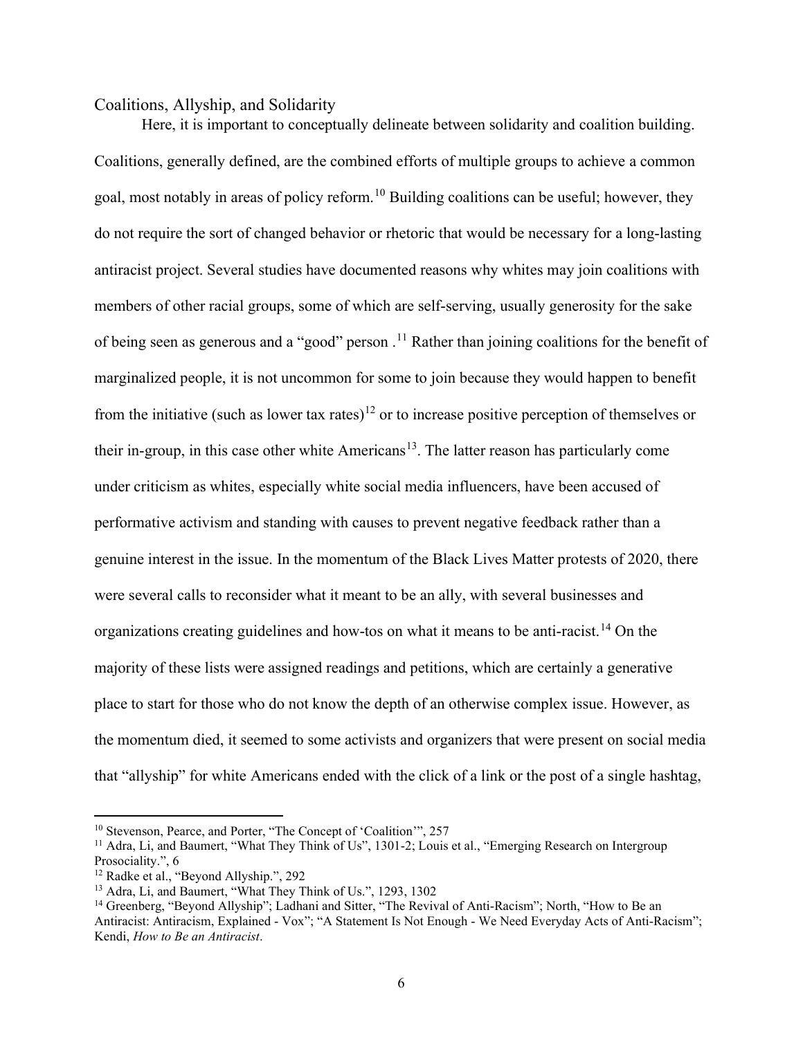## Coalitions, Allyship, and Solidarity

Here, it is important to conceptually delineate between solidarity and coalition building. Coalitions, generally defined, are the combined efforts of multiple groups to achieve a common goal, most notably in areas of policy reform.[10] Building coalitions can be useful; however, they do not require the sort of changed behavior or rhetoric that would be necessary for a long-lasting antiracist project. Several studies have documented reasons why whites may join coalitions with members of other racial groups, some of which are self-serving, usually generosity for the sake of being seen as generous and a "good" person .[11] Rather than joining coalitions for the benefit of marginalized people, it is not uncommon for some to join because they would happen to benefit from the initiative (such as lower tax rates)[12] or to increase positive perception of themselves or their in-group, in this case other white Americans[13]. The latter reason has particularly come under criticism as whites, especially white social media influencers, have been accused of performative activism and standing with causes to prevent negative feedback rather than a genuine interest in the issue. In the momentum of the Black Lives Matter protests of 2020, there were several calls to reconsider what it meant to be an ally, with several businesses and organizations creating guidelines and how-tos on what it means to be anti-racist.[14] On the majority of these lists were assigned readings and petitions, which are certainly a generative place to start for those who do not know the depth of an otherwise complex issue. However, as the momentum died, it seemed to some activists and organizers that were present on social media that "allyship" for white Americans ended with the click of a link or the post of a single hashtag,

---

[10] Stevenson, Pearce, and Porter, "The Concept of 'Coalition'", 257

[11] Adra, Li, and Baumert, "What They Think of Us", 1301-2; Louis et al., "Emerging Research on Intergroup Prosociality.", 6

[12] Radke et al., "Beyond Allyship.", 292

[13] Adra, Li, and Baumert, "What They Think of Us.", 1293, 1302

[14] Greenberg, "Beyond Allyship"; Ladhani and Sitter, "The Revival of Anti-Racism"; North, "How to Be an Antiracist: Antiracism, Explained - Vox"; "A Statement Is Not Enough - We Need Everyday Acts of Anti-Racism"; Kendi, *How to Be an Antiracist*.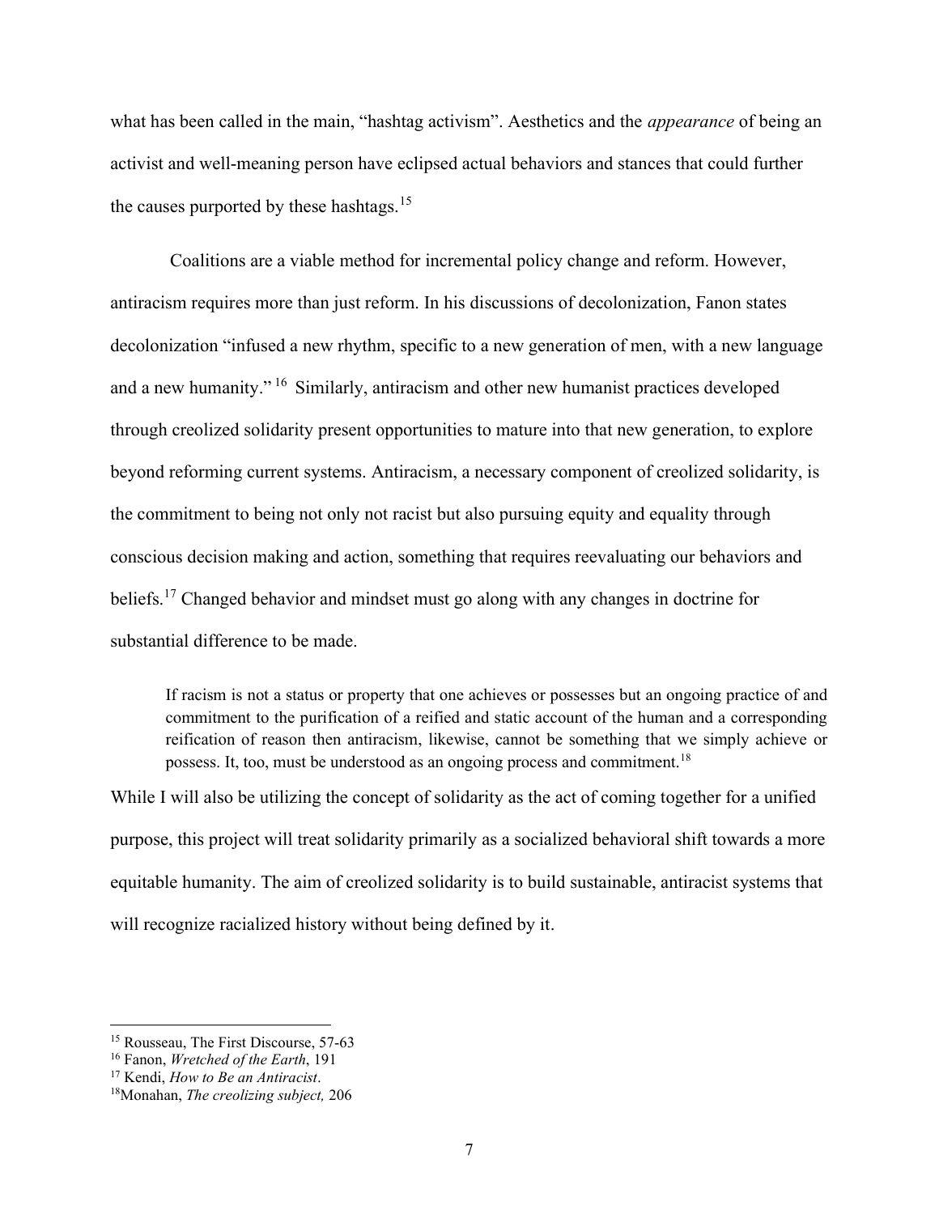what has been called in the main, "hashtag activism". Aesthetics and the *appearance* of being an activist and well-meaning person have eclipsed actual behaviors and stances that could further the causes purported by these hashtags.[15]

Coalitions are a viable method for incremental policy change and reform. However, antiracism requires more than just reform. In his discussions of decolonization, Fanon states decolonization "infused a new rhythm, specific to a new generation of men, with a new language and a new humanity."[16] Similarly, antiracism and other new humanist practices developed through creolized solidarity present opportunities to mature into that new generation, to explore beyond reforming current systems. Antiracism, a necessary component of creolized solidarity, is the commitment to being not only not racist but also pursuing equity and equality through conscious decision making and action, something that requires reevaluating our behaviors and beliefs.[17] Changed behavior and mindset must go along with any changes in doctrine for substantial difference to be made.

> If racism is not a status or property that one achieves or possesses but an ongoing practice of and commitment to the purification of a reified and static account of the human and a corresponding reification of reason then antiracism, likewise, cannot be something that we simply achieve or possess. It, too, must be understood as an ongoing process and commitment.[18]

While I will also be utilizing the concept of solidarity as the act of coming together for a unified purpose, this project will treat solidarity primarily as a socialized behavioral shift towards a more equitable humanity. The aim of creolized solidarity is to build sustainable, antiracist systems that will recognize racialized history without being defined by it.

---

[15] Rousseau, The First Discourse, 57-63

[16] Fanon, *Wretched of the Earth*, 191

[17] Kendi, *How to Be an Antiracist*.

[18] Monahan, *The creolizing subject,* 206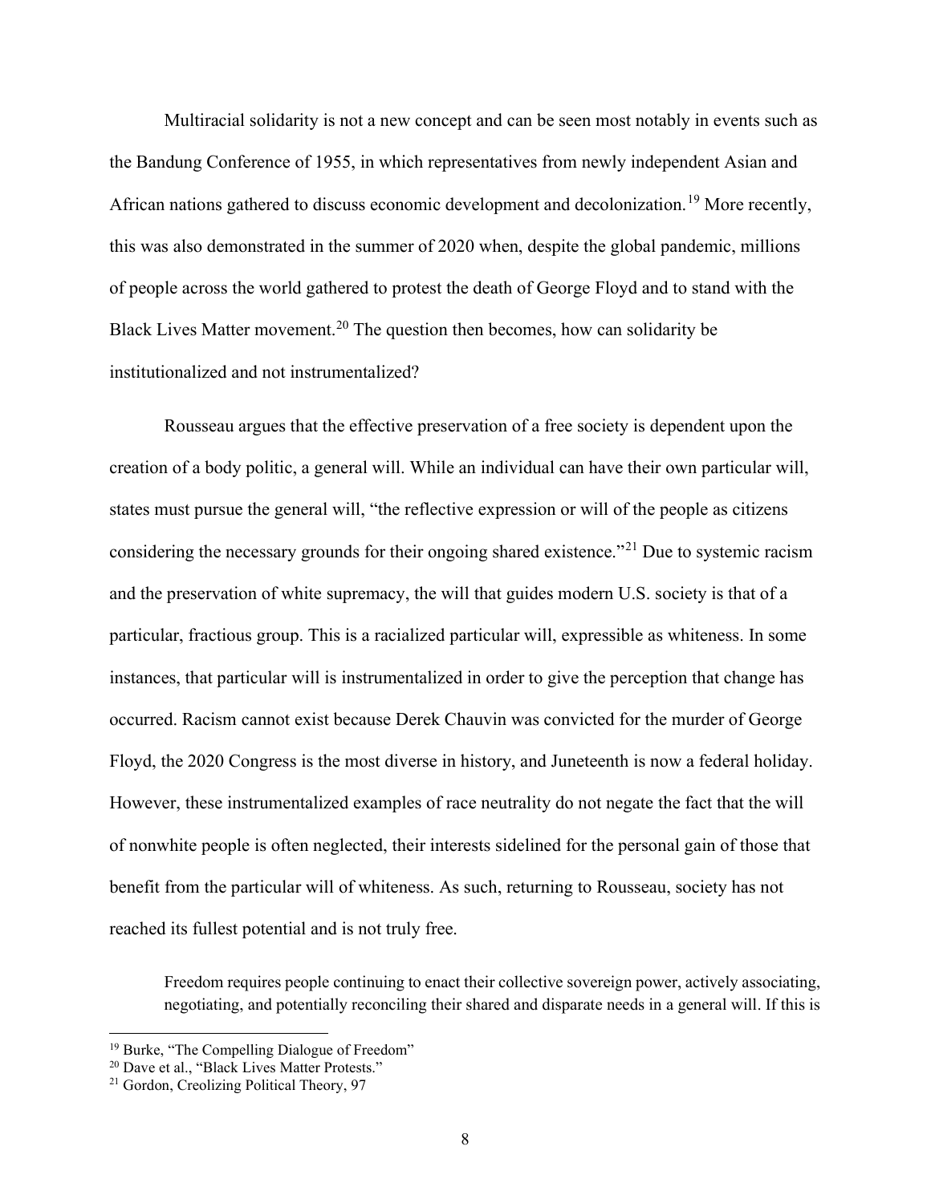Multiracial solidarity is not a new concept and can be seen most notably in events such as the Bandung Conference of 1955, in which representatives from newly independent Asian and African nations gathered to discuss economic development and decolonization.[19] More recently, this was also demonstrated in the summer of 2020 when, despite the global pandemic, millions of people across the world gathered to protest the death of George Floyd and to stand with the Black Lives Matter movement.[20] The question then becomes, how can solidarity be institutionalized and not instrumentalized?

Rousseau argues that the effective preservation of a free society is dependent upon the creation of a body politic, a general will. While an individual can have their own particular will, states must pursue the general will, "the reflective expression or will of the people as citizens considering the necessary grounds for their ongoing shared existence."[21] Due to systemic racism and the preservation of white supremacy, the will that guides modern U.S. society is that of a particular, fractious group. This is a racialized particular will, expressible as whiteness. In some instances, that particular will is instrumentalized in order to give the perception that change has occurred. Racism cannot exist because Derek Chauvin was convicted for the murder of George Floyd, the 2020 Congress is the most diverse in history, and Juneteenth is now a federal holiday. However, these instrumentalized examples of race neutrality do not negate the fact that the will of nonwhite people is often neglected, their interests sidelined for the personal gain of those that benefit from the particular will of whiteness. As such, returning to Rousseau, society has not reached its fullest potential and is not truly free.

> Freedom requires people continuing to enact their collective sovereign power, actively associating, negotiating, and potentially reconciling their shared and disparate needs in a general will. If this is

[19] Burke, "The Compelling Dialogue of Freedom"

[20] Dave et al., "Black Lives Matter Protests."

[21] Gordon, Creolizing Political Theory, 97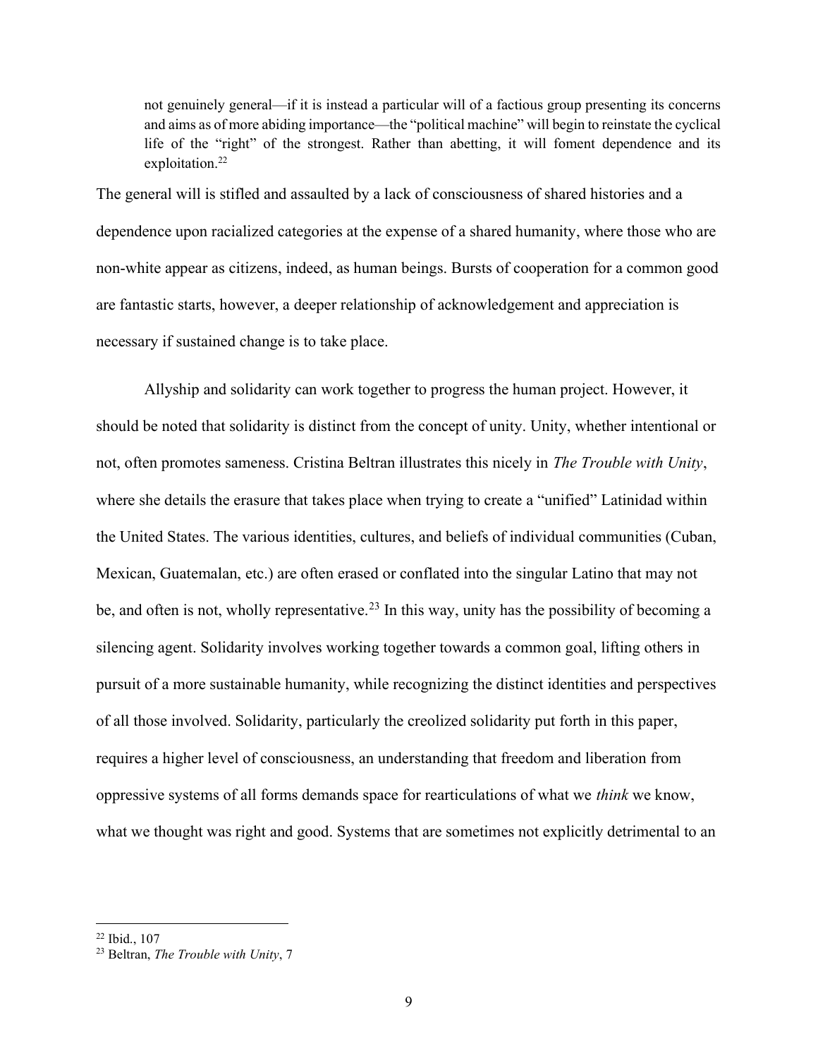> not genuinely general—if it is instead a particular will of a factious group presenting its concerns and aims as of more abiding importance—the "political machine" will begin to reinstate the cyclical life of the "right" of the strongest. Rather than abetting, it will foment dependence and its exploitation.[22]

The general will is stifled and assaulted by a lack of consciousness of shared histories and a dependence upon racialized categories at the expense of a shared humanity, where those who are non-white appear as citizens, indeed, as human beings. Bursts of cooperation for a common good are fantastic starts, however, a deeper relationship of acknowledgement and appreciation is necessary if sustained change is to take place.

Allyship and solidarity can work together to progress the human project. However, it should be noted that solidarity is distinct from the concept of unity. Unity, whether intentional or not, often promotes sameness. Cristina Beltran illustrates this nicely in *The Trouble with Unity*, where she details the erasure that takes place when trying to create a "unified" Latinidad within the United States. The various identities, cultures, and beliefs of individual communities (Cuban, Mexican, Guatemalan, etc.) are often erased or conflated into the singular Latino that may not be, and often is not, wholly representative.[23] In this way, unity has the possibility of becoming a silencing agent. Solidarity involves working together towards a common goal, lifting others in pursuit of a more sustainable humanity, while recognizing the distinct identities and perspectives of all those involved. Solidarity, particularly the creolized solidarity put forth in this paper, requires a higher level of consciousness, an understanding that freedom and liberation from oppressive systems of all forms demands space for rearticulations of what we *think* we know, what we thought was right and good. Systems that are sometimes not explicitly detrimental to an

---

[22] Ibid., 107

[23] Beltran, *The Trouble with Unity*, 7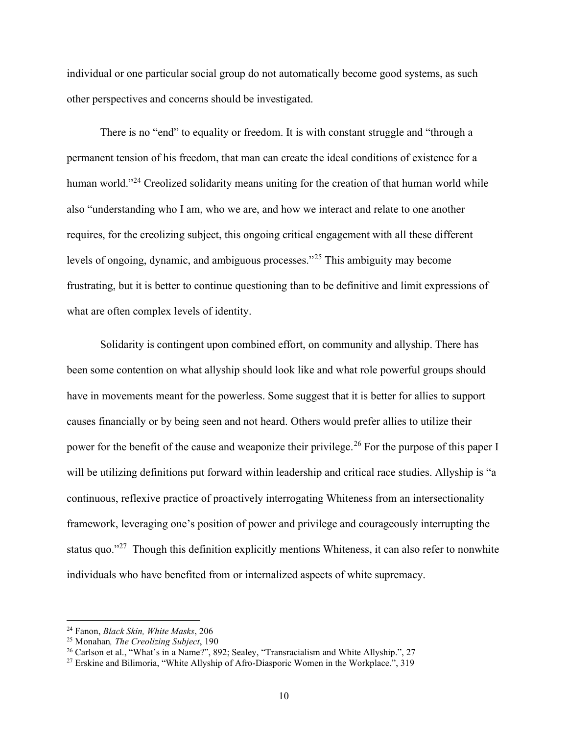individual or one particular social group do not automatically become good systems, as such other perspectives and concerns should be investigated.

There is no "end" to equality or freedom. It is with constant struggle and "through a permanent tension of his freedom, that man can create the ideal conditions of existence for a human world."[24] Creolized solidarity means uniting for the creation of that human world while also "understanding who I am, who we are, and how we interact and relate to one another requires, for the creolizing subject, this ongoing critical engagement with all these different levels of ongoing, dynamic, and ambiguous processes."[25] This ambiguity may become frustrating, but it is better to continue questioning than to be definitive and limit expressions of what are often complex levels of identity.

Solidarity is contingent upon combined effort, on community and allyship. There has been some contention on what allyship should look like and what role powerful groups should have in movements meant for the powerless. Some suggest that it is better for allies to support causes financially or by being seen and not heard. Others would prefer allies to utilize their power for the benefit of the cause and weaponize their privilege.[26] For the purpose of this paper I will be utilizing definitions put forward within leadership and critical race studies. Allyship is "a continuous, reflexive practice of proactively interrogating Whiteness from an intersectionality framework, leveraging one's position of power and privilege and courageously interrupting the status quo."[27] Though this definition explicitly mentions Whiteness, it can also refer to nonwhite individuals who have benefited from or internalized aspects of white supremacy.

---

[24] Fanon, *Black Skin, White Masks*, 206

[25] Monahan*, The Creolizing Subject*, 190

[26] Carlson et al., "What's in a Name?", 892; Sealey, "Transracialism and White Allyship.", 27

[27] Erskine and Bilimoria, "White Allyship of Afro-Diasporic Women in the Workplace.", 319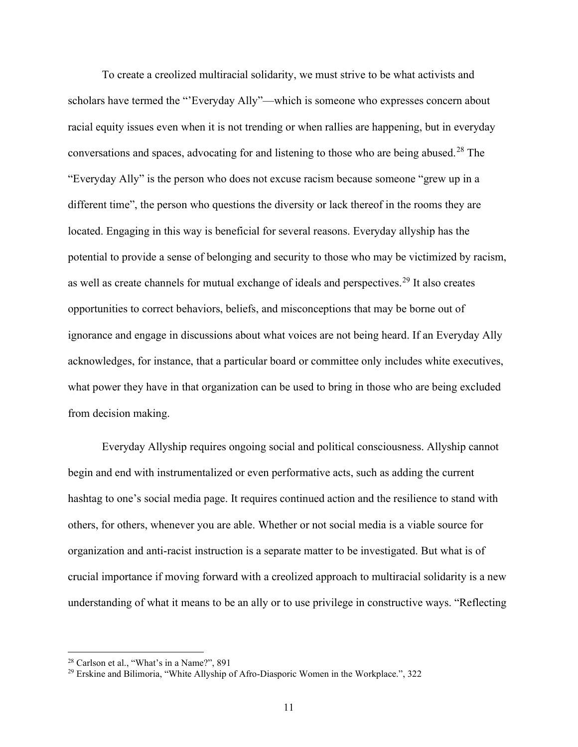To create a creolized multiracial solidarity, we must strive to be what activists and scholars have termed the "'Everyday Ally"—which is someone who expresses concern about racial equity issues even when it is not trending or when rallies are happening, but in everyday conversations and spaces, advocating for and listening to those who are being abused.[28] The "Everyday Ally" is the person who does not excuse racism because someone "grew up in a different time", the person who questions the diversity or lack thereof in the rooms they are located. Engaging in this way is beneficial for several reasons. Everyday allyship has the potential to provide a sense of belonging and security to those who may be victimized by racism, as well as create channels for mutual exchange of ideals and perspectives.[29] It also creates opportunities to correct behaviors, beliefs, and misconceptions that may be borne out of ignorance and engage in discussions about what voices are not being heard. If an Everyday Ally acknowledges, for instance, that a particular board or committee only includes white executives, what power they have in that organization can be used to bring in those who are being excluded from decision making.

Everyday Allyship requires ongoing social and political consciousness. Allyship cannot begin and end with instrumentalized or even performative acts, such as adding the current hashtag to one's social media page. It requires continued action and the resilience to stand with others, for others, whenever you are able. Whether or not social media is a viable source for organization and anti-racist instruction is a separate matter to be investigated. But what is of crucial importance if moving forward with a creolized approach to multiracial solidarity is a new understanding of what it means to be an ally or to use privilege in constructive ways. "Reflecting

---

[28] Carlson et al., "What's in a Name?", 891

[29] Erskine and Bilimoria, "White Allyship of Afro-Diasporic Women in the Workplace.", 322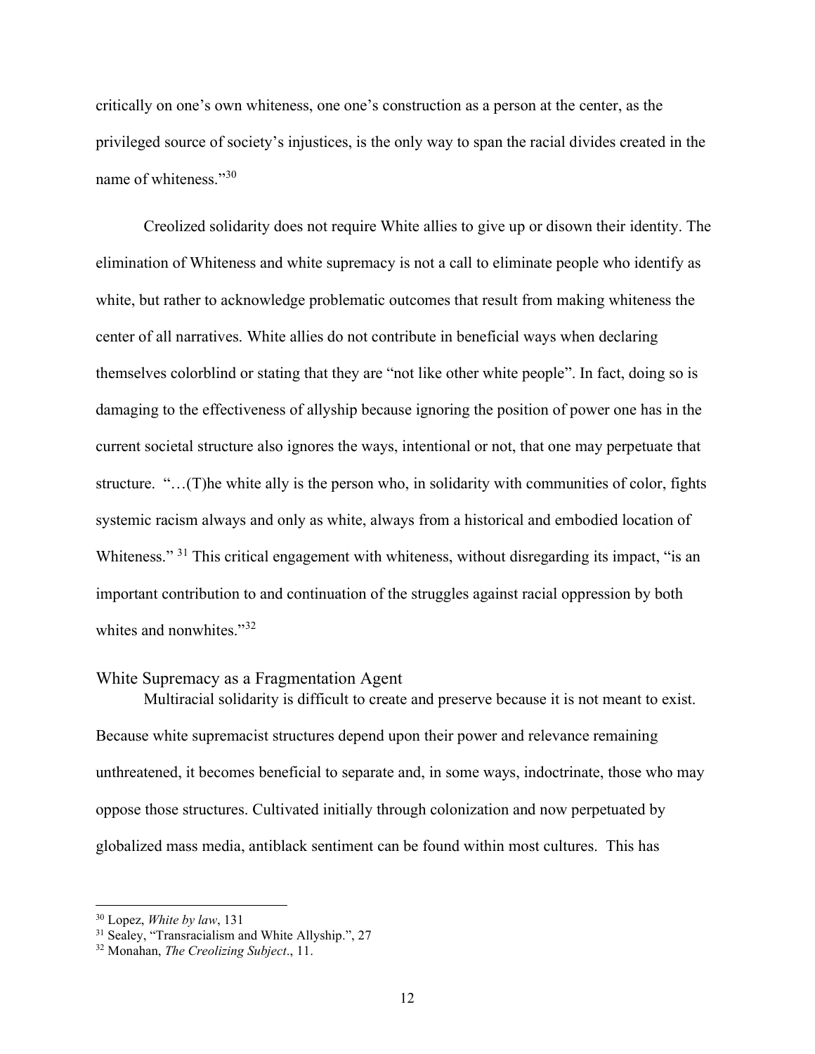critically on one's own whiteness, one one's construction as a person at the center, as the privileged source of society's injustices, is the only way to span the racial divides created in the name of whiteness."[30]

Creolized solidarity does not require White allies to give up or disown their identity. The elimination of Whiteness and white supremacy is not a call to eliminate people who identify as white, but rather to acknowledge problematic outcomes that result from making whiteness the center of all narratives. White allies do not contribute in beneficial ways when declaring themselves colorblind or stating that they are "not like other white people". In fact, doing so is damaging to the effectiveness of allyship because ignoring the position of power one has in the current societal structure also ignores the ways, intentional or not, that one may perpetuate that structure. "…(T)he white ally is the person who, in solidarity with communities of color, fights systemic racism always and only as white, always from a historical and embodied location of Whiteness." [31] This critical engagement with whiteness, without disregarding its impact, "is an important contribution to and continuation of the struggles against racial oppression by both whites and nonwhites."[32]

## White Supremacy as a Fragmentation Agent

Multiracial solidarity is difficult to create and preserve because it is not meant to exist. Because white supremacist structures depend upon their power and relevance remaining unthreatened, it becomes beneficial to separate and, in some ways, indoctrinate, those who may oppose those structures. Cultivated initially through colonization and now perpetuated by globalized mass media, antiblack sentiment can be found within most cultures. This has

---

[30] Lopez, *White by law*, 131

[31] Sealey, "Transracialism and White Allyship.", 27

[32] Monahan, *The Creolizing Subject*., 11.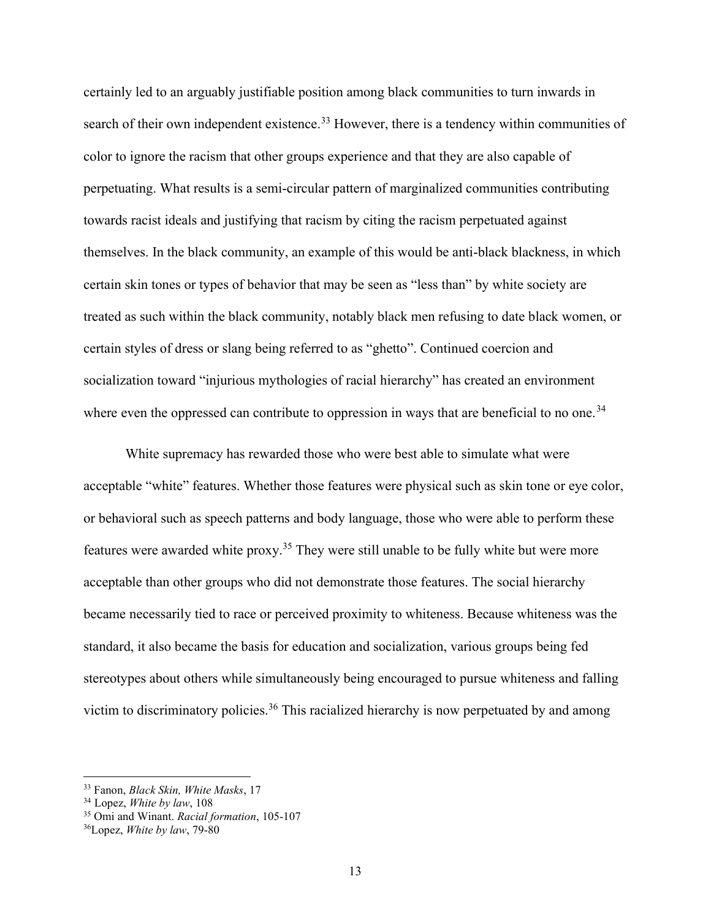certainly led to an arguably justifiable position among black communities to turn inwards in search of their own independent existence.[33] However, there is a tendency within communities of color to ignore the racism that other groups experience and that they are also capable of perpetuating. What results is a semi-circular pattern of marginalized communities contributing towards racist ideals and justifying that racism by citing the racism perpetuated against themselves. In the black community, an example of this would be anti-black blackness, in which certain skin tones or types of behavior that may be seen as "less than" by white society are treated as such within the black community, notably black men refusing to date black women, or certain styles of dress or slang being referred to as "ghetto". Continued coercion and socialization toward "injurious mythologies of racial hierarchy" has created an environment where even the oppressed can contribute to oppression in ways that are beneficial to no one.[34]

White supremacy has rewarded those who were best able to simulate what were acceptable "white" features. Whether those features were physical such as skin tone or eye color, or behavioral such as speech patterns and body language, those who were able to perform these features were awarded white proxy.[35] They were still unable to be fully white but were more acceptable than other groups who did not demonstrate those features. The social hierarchy became necessarily tied to race or perceived proximity to whiteness. Because whiteness was the standard, it also became the basis for education and socialization, various groups being fed stereotypes about others while simultaneously being encouraged to pursue whiteness and falling victim to discriminatory policies.[36] This racialized hierarchy is now perpetuated by and among

---

[33] Fanon, *Black Skin, White Masks*, 17
[34] Lopez, *White by law*, 108
[35] Omi and Winant. *Racial formation*, 105-107
[36] Lopez, *White by law*, 79-80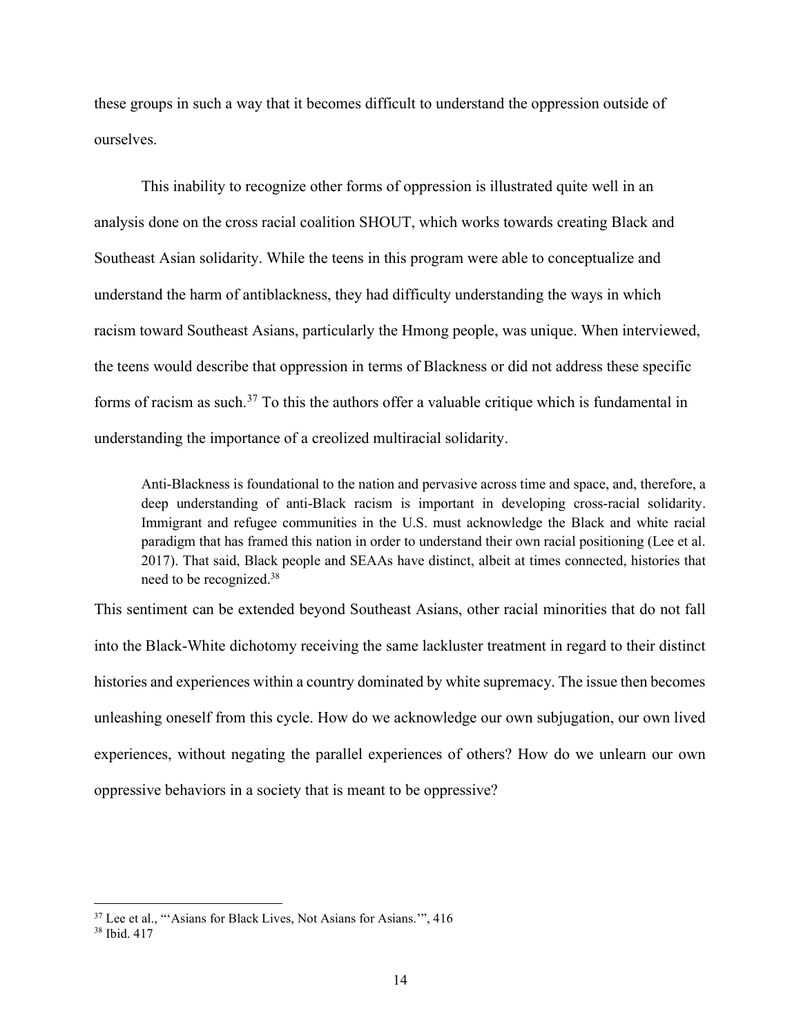these groups in such a way that it becomes difficult to understand the oppression outside of ourselves.

This inability to recognize other forms of oppression is illustrated quite well in an analysis done on the cross racial coalition SHOUT, which works towards creating Black and Southeast Asian solidarity. While the teens in this program were able to conceptualize and understand the harm of antiblackness, they had difficulty understanding the ways in which racism toward Southeast Asians, particularly the Hmong people, was unique. When interviewed, the teens would describe that oppression in terms of Blackness or did not address these specific forms of racism as such.[37] To this the authors offer a valuable critique which is fundamental in understanding the importance of a creolized multiracial solidarity.

> Anti-Blackness is foundational to the nation and pervasive across time and space, and, therefore, a deep understanding of anti-Black racism is important in developing cross-racial solidarity. Immigrant and refugee communities in the U.S. must acknowledge the Black and white racial paradigm that has framed this nation in order to understand their own racial positioning (Lee et al. 2017). That said, Black people and SEAAs have distinct, albeit at times connected, histories that need to be recognized.[38]

This sentiment can be extended beyond Southeast Asians, other racial minorities that do not fall into the Black-White dichotomy receiving the same lackluster treatment in regard to their distinct histories and experiences within a country dominated by white supremacy. The issue then becomes unleashing oneself from this cycle. How do we acknowledge our own subjugation, our own lived experiences, without negating the parallel experiences of others? How do we unlearn our own oppressive behaviors in a society that is meant to be oppressive?

---

[37] Lee et al., "'Asians for Black Lives, Not Asians for Asians.'", 416

[38] Ibid. 417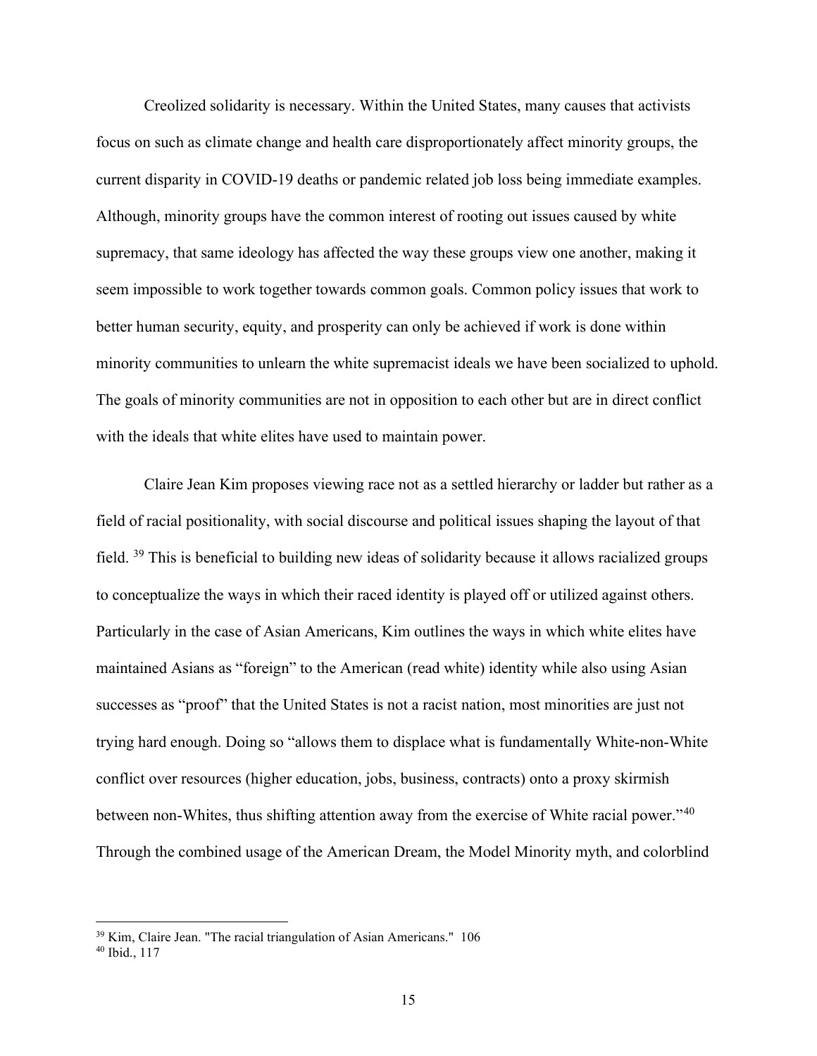Creolized solidarity is necessary. Within the United States, many causes that activists focus on such as climate change and health care disproportionately affect minority groups, the current disparity in COVID-19 deaths or pandemic related job loss being immediate examples. Although, minority groups have the common interest of rooting out issues caused by white supremacy, that same ideology has affected the way these groups view one another, making it seem impossible to work together towards common goals. Common policy issues that work to better human security, equity, and prosperity can only be achieved if work is done within minority communities to unlearn the white supremacist ideals we have been socialized to uphold. The goals of minority communities are not in opposition to each other but are in direct conflict with the ideals that white elites have used to maintain power.

Claire Jean Kim proposes viewing race not as a settled hierarchy or ladder but rather as a field of racial positionality, with social discourse and political issues shaping the layout of that field. [39] This is beneficial to building new ideas of solidarity because it allows racialized groups to conceptualize the ways in which their raced identity is played off or utilized against others. Particularly in the case of Asian Americans, Kim outlines the ways in which white elites have maintained Asians as "foreign" to the American (read white) identity while also using Asian successes as "proof" that the United States is not a racist nation, most minorities are just not trying hard enough. Doing so "allows them to displace what is fundamentally White-non-White conflict over resources (higher education, jobs, business, contracts) onto a proxy skirmish between non-Whites, thus shifting attention away from the exercise of White racial power."[40] Through the combined usage of the American Dream, the Model Minority myth, and colorblind

---

[39] Kim, Claire Jean. "The racial triangulation of Asian Americans." 106

[40] Ibid., 117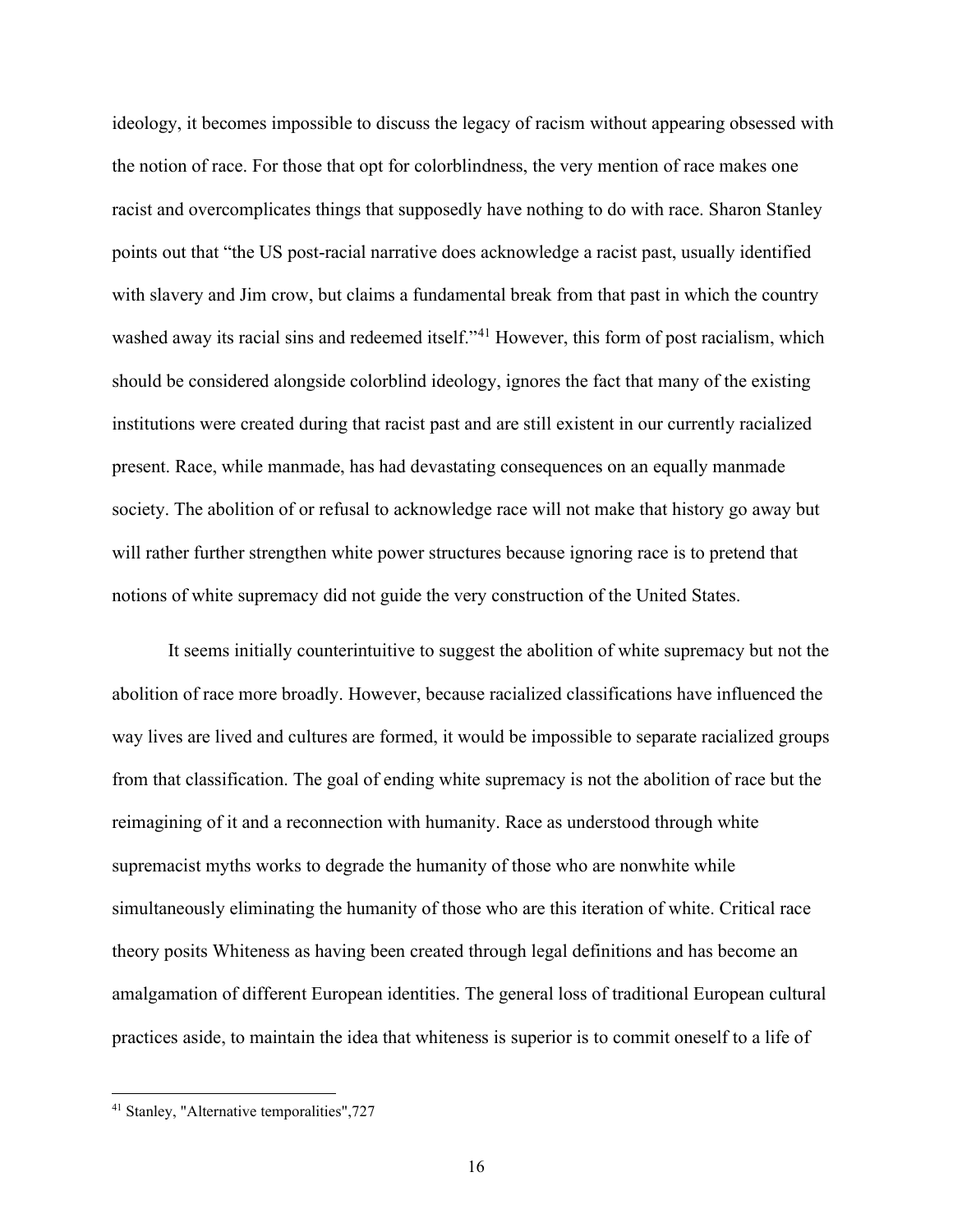ideology, it becomes impossible to discuss the legacy of racism without appearing obsessed with the notion of race. For those that opt for colorblindness, the very mention of race makes one racist and overcomplicates things that supposedly have nothing to do with race. Sharon Stanley points out that "the US post-racial narrative does acknowledge a racist past, usually identified with slavery and Jim crow, but claims a fundamental break from that past in which the country washed away its racial sins and redeemed itself."[41] However, this form of post racialism, which should be considered alongside colorblind ideology, ignores the fact that many of the existing institutions were created during that racist past and are still existent in our currently racialized present. Race, while manmade, has had devastating consequences on an equally manmade society. The abolition of or refusal to acknowledge race will not make that history go away but will rather further strengthen white power structures because ignoring race is to pretend that notions of white supremacy did not guide the very construction of the United States.

It seems initially counterintuitive to suggest the abolition of white supremacy but not the abolition of race more broadly. However, because racialized classifications have influenced the way lives are lived and cultures are formed, it would be impossible to separate racialized groups from that classification. The goal of ending white supremacy is not the abolition of race but the reimagining of it and a reconnection with humanity. Race as understood through white supremacist myths works to degrade the humanity of those who are nonwhite while simultaneously eliminating the humanity of those who are this iteration of white. Critical race theory posits Whiteness as having been created through legal definitions and has become an amalgamation of different European identities. The general loss of traditional European cultural practices aside, to maintain the idea that whiteness is superior is to commit oneself to a life of

---

[41] Stanley, "Alternative temporalities",727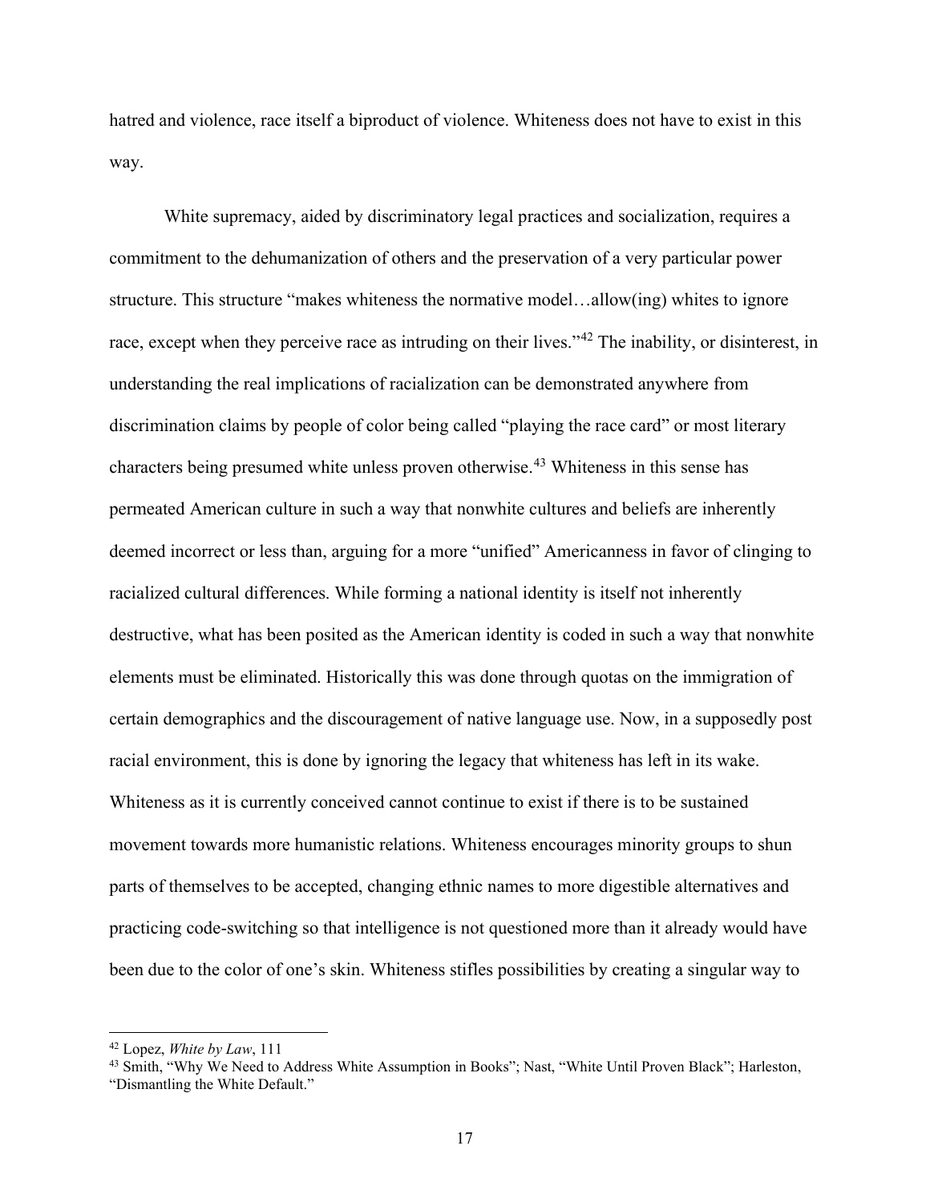hatred and violence, race itself a biproduct of violence. Whiteness does not have to exist in this way.

White supremacy, aided by discriminatory legal practices and socialization, requires a commitment to the dehumanization of others and the preservation of a very particular power structure. This structure "makes whiteness the normative model…allow(ing) whites to ignore race, except when they perceive race as intruding on their lives."[42] The inability, or disinterest, in understanding the real implications of racialization can be demonstrated anywhere from discrimination claims by people of color being called "playing the race card" or most literary characters being presumed white unless proven otherwise.[43] Whiteness in this sense has permeated American culture in such a way that nonwhite cultures and beliefs are inherently deemed incorrect or less than, arguing for a more "unified" Americanness in favor of clinging to racialized cultural differences. While forming a national identity is itself not inherently destructive, what has been posited as the American identity is coded in such a way that nonwhite elements must be eliminated. Historically this was done through quotas on the immigration of certain demographics and the discouragement of native language use. Now, in a supposedly post racial environment, this is done by ignoring the legacy that whiteness has left in its wake. Whiteness as it is currently conceived cannot continue to exist if there is to be sustained movement towards more humanistic relations. Whiteness encourages minority groups to shun parts of themselves to be accepted, changing ethnic names to more digestible alternatives and practicing code-switching so that intelligence is not questioned more than it already would have been due to the color of one's skin. Whiteness stifles possibilities by creating a singular way to

---

[42] Lopez, *White by Law*, 111

[43] Smith, "Why We Need to Address White Assumption in Books"; Nast, "White Until Proven Black"; Harleston, "Dismantling the White Default."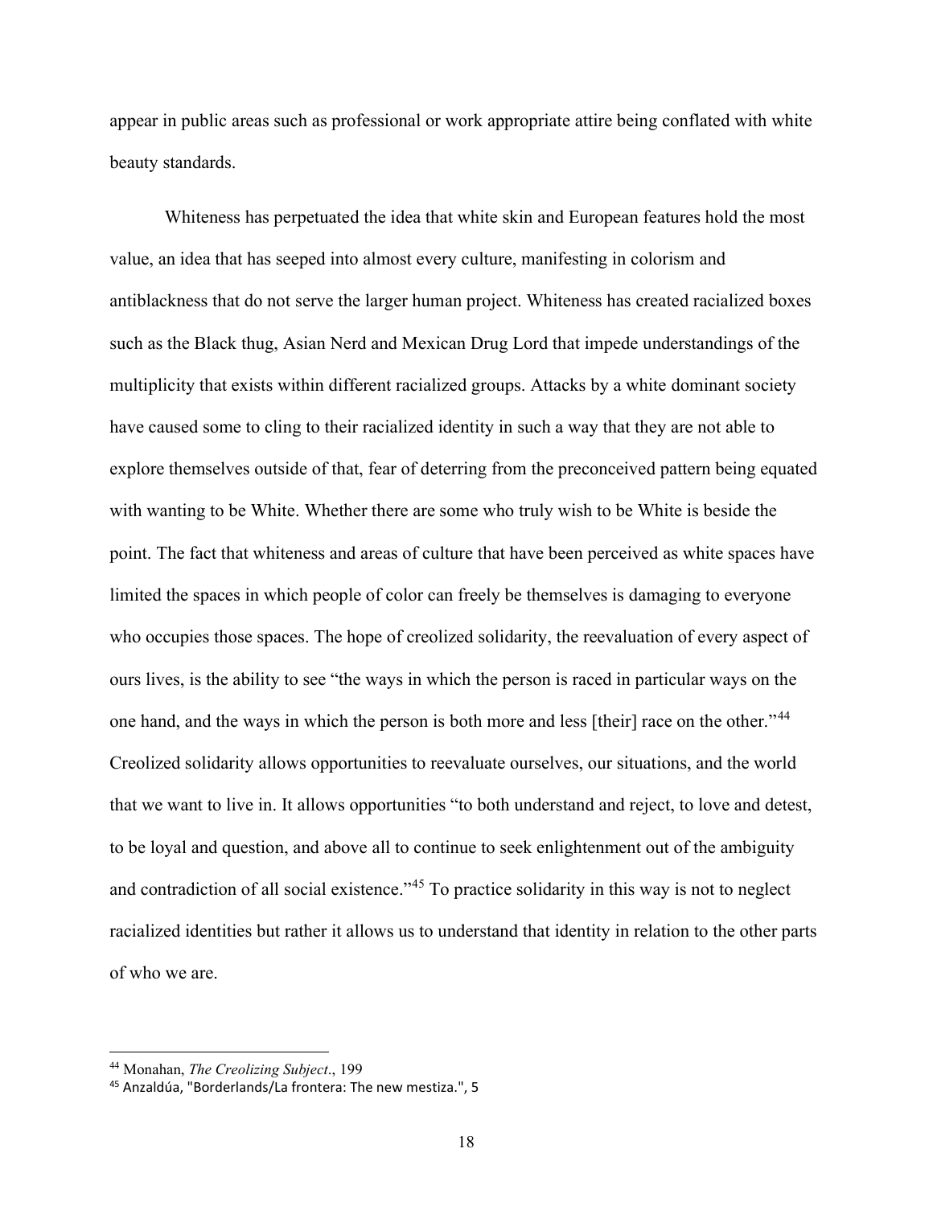appear in public areas such as professional or work appropriate attire being conflated with white beauty standards.

Whiteness has perpetuated the idea that white skin and European features hold the most value, an idea that has seeped into almost every culture, manifesting in colorism and antiblackness that do not serve the larger human project. Whiteness has created racialized boxes such as the Black thug, Asian Nerd and Mexican Drug Lord that impede understandings of the multiplicity that exists within different racialized groups. Attacks by a white dominant society have caused some to cling to their racialized identity in such a way that they are not able to explore themselves outside of that, fear of deterring from the preconceived pattern being equated with wanting to be White. Whether there are some who truly wish to be White is beside the point. The fact that whiteness and areas of culture that have been perceived as white spaces have limited the spaces in which people of color can freely be themselves is damaging to everyone who occupies those spaces. The hope of creolized solidarity, the reevaluation of every aspect of ours lives, is the ability to see "the ways in which the person is raced in particular ways on the one hand, and the ways in which the person is both more and less [their] race on the other."[44] Creolized solidarity allows opportunities to reevaluate ourselves, our situations, and the world that we want to live in. It allows opportunities "to both understand and reject, to love and detest, to be loyal and question, and above all to continue to seek enlightenment out of the ambiguity and contradiction of all social existence."[45] To practice solidarity in this way is not to neglect racialized identities but rather it allows us to understand that identity in relation to the other parts of who we are.

---

[44] Monahan, *The Creolizing Subject*., 199

[45] Anzaldúa, "Borderlands/La frontera: The new mestiza.", 5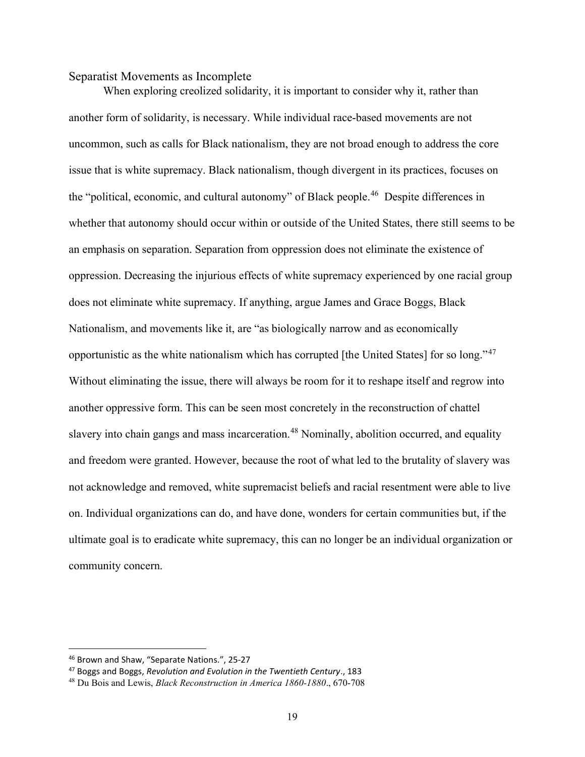## Separatist Movements as Incomplete

When exploring creolized solidarity, it is important to consider why it, rather than another form of solidarity, is necessary. While individual race-based movements are not uncommon, such as calls for Black nationalism, they are not broad enough to address the core issue that is white supremacy. Black nationalism, though divergent in its practices, focuses on the "political, economic, and cultural autonomy" of Black people.[46] Despite differences in whether that autonomy should occur within or outside of the United States, there still seems to be an emphasis on separation. Separation from oppression does not eliminate the existence of oppression. Decreasing the injurious effects of white supremacy experienced by one racial group does not eliminate white supremacy. If anything, argue James and Grace Boggs, Black Nationalism, and movements like it, are "as biologically narrow and as economically opportunistic as the white nationalism which has corrupted [the United States] for so long."[47] Without eliminating the issue, there will always be room for it to reshape itself and regrow into another oppressive form. This can be seen most concretely in the reconstruction of chattel slavery into chain gangs and mass incarceration.[48] Nominally, abolition occurred, and equality and freedom were granted. However, because the root of what led to the brutality of slavery was not acknowledge and removed, white supremacist beliefs and racial resentment were able to live on. Individual organizations can do, and have done, wonders for certain communities but, if the ultimate goal is to eradicate white supremacy, this can no longer be an individual organization or community concern.

---

[46] Brown and Shaw, "Separate Nations.", 25-27

[47] Boggs and Boggs, *Revolution and Evolution in the Twentieth Century*., 183

[48] Du Bois and Lewis, *Black Reconstruction in America 1860-1880*., 670-708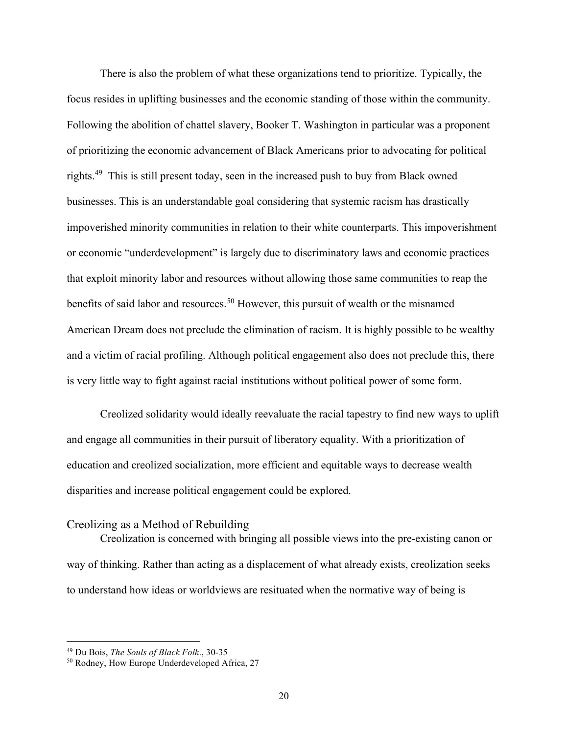There is also the problem of what these organizations tend to prioritize. Typically, the focus resides in uplifting businesses and the economic standing of those within the community. Following the abolition of chattel slavery, Booker T. Washington in particular was a proponent of prioritizing the economic advancement of Black Americans prior to advocating for political rights.[49] This is still present today, seen in the increased push to buy from Black owned businesses. This is an understandable goal considering that systemic racism has drastically impoverished minority communities in relation to their white counterparts. This impoverishment or economic "underdevelopment" is largely due to discriminatory laws and economic practices that exploit minority labor and resources without allowing those same communities to reap the benefits of said labor and resources.[50] However, this pursuit of wealth or the misnamed American Dream does not preclude the elimination of racism. It is highly possible to be wealthy and a victim of racial profiling. Although political engagement also does not preclude this, there is very little way to fight against racial institutions without political power of some form.

Creolized solidarity would ideally reevaluate the racial tapestry to find new ways to uplift and engage all communities in their pursuit of liberatory equality. With a prioritization of education and creolized socialization, more efficient and equitable ways to decrease wealth disparities and increase political engagement could be explored.

## Creolizing as a Method of Rebuilding

Creolization is concerned with bringing all possible views into the pre-existing canon or way of thinking. Rather than acting as a displacement of what already exists, creolization seeks to understand how ideas or worldviews are resituated when the normative way of being is

---

[49] Du Bois, *The Souls of Black Folk*., 30-35

[50] Rodney, How Europe Underdeveloped Africa, 27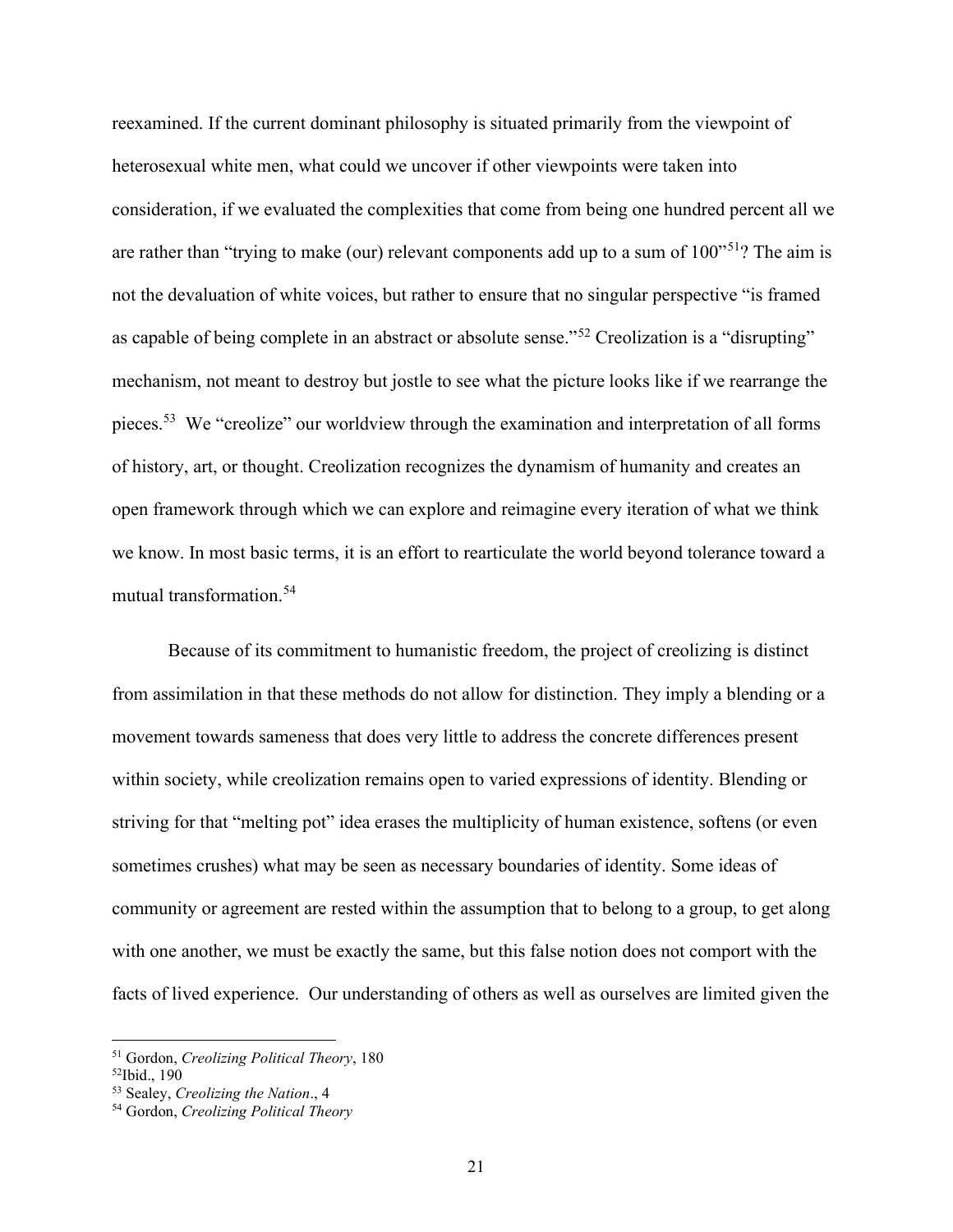reexamined. If the current dominant philosophy is situated primarily from the viewpoint of heterosexual white men, what could we uncover if other viewpoints were taken into consideration, if we evaluated the complexities that come from being one hundred percent all we are rather than "trying to make (our) relevant components add up to a sum of 100"[51]? The aim is not the devaluation of white voices, but rather to ensure that no singular perspective "is framed as capable of being complete in an abstract or absolute sense."[52] Creolization is a "disrupting" mechanism, not meant to destroy but jostle to see what the picture looks like if we rearrange the pieces.[53] We "creolize" our worldview through the examination and interpretation of all forms of history, art, or thought. Creolization recognizes the dynamism of humanity and creates an open framework through which we can explore and reimagine every iteration of what we think we know. In most basic terms, it is an effort to rearticulate the world beyond tolerance toward a mutual transformation.[54]

Because of its commitment to humanistic freedom, the project of creolizing is distinct from assimilation in that these methods do not allow for distinction. They imply a blending or a movement towards sameness that does very little to address the concrete differences present within society, while creolization remains open to varied expressions of identity. Blending or striving for that "melting pot" idea erases the multiplicity of human existence, softens (or even sometimes crushes) what may be seen as necessary boundaries of identity. Some ideas of community or agreement are rested within the assumption that to belong to a group, to get along with one another, we must be exactly the same, but this false notion does not comport with the facts of lived experience. Our understanding of others as well as ourselves are limited given the

---

[51] Gordon, *Creolizing Political Theory*, 180

[52] Ibid., 190

[53] Sealey, *Creolizing the Nation*., 4

[54] Gordon, *Creolizing Political Theory*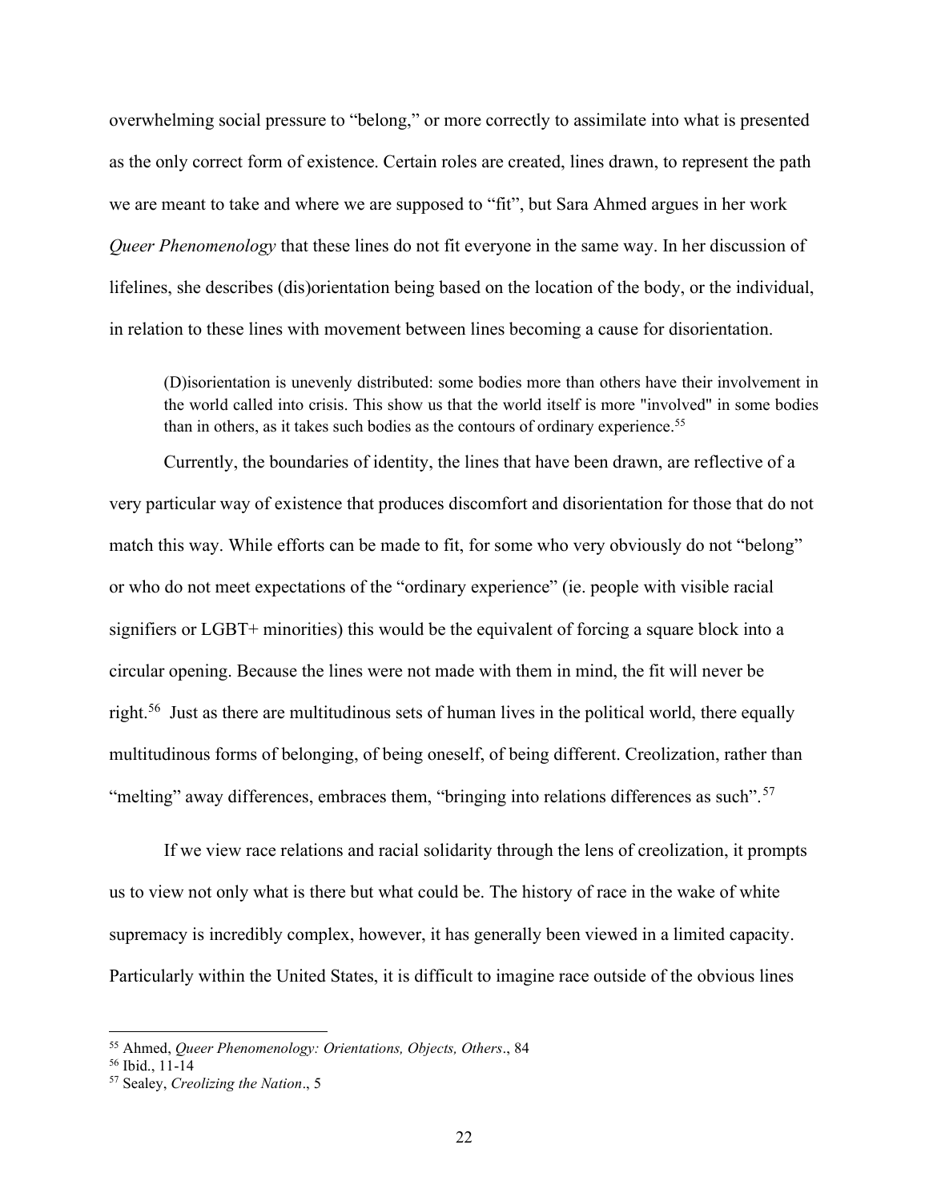overwhelming social pressure to "belong," or more correctly to assimilate into what is presented as the only correct form of existence. Certain roles are created, lines drawn, to represent the path we are meant to take and where we are supposed to "fit", but Sara Ahmed argues in her work *Queer Phenomenology* that these lines do not fit everyone in the same way. In her discussion of lifelines, she describes (dis)orientation being based on the location of the body, or the individual, in relation to these lines with movement between lines becoming a cause for disorientation.

> (D)isorientation is unevenly distributed: some bodies more than others have their involvement in the world called into crisis. This show us that the world itself is more "involved" in some bodies than in others, as it takes such bodies as the contours of ordinary experience.[55]

Currently, the boundaries of identity, the lines that have been drawn, are reflective of a very particular way of existence that produces discomfort and disorientation for those that do not match this way. While efforts can be made to fit, for some who very obviously do not "belong" or who do not meet expectations of the "ordinary experience" (ie. people with visible racial signifiers or LGBT+ minorities) this would be the equivalent of forcing a square block into a circular opening. Because the lines were not made with them in mind, the fit will never be right.[56] Just as there are multitudinous sets of human lives in the political world, there equally multitudinous forms of belonging, of being oneself, of being different. Creolization, rather than "melting" away differences, embraces them, "bringing into relations differences as such".[57]

If we view race relations and racial solidarity through the lens of creolization, it prompts us to view not only what is there but what could be. The history of race in the wake of white supremacy is incredibly complex, however, it has generally been viewed in a limited capacity. Particularly within the United States, it is difficult to imagine race outside of the obvious lines

---

[55] Ahmed, *Queer Phenomenology: Orientations, Objects, Others*., 84

[56] Ibid., 11-14

[57] Sealey, *Creolizing the Nation*., 5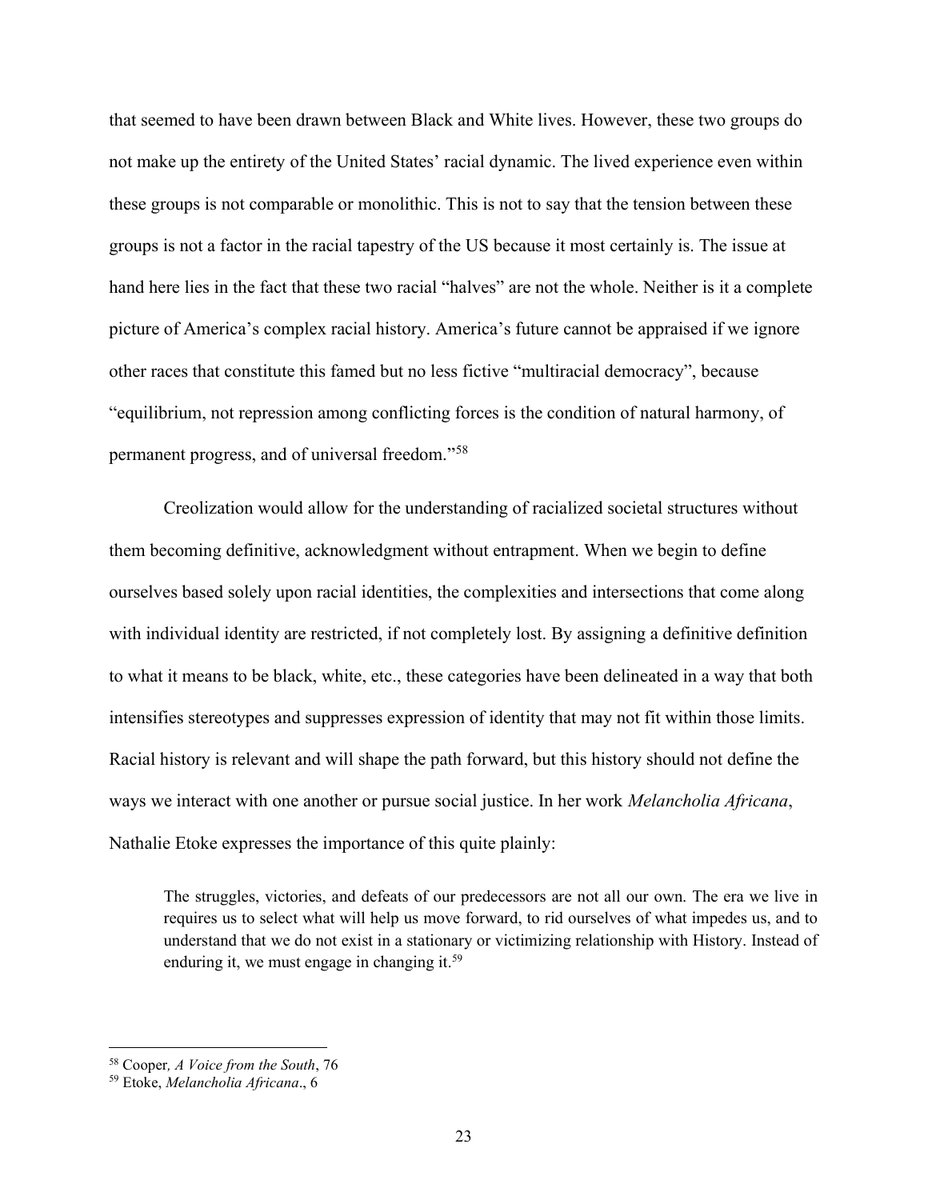that seemed to have been drawn between Black and White lives. However, these two groups do not make up the entirety of the United States' racial dynamic. The lived experience even within these groups is not comparable or monolithic. This is not to say that the tension between these groups is not a factor in the racial tapestry of the US because it most certainly is. The issue at hand here lies in the fact that these two racial "halves" are not the whole. Neither is it a complete picture of America's complex racial history. America's future cannot be appraised if we ignore other races that constitute this famed but no less fictive "multiracial democracy", because "equilibrium, not repression among conflicting forces is the condition of natural harmony, of permanent progress, and of universal freedom."[58]

Creolization would allow for the understanding of racialized societal structures without them becoming definitive, acknowledgment without entrapment. When we begin to define ourselves based solely upon racial identities, the complexities and intersections that come along with individual identity are restricted, if not completely lost. By assigning a definitive definition to what it means to be black, white, etc., these categories have been delineated in a way that both intensifies stereotypes and suppresses expression of identity that may not fit within those limits. Racial history is relevant and will shape the path forward, but this history should not define the ways we interact with one another or pursue social justice. In her work *Melancholia Africana*, Nathalie Etoke expresses the importance of this quite plainly:

> The struggles, victories, and defeats of our predecessors are not all our own. The era we live in requires us to select what will help us move forward, to rid ourselves of what impedes us, and to understand that we do not exist in a stationary or victimizing relationship with History. Instead of enduring it, we must engage in changing it.[59]

---

[58] Cooper, *A Voice from the South*, 76

[59] Etoke, *Melancholia Africana*., 6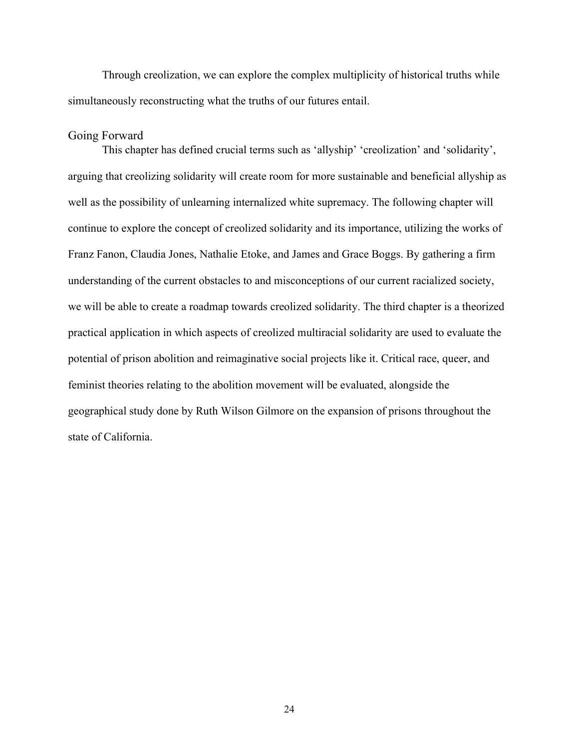Through creolization, we can explore the complex multiplicity of historical truths while simultaneously reconstructing what the truths of our futures entail.

## Going Forward

This chapter has defined crucial terms such as 'allyship' 'creolization' and 'solidarity', arguing that creolizing solidarity will create room for more sustainable and beneficial allyship as well as the possibility of unlearning internalized white supremacy. The following chapter will continue to explore the concept of creolized solidarity and its importance, utilizing the works of Franz Fanon, Claudia Jones, Nathalie Etoke, and James and Grace Boggs. By gathering a firm understanding of the current obstacles to and misconceptions of our current racialized society, we will be able to create a roadmap towards creolized solidarity. The third chapter is a theorized practical application in which aspects of creolized multiracial solidarity are used to evaluate the potential of prison abolition and reimaginative social projects like it. Critical race, queer, and feminist theories relating to the abolition movement will be evaluated, alongside the geographical study done by Ruth Wilson Gilmore on the expansion of prisons throughout the state of California.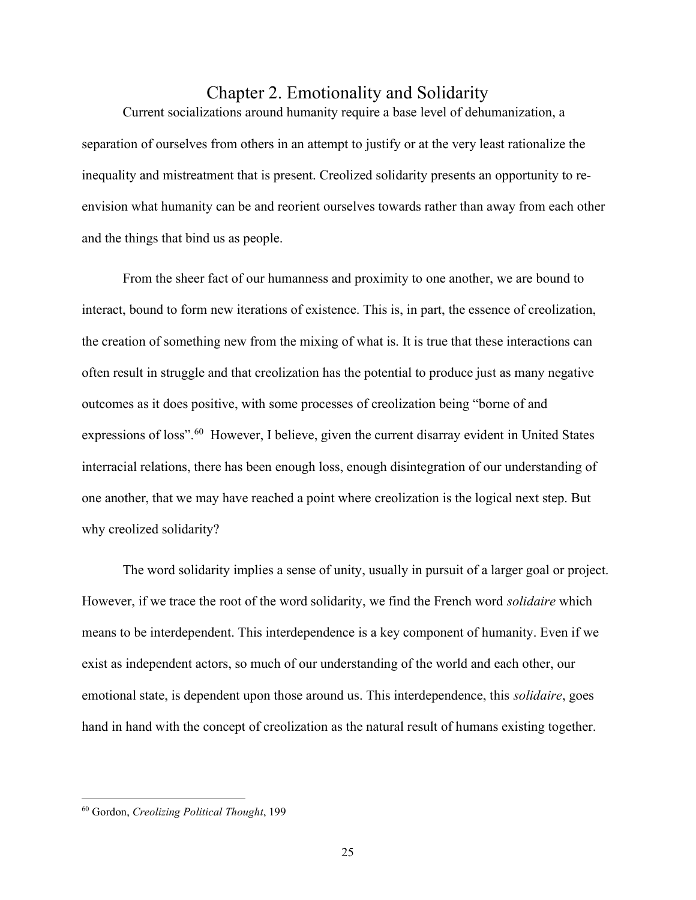# Chapter 2. Emotionality and Solidarity

Current socializations around humanity require a base level of dehumanization, a separation of ourselves from others in an attempt to justify or at the very least rationalize the inequality and mistreatment that is present. Creolized solidarity presents an opportunity to re-envision what humanity can be and reorient ourselves towards rather than away from each other and the things that bind us as people.

From the sheer fact of our humanness and proximity to one another, we are bound to interact, bound to form new iterations of existence. This is, in part, the essence of creolization, the creation of something new from the mixing of what is. It is true that these interactions can often result in struggle and that creolization has the potential to produce just as many negative outcomes as it does positive, with some processes of creolization being "borne of and expressions of loss".[60] However, I believe, given the current disarray evident in United States interracial relations, there has been enough loss, enough disintegration of our understanding of one another, that we may have reached a point where creolization is the logical next step. But why creolized solidarity?

The word solidarity implies a sense of unity, usually in pursuit of a larger goal or project. However, if we trace the root of the word solidarity, we find the French word *solidaire* which means to be interdependent. This interdependence is a key component of humanity. Even if we exist as independent actors, so much of our understanding of the world and each other, our emotional state, is dependent upon those around us. This interdependence, this *solidaire*, goes hand in hand with the concept of creolization as the natural result of humans existing together.

---

[60] Gordon, *Creolizing Political Thought*, 199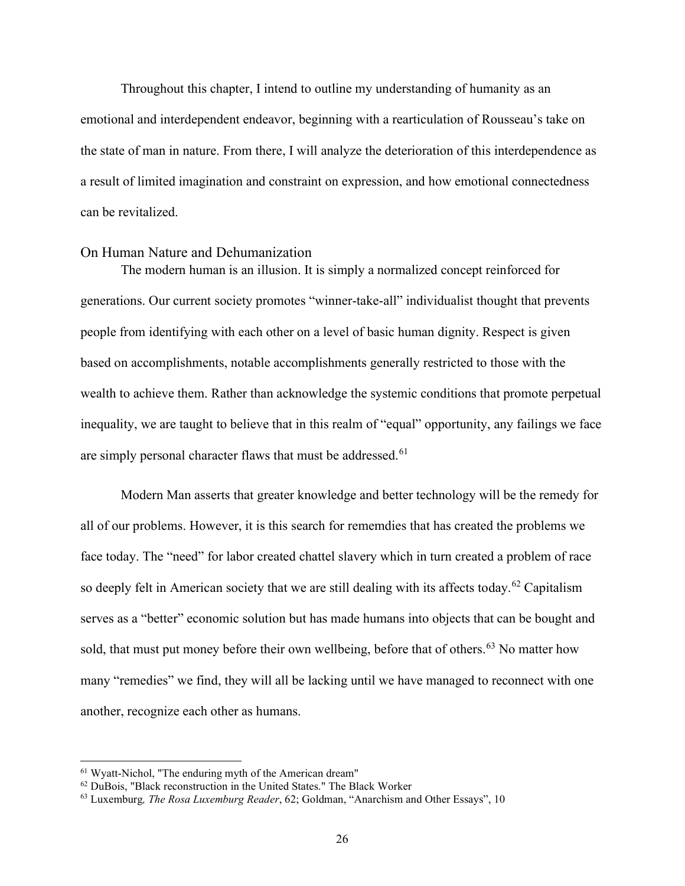Throughout this chapter, I intend to outline my understanding of humanity as an emotional and interdependent endeavor, beginning with a rearticulation of Rousseau's take on the state of man in nature. From there, I will analyze the deterioration of this interdependence as a result of limited imagination and constraint on expression, and how emotional connectedness can be revitalized.

## On Human Nature and Dehumanization

The modern human is an illusion. It is simply a normalized concept reinforced for generations. Our current society promotes "winner-take-all" individualist thought that prevents people from identifying with each other on a level of basic human dignity. Respect is given based on accomplishments, notable accomplishments generally restricted to those with the wealth to achieve them. Rather than acknowledge the systemic conditions that promote perpetual inequality, we are taught to believe that in this realm of "equal" opportunity, any failings we face are simply personal character flaws that must be addressed.[61]

Modern Man asserts that greater knowledge and better technology will be the remedy for all of our problems. However, it is this search for rememdies that has created the problems we face today. The "need" for labor created chattel slavery which in turn created a problem of race so deeply felt in American society that we are still dealing with its affects today.[62] Capitalism serves as a "better" economic solution but has made humans into objects that can be bought and sold, that must put money before their own wellbeing, before that of others.[63] No matter how many "remedies" we find, they will all be lacking until we have managed to reconnect with one another, recognize each other as humans.

---

[61] Wyatt-Nichol, "The enduring myth of the American dream"

[62] DuBois, "Black reconstruction in the United States." The Black Worker

[63] Luxemburg, *The Rosa Luxemburg Reader*, 62; Goldman, "Anarchism and Other Essays", 10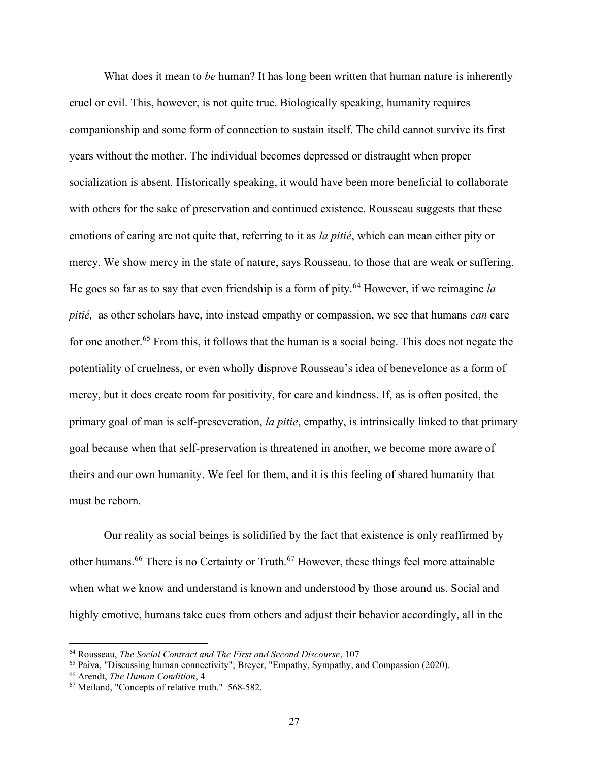What does it mean to *be* human? It has long been written that human nature is inherently cruel or evil. This, however, is not quite true. Biologically speaking, humanity requires companionship and some form of connection to sustain itself. The child cannot survive its first years without the mother. The individual becomes depressed or distraught when proper socialization is absent. Historically speaking, it would have been more beneficial to collaborate with others for the sake of preservation and continued existence. Rousseau suggests that these emotions of caring are not quite that, referring to it as *la pitié*, which can mean either pity or mercy. We show mercy in the state of nature, says Rousseau, to those that are weak or suffering. He goes so far as to say that even friendship is a form of pity.[64] However, if we reimagine *la pitié,* as other scholars have, into instead empathy or compassion, we see that humans *can* care for one another.[65] From this, it follows that the human is a social being. This does not negate the potentiality of cruelness, or even wholly disprove Rousseau's idea of benevelonce as a form of mercy, but it does create room for positivity, for care and kindness. If, as is often posited, the primary goal of man is self-preseveration, *la pitie*, empathy, is intrinsically linked to that primary goal because when that self-preservation is threatened in another, we become more aware of theirs and our own humanity. We feel for them, and it is this feeling of shared humanity that must be reborn.

Our reality as social beings is solidified by the fact that existence is only reaffirmed by other humans.[66] There is no Certainty or Truth.[67] However, these things feel more attainable when what we know and understand is known and understood by those around us. Social and highly emotive, humans take cues from others and adjust their behavior accordingly, all in the

---

[64] Rousseau, *The Social Contract and The First and Second Discourse*, 107

[65] Paiva, "Discussing human connectivity"; Breyer, "Empathy, Sympathy, and Compassion (2020).

[66] Arendt, *The Human Condition*, 4

[67] Meiland, "Concepts of relative truth." 568-582.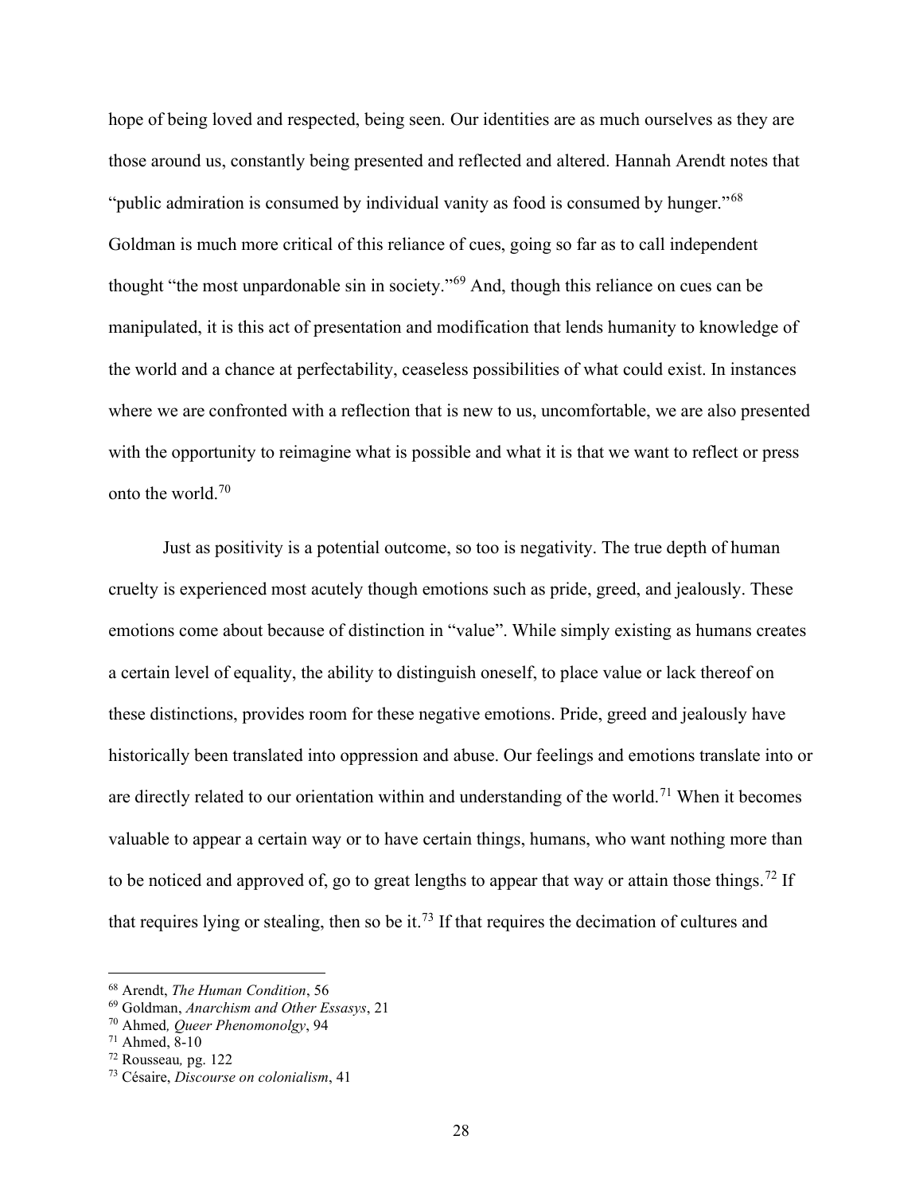hope of being loved and respected, being seen. Our identities are as much ourselves as they are those around us, constantly being presented and reflected and altered. Hannah Arendt notes that "public admiration is consumed by individual vanity as food is consumed by hunger."[68] Goldman is much more critical of this reliance of cues, going so far as to call independent thought "the most unpardonable sin in society."[69] And, though this reliance on cues can be manipulated, it is this act of presentation and modification that lends humanity to knowledge of the world and a chance at perfectability, ceaseless possibilities of what could exist. In instances where we are confronted with a reflection that is new to us, uncomfortable, we are also presented with the opportunity to reimagine what is possible and what it is that we want to reflect or press onto the world.[70]

Just as positivity is a potential outcome, so too is negativity. The true depth of human cruelty is experienced most acutely though emotions such as pride, greed, and jealously. These emotions come about because of distinction in "value". While simply existing as humans creates a certain level of equality, the ability to distinguish oneself, to place value or lack thereof on these distinctions, provides room for these negative emotions. Pride, greed and jealously have historically been translated into oppression and abuse. Our feelings and emotions translate into or are directly related to our orientation within and understanding of the world.[71] When it becomes valuable to appear a certain way or to have certain things, humans, who want nothing more than to be noticed and approved of, go to great lengths to appear that way or attain those things.[72] If that requires lying or stealing, then so be it.[73] If that requires the decimation of cultures and

---

[68] Arendt, *The Human Condition*, 56

[69] Goldman, *Anarchism and Other Essasys*, 21

[70] Ahmed*, Queer Phenomonolgy*, 94

[71] Ahmed, 8-10

[72] Rousseau*,* pg. 122

[73] Césaire, *Discourse on colonialism*, 41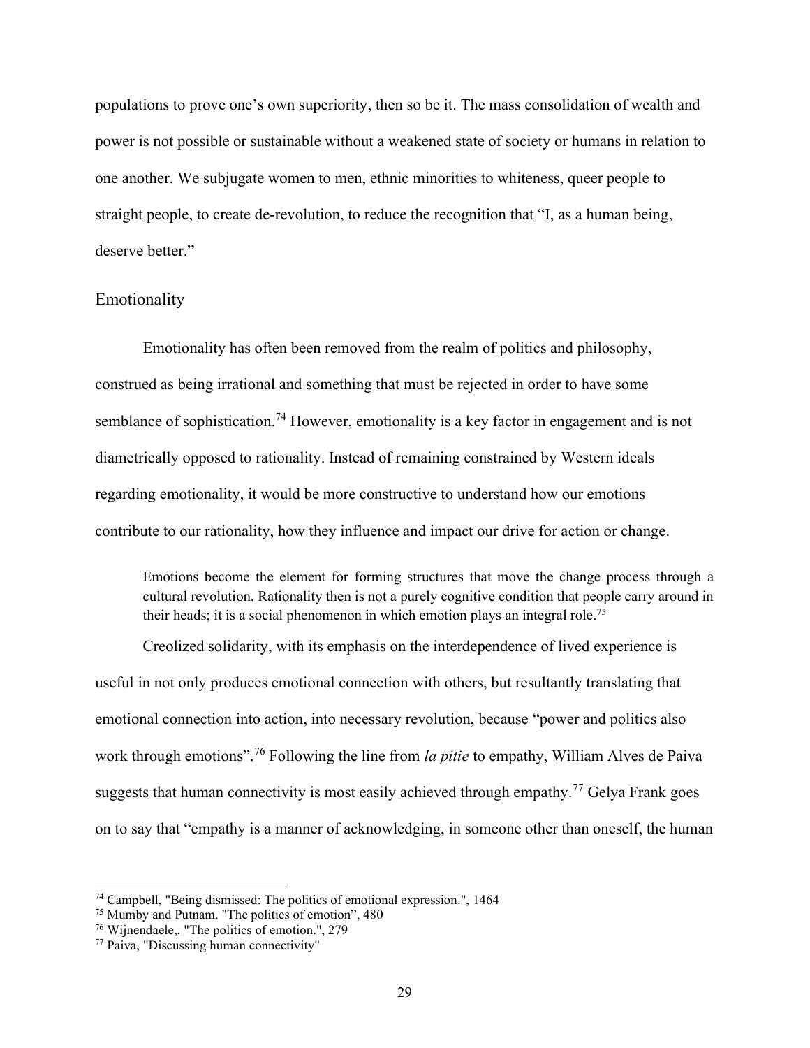populations to prove one's own superiority, then so be it. The mass consolidation of wealth and power is not possible or sustainable without a weakened state of society or humans in relation to one another. We subjugate women to men, ethnic minorities to whiteness, queer people to straight people, to create de-revolution, to reduce the recognition that "I, as a human being, deserve better."

## Emotionality

Emotionality has often been removed from the realm of politics and philosophy, construed as being irrational and something that must be rejected in order to have some semblance of sophistication.[74] However, emotionality is a key factor in engagement and is not diametrically opposed to rationality. Instead of remaining constrained by Western ideals regarding emotionality, it would be more constructive to understand how our emotions contribute to our rationality, how they influence and impact our drive for action or change.

> Emotions become the element for forming structures that move the change process through a cultural revolution. Rationality then is not a purely cognitive condition that people carry around in their heads; it is a social phenomenon in which emotion plays an integral role.[75]

Creolized solidarity, with its emphasis on the interdependence of lived experience is useful in not only produces emotional connection with others, but resultantly translating that emotional connection into action, into necessary revolution, because "power and politics also work through emotions".[76] Following the line from *la pitie* to empathy, William Alves de Paiva suggests that human connectivity is most easily achieved through empathy.[77] Gelya Frank goes on to say that "empathy is a manner of acknowledging, in someone other than oneself, the human

---

[74] Campbell, "Being dismissed: The politics of emotional expression.", 1464

[75] Mumby and Putnam. "The politics of emotion", 480

[76] Wijnendaele,. "The politics of emotion.", 279

[77] Paiva, "Discussing human connectivity"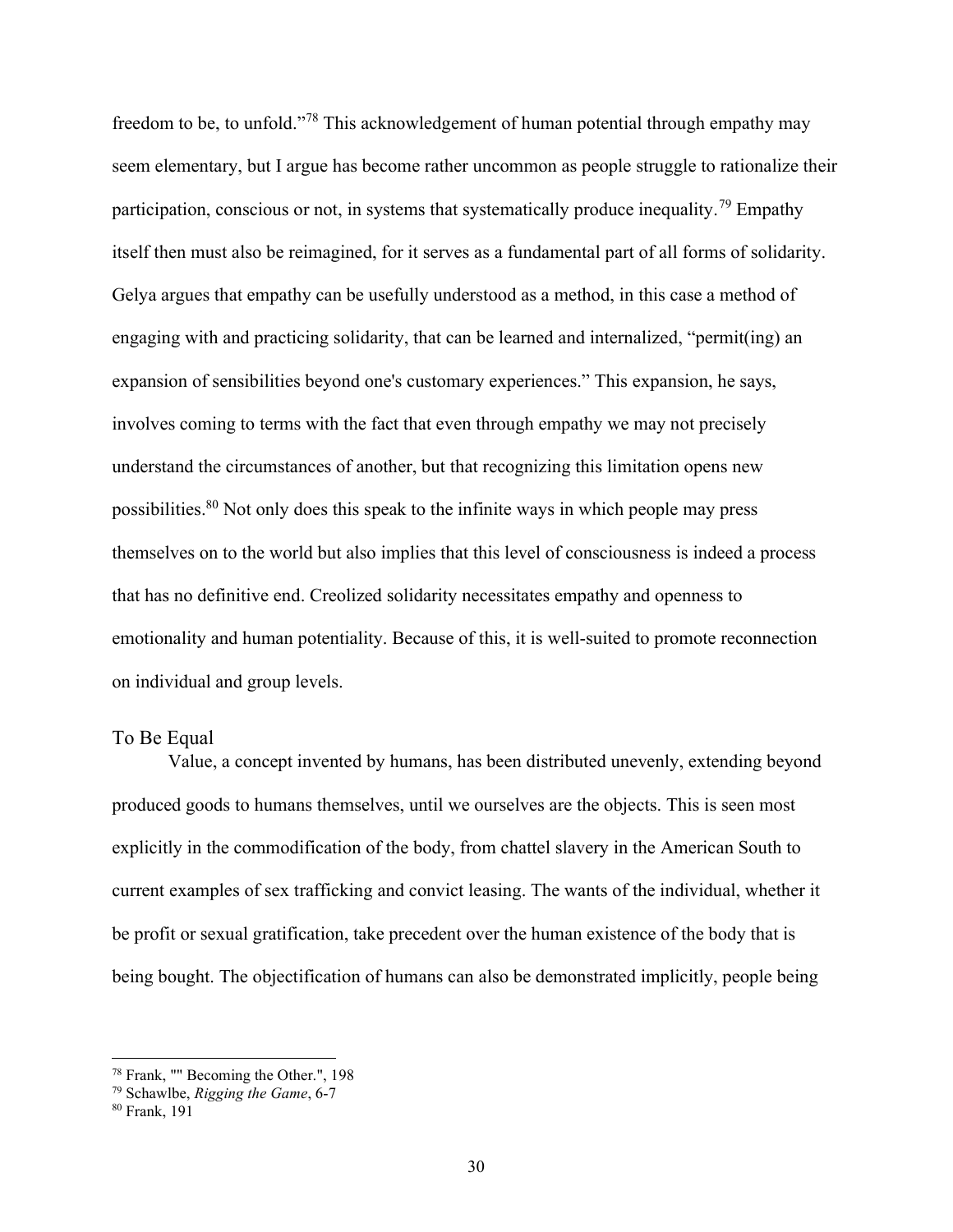freedom to be, to unfold."[78] This acknowledgement of human potential through empathy may seem elementary, but I argue has become rather uncommon as people struggle to rationalize their participation, conscious or not, in systems that systematically produce inequality.[79] Empathy itself then must also be reimagined, for it serves as a fundamental part of all forms of solidarity. Gelya argues that empathy can be usefully understood as a method, in this case a method of engaging with and practicing solidarity, that can be learned and internalized, "permit(ing) an expansion of sensibilities beyond one's customary experiences." This expansion, he says, involves coming to terms with the fact that even through empathy we may not precisely understand the circumstances of another, but that recognizing this limitation opens new possibilities.[80] Not only does this speak to the infinite ways in which people may press themselves on to the world but also implies that this level of consciousness is indeed a process that has no definitive end. Creolized solidarity necessitates empathy and openness to emotionality and human potentiality. Because of this, it is well-suited to promote reconnection on individual and group levels.

## To Be Equal

Value, a concept invented by humans, has been distributed unevenly, extending beyond produced goods to humans themselves, until we ourselves are the objects. This is seen most explicitly in the commodification of the body, from chattel slavery in the American South to current examples of sex trafficking and convict leasing. The wants of the individual, whether it be profit or sexual gratification, take precedent over the human existence of the body that is being bought. The objectification of humans can also be demonstrated implicitly, people being

---

[78] Frank, "" Becoming the Other.", 198

[79] Schawlbe, *Rigging the Game*, 6-7

[80] Frank, 191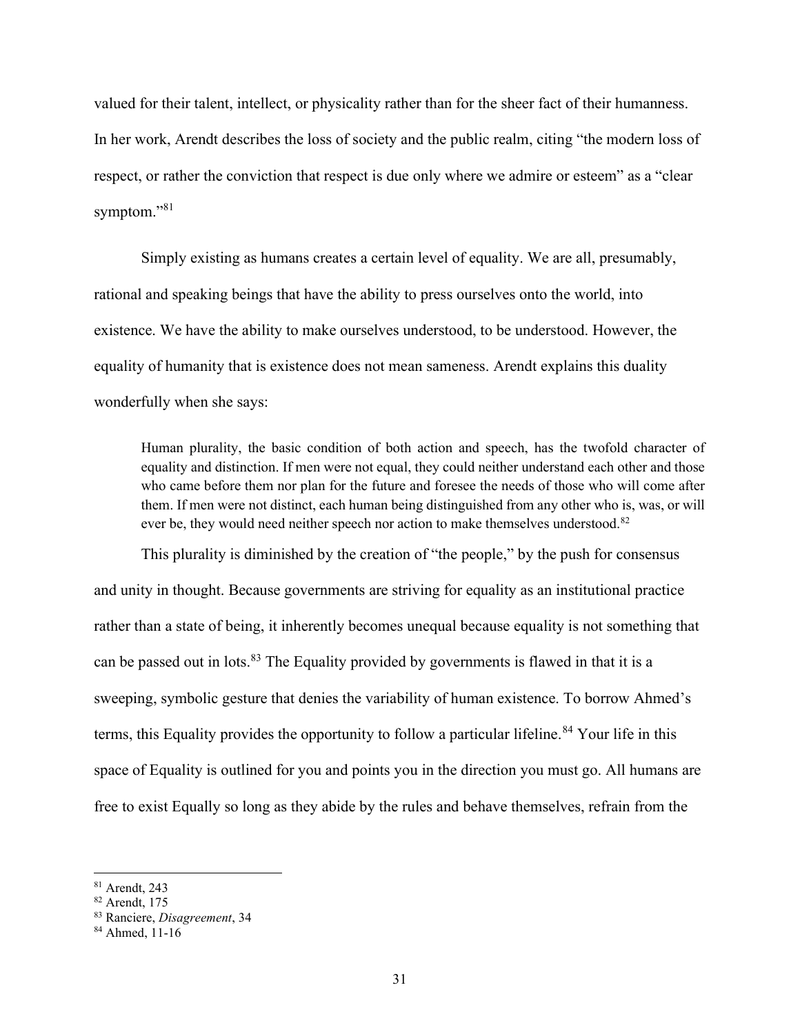valued for their talent, intellect, or physicality rather than for the sheer fact of their humanness. In her work, Arendt describes the loss of society and the public realm, citing "the modern loss of respect, or rather the conviction that respect is due only where we admire or esteem" as a "clear symptom."[81]

Simply existing as humans creates a certain level of equality. We are all, presumably, rational and speaking beings that have the ability to press ourselves onto the world, into existence. We have the ability to make ourselves understood, to be understood. However, the equality of humanity that is existence does not mean sameness. Arendt explains this duality wonderfully when she says:

> Human plurality, the basic condition of both action and speech, has the twofold character of equality and distinction. If men were not equal, they could neither understand each other and those who came before them nor plan for the future and foresee the needs of those who will come after them. If men were not distinct, each human being distinguished from any other who is, was, or will ever be, they would need neither speech nor action to make themselves understood.[82]

This plurality is diminished by the creation of "the people," by the push for consensus and unity in thought. Because governments are striving for equality as an institutional practice rather than a state of being, it inherently becomes unequal because equality is not something that can be passed out in lots.[83] The Equality provided by governments is flawed in that it is a sweeping, symbolic gesture that denies the variability of human existence. To borrow Ahmed's terms, this Equality provides the opportunity to follow a particular lifeline.[84] Your life in this space of Equality is outlined for you and points you in the direction you must go. All humans are free to exist Equally so long as they abide by the rules and behave themselves, refrain from the

---

[81] Arendt, 243

[82] Arendt, 175

[83] Ranciere, *Disagreement*, 34

[84] Ahmed, 11-16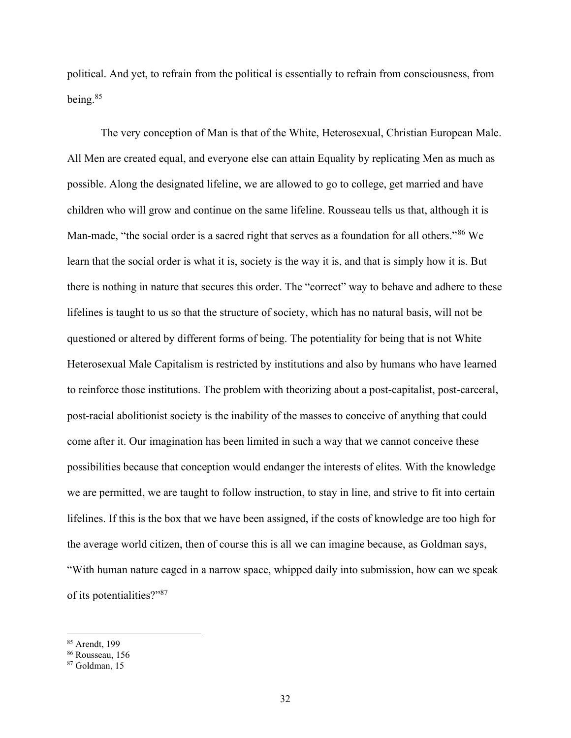political. And yet, to refrain from the political is essentially to refrain from consciousness, from being.[85]

The very conception of Man is that of the White, Heterosexual, Christian European Male. All Men are created equal, and everyone else can attain Equality by replicating Men as much as possible. Along the designated lifeline, we are allowed to go to college, get married and have children who will grow and continue on the same lifeline. Rousseau tells us that, although it is Man-made, "the social order is a sacred right that serves as a foundation for all others."[86] We learn that the social order is what it is, society is the way it is, and that is simply how it is. But there is nothing in nature that secures this order. The "correct" way to behave and adhere to these lifelines is taught to us so that the structure of society, which has no natural basis, will not be questioned or altered by different forms of being. The potentiality for being that is not White Heterosexual Male Capitalism is restricted by institutions and also by humans who have learned to reinforce those institutions. The problem with theorizing about a post-capitalist, post-carceral, post-racial abolitionist society is the inability of the masses to conceive of anything that could come after it. Our imagination has been limited in such a way that we cannot conceive these possibilities because that conception would endanger the interests of elites. With the knowledge we are permitted, we are taught to follow instruction, to stay in line, and strive to fit into certain lifelines. If this is the box that we have been assigned, if the costs of knowledge are too high for the average world citizen, then of course this is all we can imagine because, as Goldman says, "With human nature caged in a narrow space, whipped daily into submission, how can we speak of its potentialities?"[87]

---

[85] Arendt, 199

[86] Rousseau, 156

[87] Goldman, 15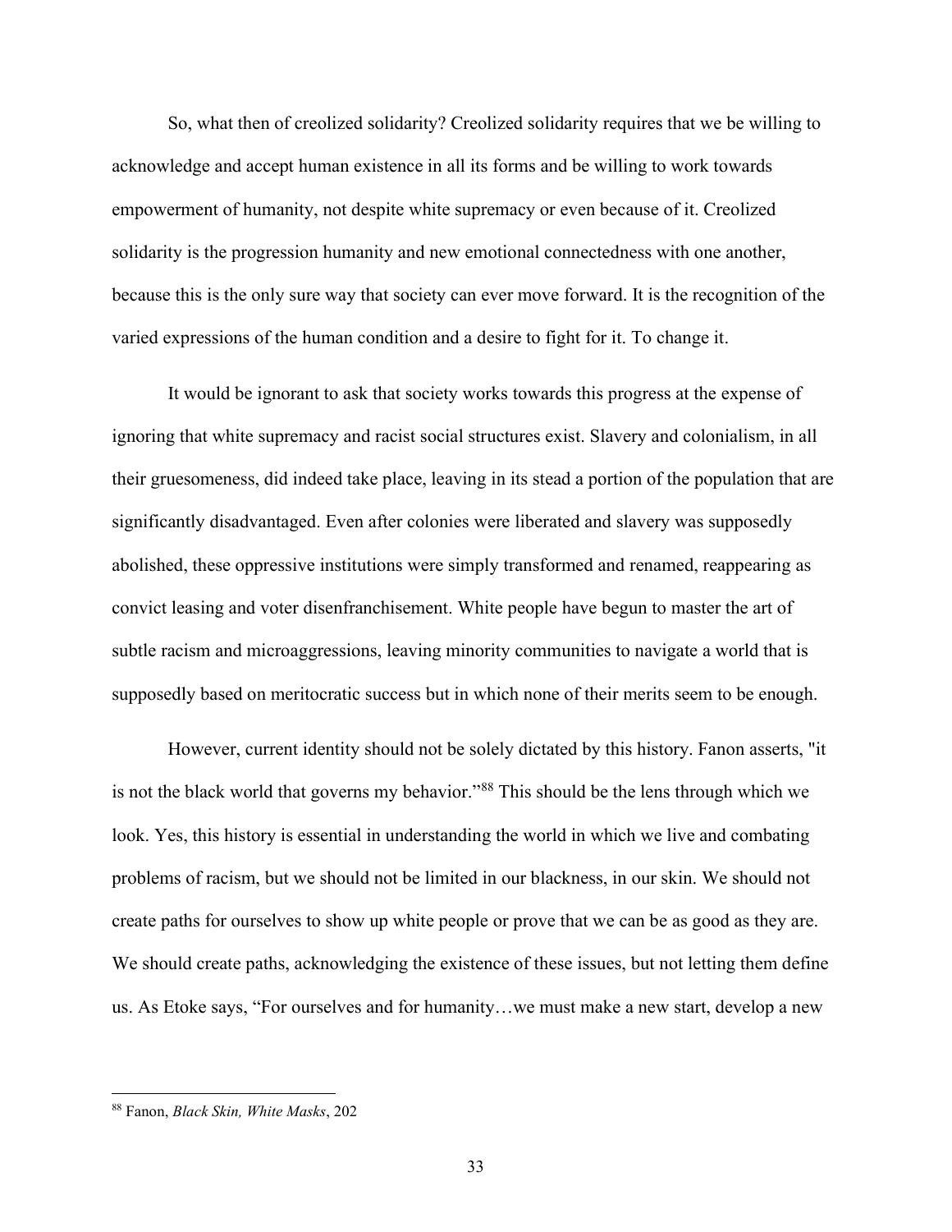So, what then of creolized solidarity? Creolized solidarity requires that we be willing to acknowledge and accept human existence in all its forms and be willing to work towards empowerment of humanity, not despite white supremacy or even because of it. Creolized solidarity is the progression humanity and new emotional connectedness with one another, because this is the only sure way that society can ever move forward. It is the recognition of the varied expressions of the human condition and a desire to fight for it. To change it.

It would be ignorant to ask that society works towards this progress at the expense of ignoring that white supremacy and racist social structures exist. Slavery and colonialism, in all their gruesomeness, did indeed take place, leaving in its stead a portion of the population that are significantly disadvantaged. Even after colonies were liberated and slavery was supposedly abolished, these oppressive institutions were simply transformed and renamed, reappearing as convict leasing and voter disenfranchisement. White people have begun to master the art of subtle racism and microaggressions, leaving minority communities to navigate a world that is supposedly based on meritocratic success but in which none of their merits seem to be enough.

However, current identity should not be solely dictated by this history. Fanon asserts, "it is not the black world that governs my behavior."[88] This should be the lens through which we look. Yes, this history is essential in understanding the world in which we live and combating problems of racism, but we should not be limited in our blackness, in our skin. We should not create paths for ourselves to show up white people or prove that we can be as good as they are. We should create paths, acknowledging the existence of these issues, but not letting them define us. As Etoke says, "For ourselves and for humanity…we must make a new start, develop a new

---

[88] Fanon, *Black Skin, White Masks*, 202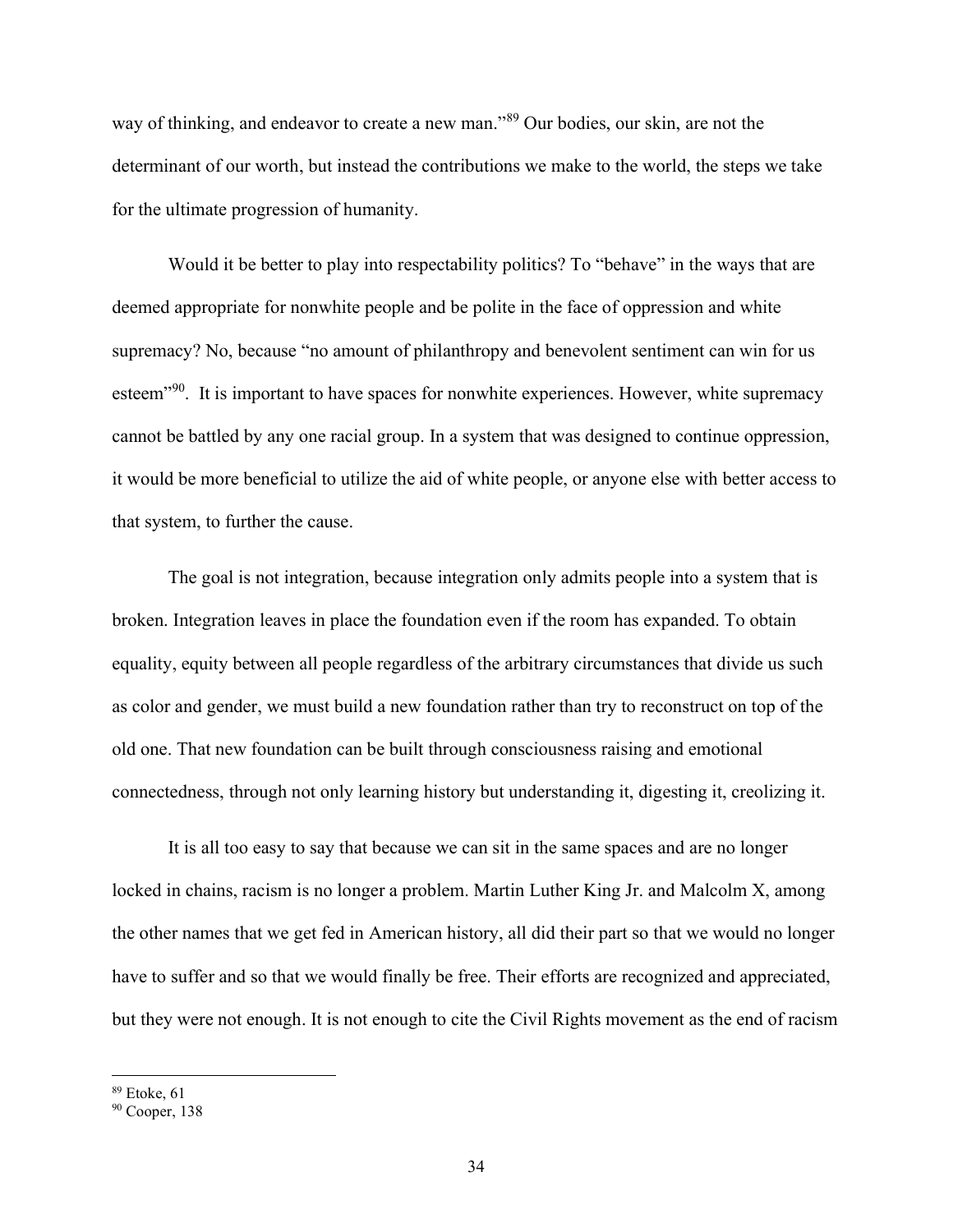way of thinking, and endeavor to create a new man."[89] Our bodies, our skin, are not the determinant of our worth, but instead the contributions we make to the world, the steps we take for the ultimate progression of humanity.

Would it be better to play into respectability politics? To "behave" in the ways that are deemed appropriate for nonwhite people and be polite in the face of oppression and white supremacy? No, because "no amount of philanthropy and benevolent sentiment can win for us esteem"[90]. It is important to have spaces for nonwhite experiences. However, white supremacy cannot be battled by any one racial group. In a system that was designed to continue oppression, it would be more beneficial to utilize the aid of white people, or anyone else with better access to that system, to further the cause.

The goal is not integration, because integration only admits people into a system that is broken. Integration leaves in place the foundation even if the room has expanded. To obtain equality, equity between all people regardless of the arbitrary circumstances that divide us such as color and gender, we must build a new foundation rather than try to reconstruct on top of the old one. That new foundation can be built through consciousness raising and emotional connectedness, through not only learning history but understanding it, digesting it, creolizing it.

It is all too easy to say that because we can sit in the same spaces and are no longer locked in chains, racism is no longer a problem. Martin Luther King Jr. and Malcolm X, among the other names that we get fed in American history, all did their part so that we would no longer have to suffer and so that we would finally be free. Their efforts are recognized and appreciated, but they were not enough. It is not enough to cite the Civil Rights movement as the end of racism

---

[89] Etoke, 61

[90] Cooper, 138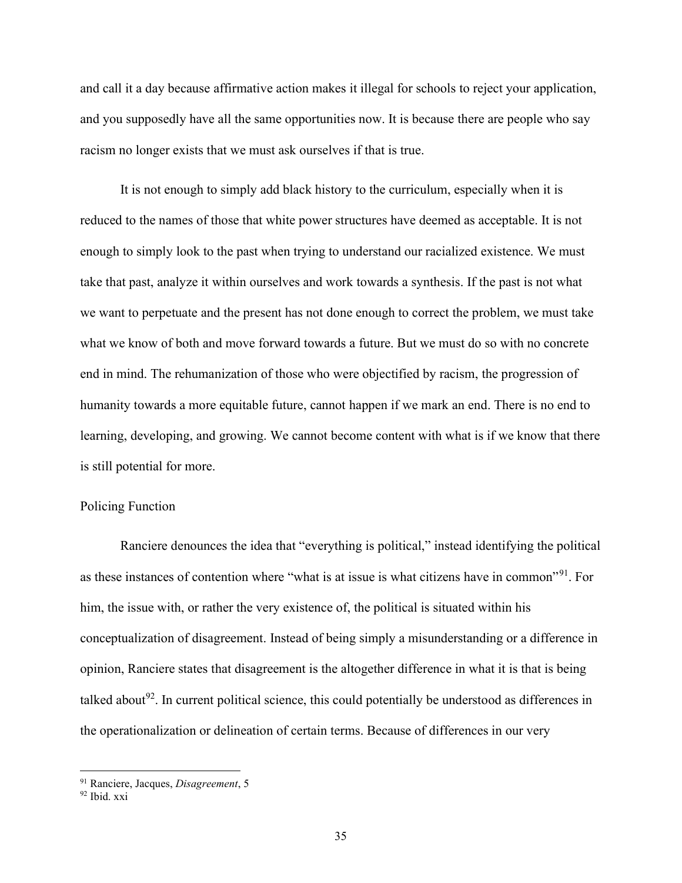and call it a day because affirmative action makes it illegal for schools to reject your application, and you supposedly have all the same opportunities now. It is because there are people who say racism no longer exists that we must ask ourselves if that is true.

It is not enough to simply add black history to the curriculum, especially when it is reduced to the names of those that white power structures have deemed as acceptable. It is not enough to simply look to the past when trying to understand our racialized existence. We must take that past, analyze it within ourselves and work towards a synthesis. If the past is not what we want to perpetuate and the present has not done enough to correct the problem, we must take what we know of both and move forward towards a future. But we must do so with no concrete end in mind. The rehumanization of those who were objectified by racism, the progression of humanity towards a more equitable future, cannot happen if we mark an end. There is no end to learning, developing, and growing. We cannot become content with what is if we know that there is still potential for more.

## Policing Function

Ranciere denounces the idea that "everything is political," instead identifying the political as these instances of contention where "what is at issue is what citizens have in common"[91]. For him, the issue with, or rather the very existence of, the political is situated within his conceptualization of disagreement. Instead of being simply a misunderstanding or a difference in opinion, Ranciere states that disagreement is the altogether difference in what it is that is being talked about[92]. In current political science, this could potentially be understood as differences in the operationalization or delineation of certain terms. Because of differences in our very

---

[91] Ranciere, Jacques, *Disagreement*, 5

[92] Ibid. xxi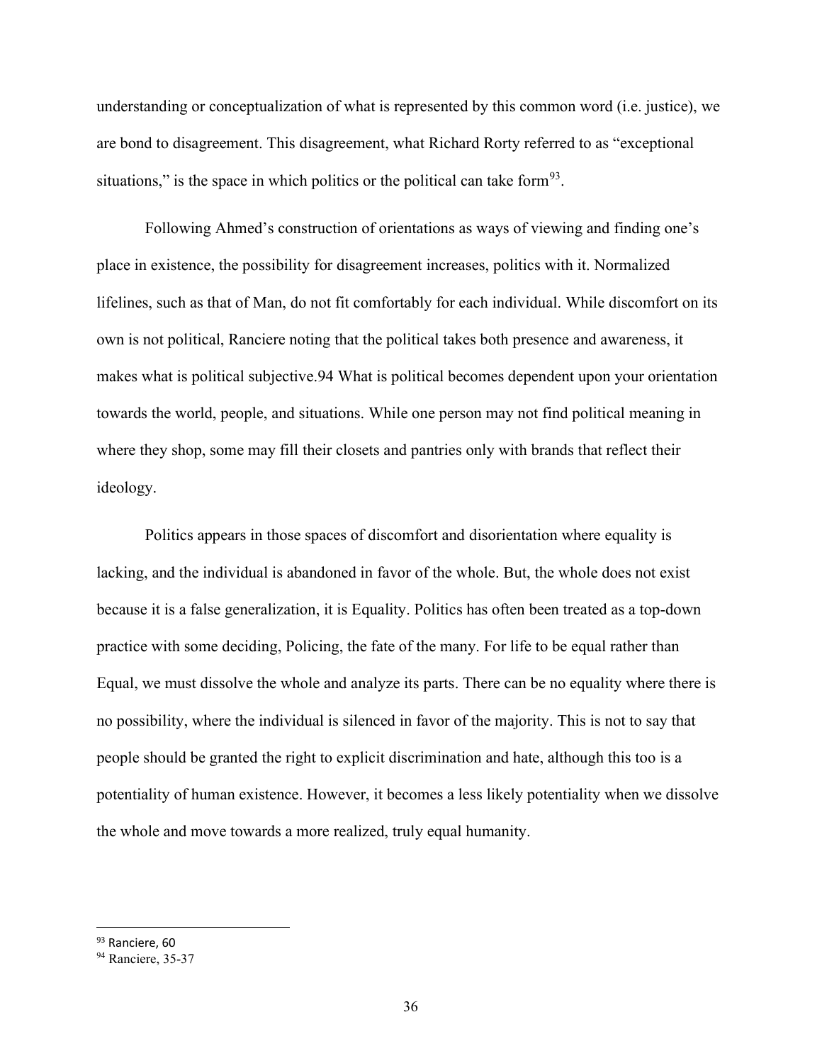understanding or conceptualization of what is represented by this common word (i.e. justice), we are bond to disagreement. This disagreement, what Richard Rorty referred to as "exceptional situations," is the space in which politics or the political can take form[93].

Following Ahmed's construction of orientations as ways of viewing and finding one's place in existence, the possibility for disagreement increases, politics with it. Normalized lifelines, such as that of Man, do not fit comfortably for each individual. While discomfort on its own is not political, Ranciere noting that the political takes both presence and awareness, it makes what is political subjective.94 What is political becomes dependent upon your orientation towards the world, people, and situations. While one person may not find political meaning in where they shop, some may fill their closets and pantries only with brands that reflect their ideology.

Politics appears in those spaces of discomfort and disorientation where equality is lacking, and the individual is abandoned in favor of the whole. But, the whole does not exist because it is a false generalization, it is Equality. Politics has often been treated as a top-down practice with some deciding, Policing, the fate of the many. For life to be equal rather than Equal, we must dissolve the whole and analyze its parts. There can be no equality where there is no possibility, where the individual is silenced in favor of the majority. This is not to say that people should be granted the right to explicit discrimination and hate, although this too is a potentiality of human existence. However, it becomes a less likely potentiality when we dissolve the whole and move towards a more realized, truly equal humanity.

---

[93] Ranciere, 60

[94] Ranciere, 35-37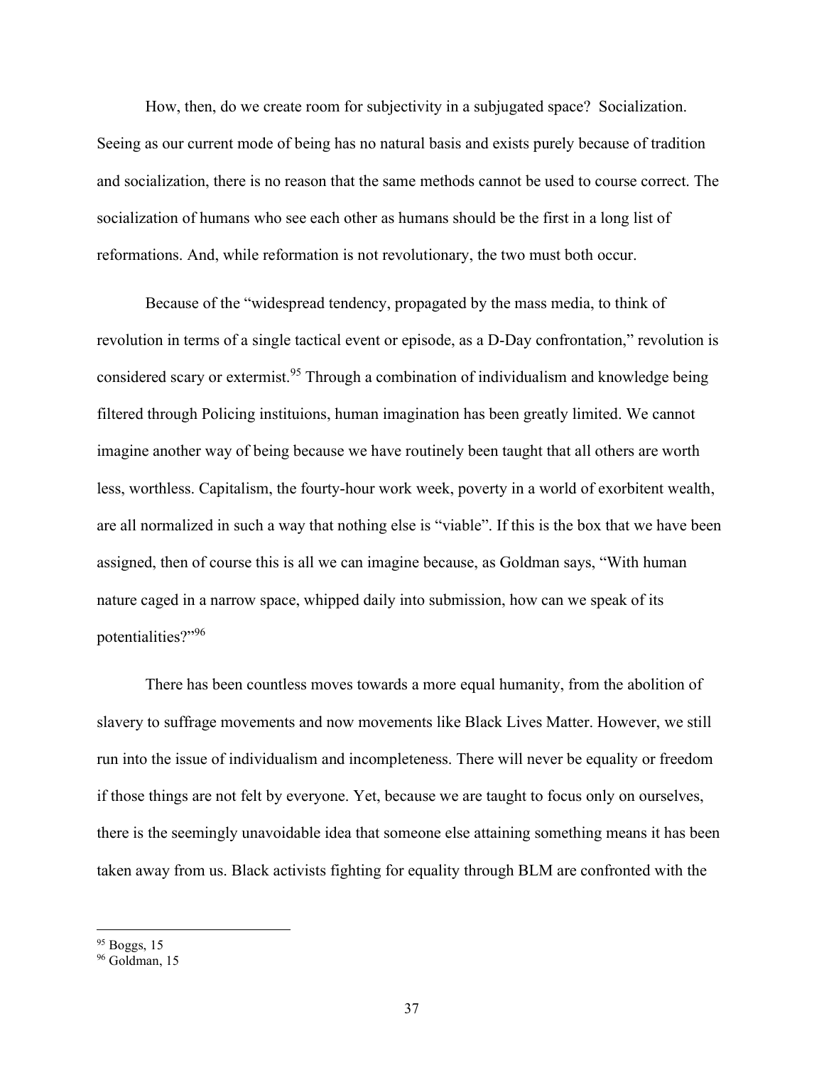How, then, do we create room for subjectivity in a subjugated space? Socialization. Seeing as our current mode of being has no natural basis and exists purely because of tradition and socialization, there is no reason that the same methods cannot be used to course correct. The socialization of humans who see each other as humans should be the first in a long list of reformations. And, while reformation is not revolutionary, the two must both occur.

Because of the "widespread tendency, propagated by the mass media, to think of revolution in terms of a single tactical event or episode, as a D-Day confrontation," revolution is considered scary or extermist.[95] Through a combination of individualism and knowledge being filtered through Policing instituions, human imagination has been greatly limited. We cannot imagine another way of being because we have routinely been taught that all others are worth less, worthless. Capitalism, the fourty-hour work week, poverty in a world of exorbitent wealth, are all normalized in such a way that nothing else is "viable". If this is the box that we have been assigned, then of course this is all we can imagine because, as Goldman says, "With human nature caged in a narrow space, whipped daily into submission, how can we speak of its potentialities?"[96]

There has been countless moves towards a more equal humanity, from the abolition of slavery to suffrage movements and now movements like Black Lives Matter. However, we still run into the issue of individualism and incompleteness. There will never be equality or freedom if those things are not felt by everyone. Yet, because we are taught to focus only on ourselves, there is the seemingly unavoidable idea that someone else attaining something means it has been taken away from us. Black activists fighting for equality through BLM are confronted with the

[95] Boggs, 15

[96] Goldman, 15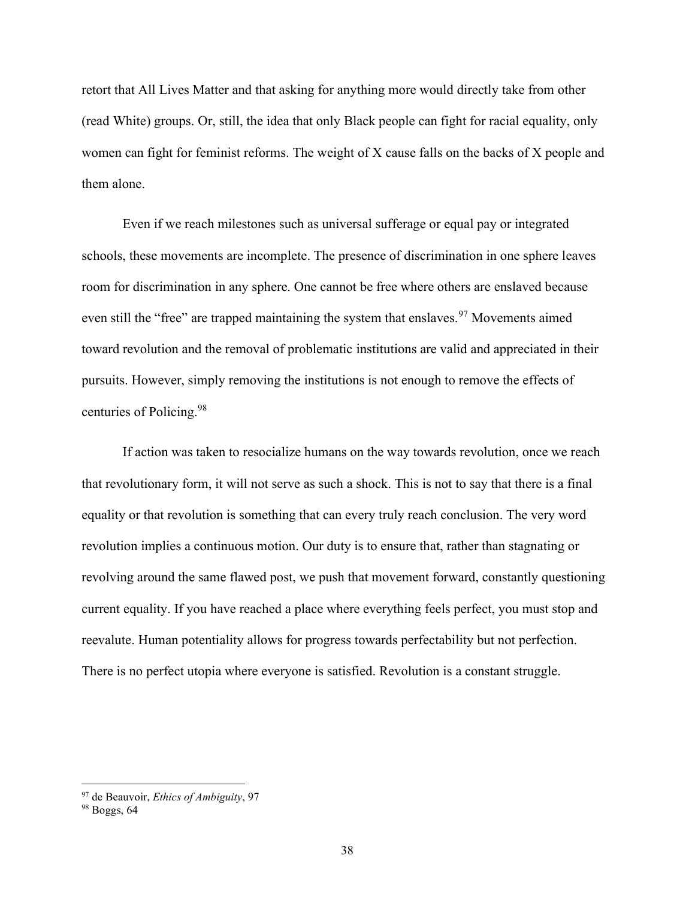retort that All Lives Matter and that asking for anything more would directly take from other (read White) groups. Or, still, the idea that only Black people can fight for racial equality, only women can fight for feminist reforms. The weight of X cause falls on the backs of X people and them alone.

Even if we reach milestones such as universal sufferage or equal pay or integrated schools, these movements are incomplete. The presence of discrimination in one sphere leaves room for discrimination in any sphere. One cannot be free where others are enslaved because even still the "free" are trapped maintaining the system that enslaves.[97] Movements aimed toward revolution and the removal of problematic institutions are valid and appreciated in their pursuits. However, simply removing the institutions is not enough to remove the effects of centuries of Policing.[98]

If action was taken to resocialize humans on the way towards revolution, once we reach that revolutionary form, it will not serve as such a shock. This is not to say that there is a final equality or that revolution is something that can every truly reach conclusion. The very word revolution implies a continuous motion. Our duty is to ensure that, rather than stagnating or revolving around the same flawed post, we push that movement forward, constantly questioning current equality. If you have reached a place where everything feels perfect, you must stop and reevalute. Human potentiality allows for progress towards perfectability but not perfection. There is no perfect utopia where everyone is satisfied. Revolution is a constant struggle.

---

[97] de Beauvoir, *Ethics of Ambiguity*, 97

[98] Boggs, 64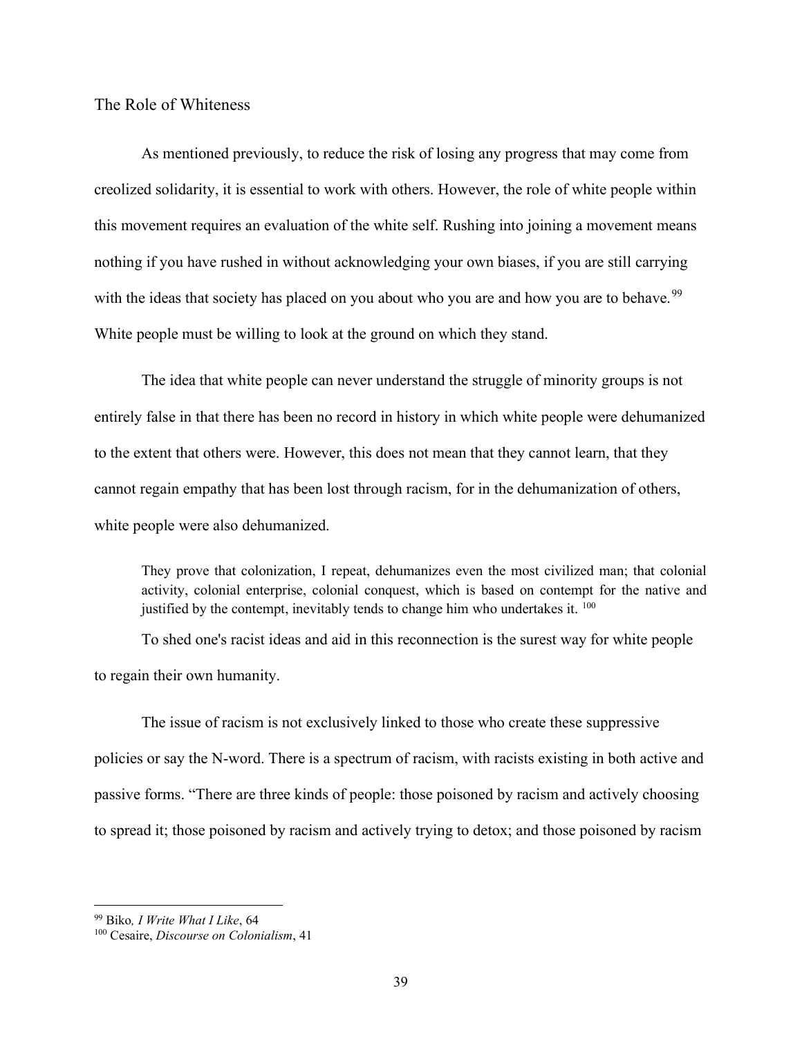## The Role of Whiteness

As mentioned previously, to reduce the risk of losing any progress that may come from creolized solidarity, it is essential to work with others. However, the role of white people within this movement requires an evaluation of the white self. Rushing into joining a movement means nothing if you have rushed in without acknowledging your own biases, if you are still carrying with the ideas that society has placed on you about who you are and how you are to behave.[99] White people must be willing to look at the ground on which they stand.

The idea that white people can never understand the struggle of minority groups is not entirely false in that there has been no record in history in which white people were dehumanized to the extent that others were. However, this does not mean that they cannot learn, that they cannot regain empathy that has been lost through racism, for in the dehumanization of others, white people were also dehumanized.

> They prove that colonization, I repeat, dehumanizes even the most civilized man; that colonial activity, colonial enterprise, colonial conquest, which is based on contempt for the native and justified by the contempt, inevitably tends to change him who undertakes it. [100]

To shed one's racist ideas and aid in this reconnection is the surest way for white people to regain their own humanity.

The issue of racism is not exclusively linked to those who create these suppressive policies or say the N-word. There is a spectrum of racism, with racists existing in both active and passive forms. "There are three kinds of people: those poisoned by racism and actively choosing to spread it; those poisoned by racism and actively trying to detox; and those poisoned by racism

---

[99] Biko, *I Write What I Like*, 64

[100] Cesaire, *Discourse on Colonialism*, 41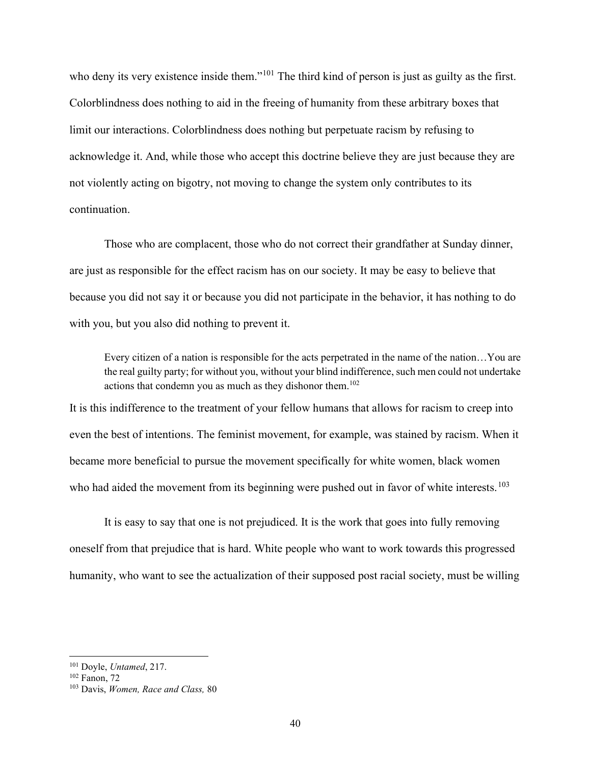who deny its very existence inside them."[101] The third kind of person is just as guilty as the first. Colorblindness does nothing to aid in the freeing of humanity from these arbitrary boxes that limit our interactions. Colorblindness does nothing but perpetuate racism by refusing to acknowledge it. And, while those who accept this doctrine believe they are just because they are not violently acting on bigotry, not moving to change the system only contributes to its continuation.

Those who are complacent, those who do not correct their grandfather at Sunday dinner, are just as responsible for the effect racism has on our society. It may be easy to believe that because you did not say it or because you did not participate in the behavior, it has nothing to do with you, but you also did nothing to prevent it.

> Every citizen of a nation is responsible for the acts perpetrated in the name of the nation…You are the real guilty party; for without you, without your blind indifference, such men could not undertake actions that condemn you as much as they dishonor them.[102]

It is this indifference to the treatment of your fellow humans that allows for racism to creep into even the best of intentions. The feminist movement, for example, was stained by racism. When it became more beneficial to pursue the movement specifically for white women, black women who had aided the movement from its beginning were pushed out in favor of white interests.[103]

It is easy to say that one is not prejudiced. It is the work that goes into fully removing oneself from that prejudice that is hard. White people who want to work towards this progressed humanity, who want to see the actualization of their supposed post racial society, must be willing

---

[101] Doyle, *Untamed*, 217.

[102] Fanon, 72

[103] Davis, *Women, Race and Class,* 80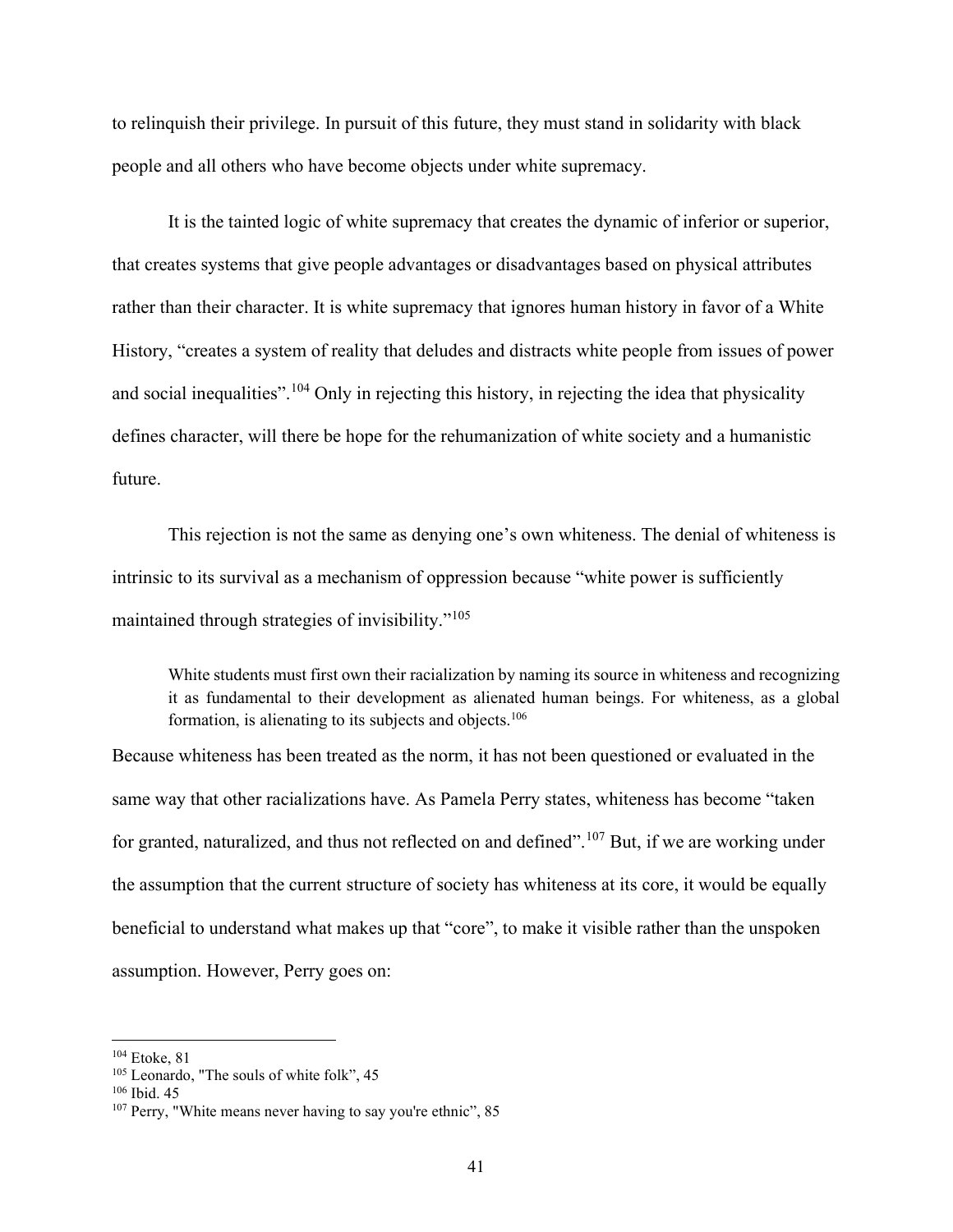to relinquish their privilege. In pursuit of this future, they must stand in solidarity with black people and all others who have become objects under white supremacy.

It is the tainted logic of white supremacy that creates the dynamic of inferior or superior, that creates systems that give people advantages or disadvantages based on physical attributes rather than their character. It is white supremacy that ignores human history in favor of a White History, "creates a system of reality that deludes and distracts white people from issues of power and social inequalities".[104] Only in rejecting this history, in rejecting the idea that physicality defines character, will there be hope for the rehumanization of white society and a humanistic future.

This rejection is not the same as denying one's own whiteness. The denial of whiteness is intrinsic to its survival as a mechanism of oppression because "white power is sufficiently maintained through strategies of invisibility."[105]

> White students must first own their racialization by naming its source in whiteness and recognizing it as fundamental to their development as alienated human beings. For whiteness, as a global formation, is alienating to its subjects and objects.[106]

Because whiteness has been treated as the norm, it has not been questioned or evaluated in the same way that other racializations have. As Pamela Perry states, whiteness has become "taken for granted, naturalized, and thus not reflected on and defined".[107] But, if we are working under the assumption that the current structure of society has whiteness at its core, it would be equally beneficial to understand what makes up that "core", to make it visible rather than the unspoken assumption. However, Perry goes on:

---

[104] Etoke, 81

[105] Leonardo, "The souls of white folk", 45

[106] Ibid. 45

[107] Perry, "White means never having to say you're ethnic", 85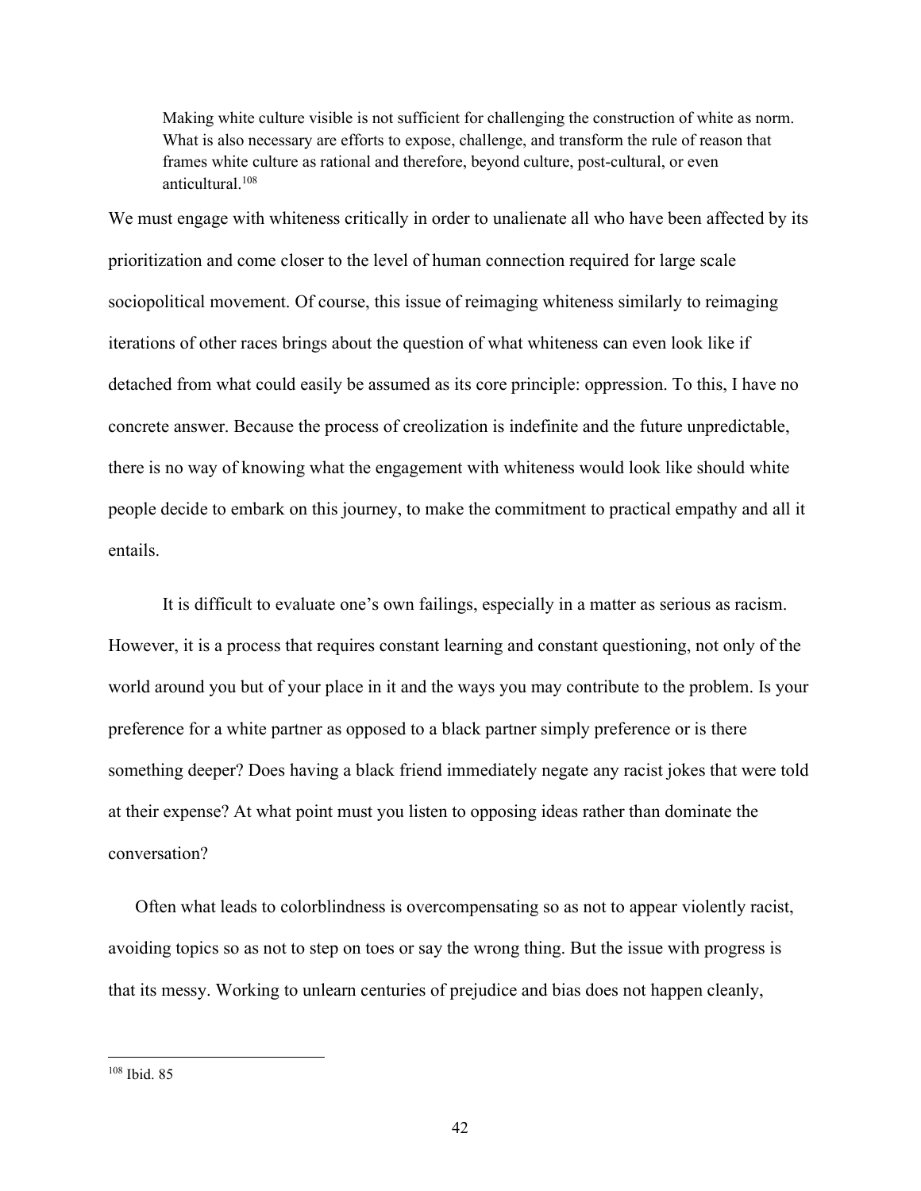> Making white culture visible is not sufficient for challenging the construction of white as norm. What is also necessary are efforts to expose, challenge, and transform the rule of reason that frames white culture as rational and therefore, beyond culture, post-cultural, or even anticultural.[108]

We must engage with whiteness critically in order to unalienate all who have been affected by its prioritization and come closer to the level of human connection required for large scale sociopolitical movement. Of course, this issue of reimaging whiteness similarly to reimaging iterations of other races brings about the question of what whiteness can even look like if detached from what could easily be assumed as its core principle: oppression. To this, I have no concrete answer. Because the process of creolization is indefinite and the future unpredictable, there is no way of knowing what the engagement with whiteness would look like should white people decide to embark on this journey, to make the commitment to practical empathy and all it entails.

It is difficult to evaluate one's own failings, especially in a matter as serious as racism. However, it is a process that requires constant learning and constant questioning, not only of the world around you but of your place in it and the ways you may contribute to the problem. Is your preference for a white partner as opposed to a black partner simply preference or is there something deeper? Does having a black friend immediately negate any racist jokes that were told at their expense? At what point must you listen to opposing ideas rather than dominate the conversation?

Often what leads to colorblindness is overcompensating so as not to appear violently racist, avoiding topics so as not to step on toes or say the wrong thing. But the issue with progress is that its messy. Working to unlearn centuries of prejudice and bias does not happen cleanly,

---

[108] Ibid. 85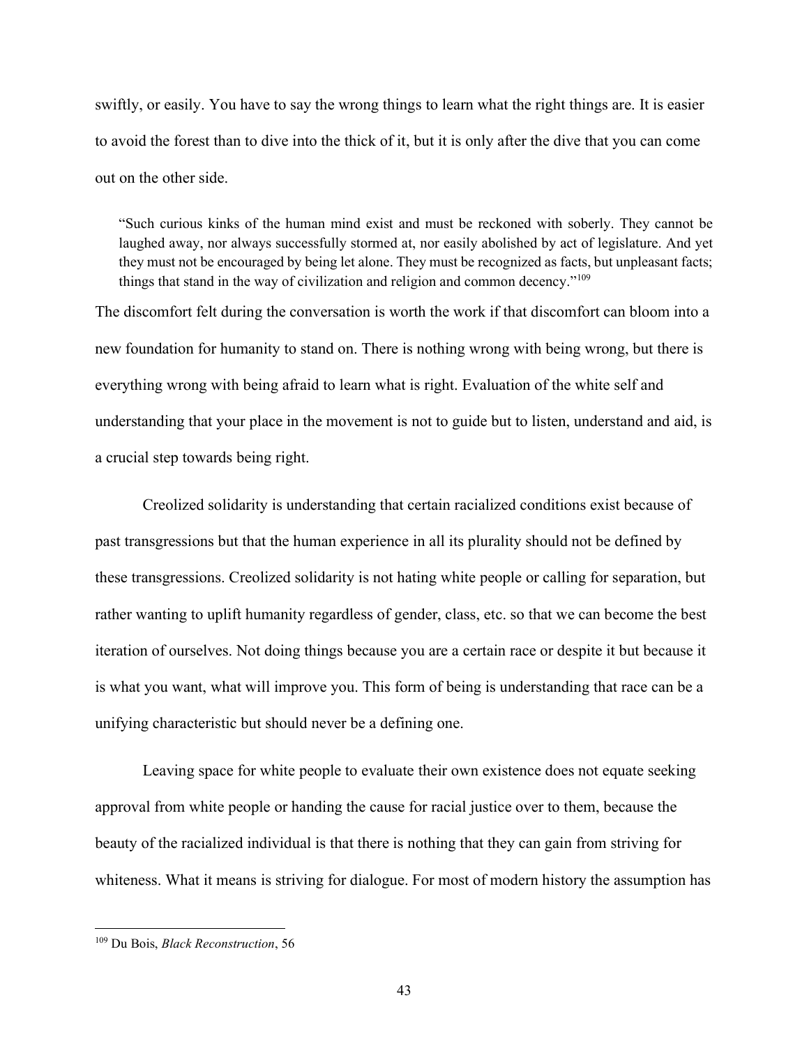swiftly, or easily. You have to say the wrong things to learn what the right things are. It is easier to avoid the forest than to dive into the thick of it, but it is only after the dive that you can come out on the other side.

> "Such curious kinks of the human mind exist and must be reckoned with soberly. They cannot be laughed away, nor always successfully stormed at, nor easily abolished by act of legislature. And yet they must not be encouraged by being let alone. They must be recognized as facts, but unpleasant facts; things that stand in the way of civilization and religion and common decency."[109]

The discomfort felt during the conversation is worth the work if that discomfort can bloom into a new foundation for humanity to stand on. There is nothing wrong with being wrong, but there is everything wrong with being afraid to learn what is right. Evaluation of the white self and understanding that your place in the movement is not to guide but to listen, understand and aid, is a crucial step towards being right.

Creolized solidarity is understanding that certain racialized conditions exist because of past transgressions but that the human experience in all its plurality should not be defined by these transgressions. Creolized solidarity is not hating white people or calling for separation, but rather wanting to uplift humanity regardless of gender, class, etc. so that we can become the best iteration of ourselves. Not doing things because you are a certain race or despite it but because it is what you want, what will improve you. This form of being is understanding that race can be a unifying characteristic but should never be a defining one.

Leaving space for white people to evaluate their own existence does not equate seeking approval from white people or handing the cause for racial justice over to them, because the beauty of the racialized individual is that there is nothing that they can gain from striving for whiteness. What it means is striving for dialogue. For most of modern history the assumption has

---

[109] Du Bois, *Black Reconstruction*, 56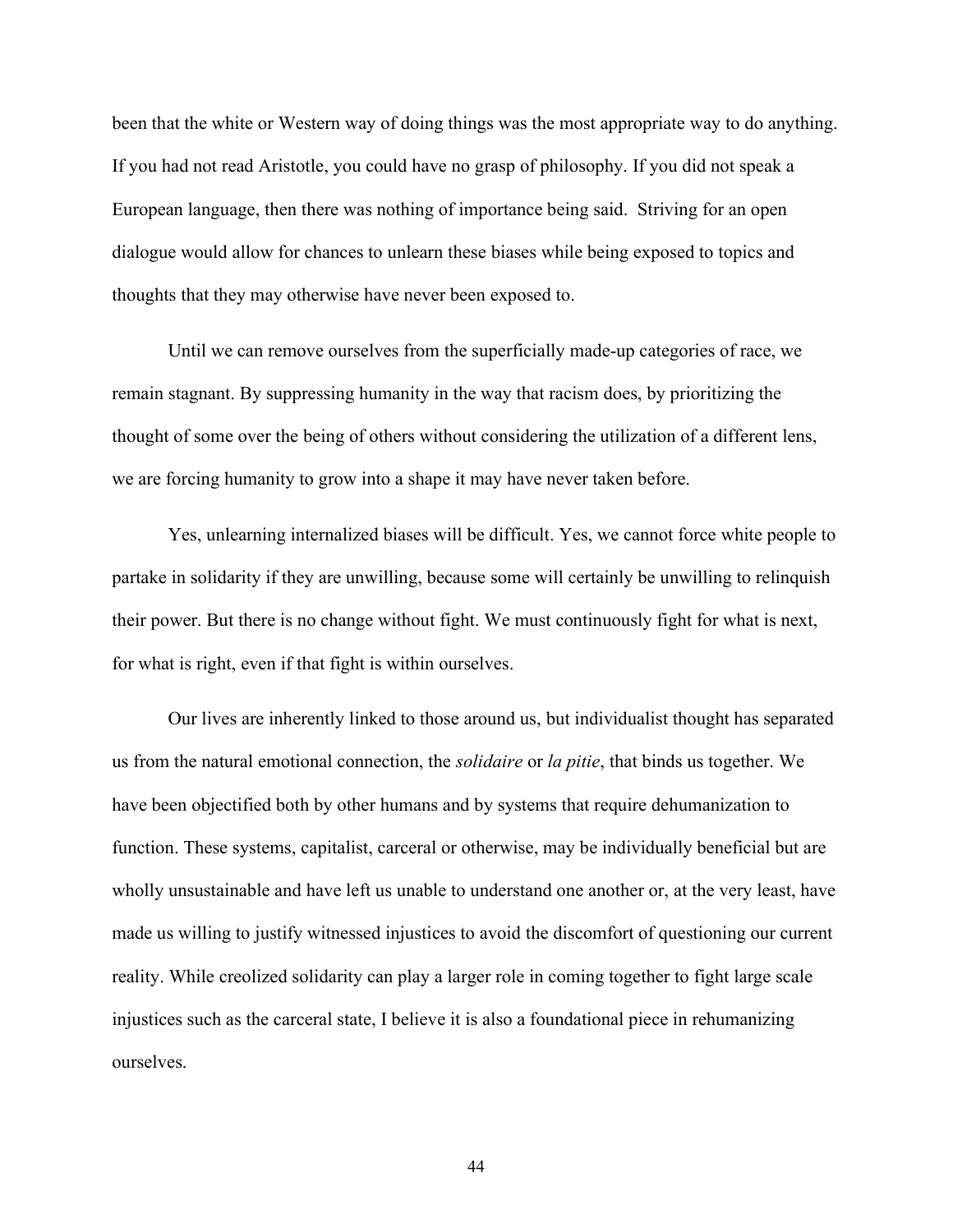been that the white or Western way of doing things was the most appropriate way to do anything. If you had not read Aristotle, you could have no grasp of philosophy. If you did not speak a European language, then there was nothing of importance being said. Striving for an open dialogue would allow for chances to unlearn these biases while being exposed to topics and thoughts that they may otherwise have never been exposed to.

Until we can remove ourselves from the superficially made-up categories of race, we remain stagnant. By suppressing humanity in the way that racism does, by prioritizing the thought of some over the being of others without considering the utilization of a different lens, we are forcing humanity to grow into a shape it may have never taken before.

Yes, unlearning internalized biases will be difficult. Yes, we cannot force white people to partake in solidarity if they are unwilling, because some will certainly be unwilling to relinquish their power. But there is no change without fight. We must continuously fight for what is next, for what is right, even if that fight is within ourselves.

Our lives are inherently linked to those around us, but individualist thought has separated us from the natural emotional connection, the *solidaire* or *la pitie*, that binds us together. We have been objectified both by other humans and by systems that require dehumanization to function. These systems, capitalist, carceral or otherwise, may be individually beneficial but are wholly unsustainable and have left us unable to understand one another or, at the very least, have made us willing to justify witnessed injustices to avoid the discomfort of questioning our current reality. While creolized solidarity can play a larger role in coming together to fight large scale injustices such as the carceral state, I believe it is also a foundational piece in rehumanizing ourselves.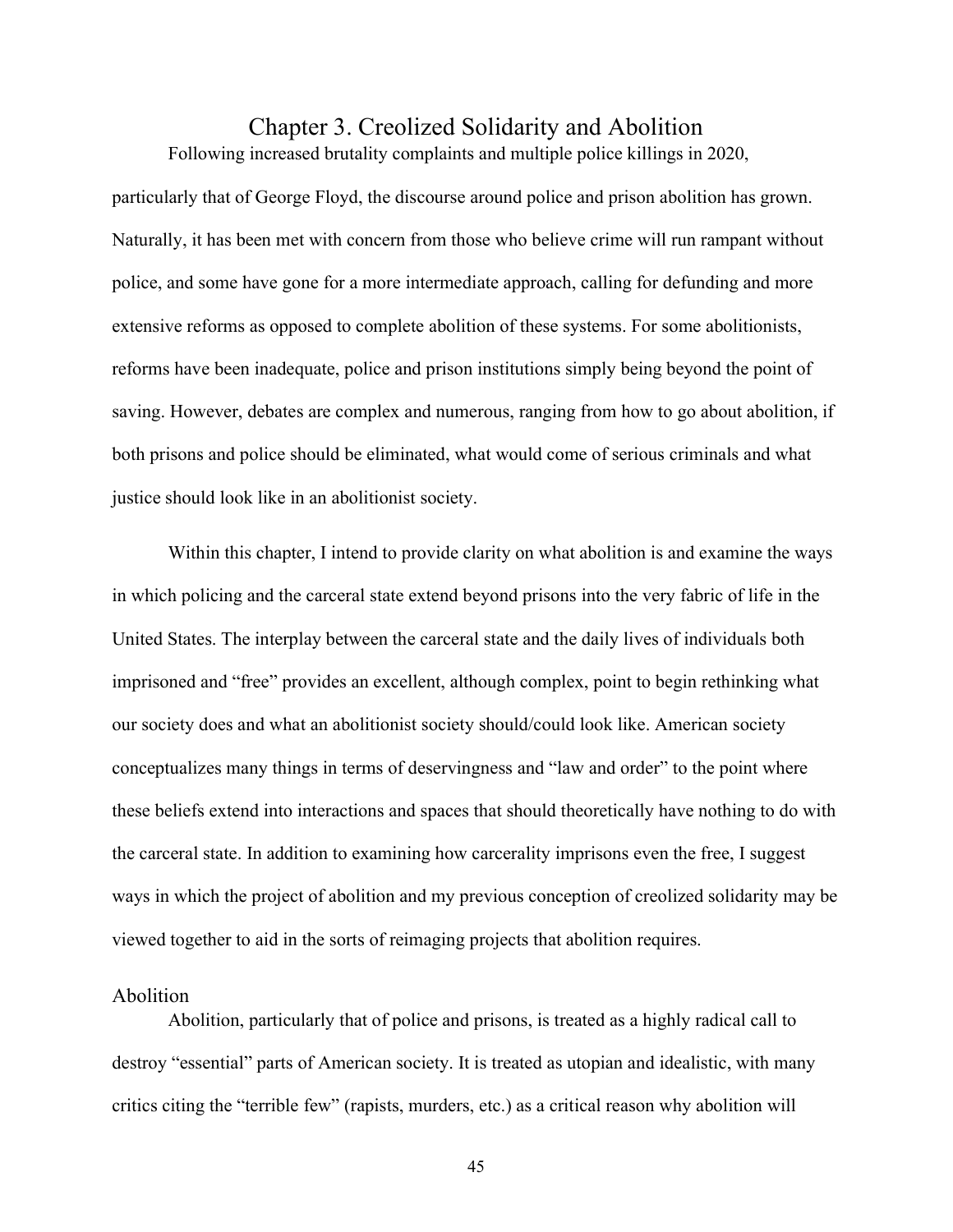# Chapter 3. Creolized Solidarity and Abolition

Following increased brutality complaints and multiple police killings in 2020, particularly that of George Floyd, the discourse around police and prison abolition has grown. Naturally, it has been met with concern from those who believe crime will run rampant without police, and some have gone for a more intermediate approach, calling for defunding and more extensive reforms as opposed to complete abolition of these systems. For some abolitionists, reforms have been inadequate, police and prison institutions simply being beyond the point of saving. However, debates are complex and numerous, ranging from how to go about abolition, if both prisons and police should be eliminated, what would come of serious criminals and what justice should look like in an abolitionist society.

Within this chapter, I intend to provide clarity on what abolition is and examine the ways in which policing and the carceral state extend beyond prisons into the very fabric of life in the United States. The interplay between the carceral state and the daily lives of individuals both imprisoned and "free" provides an excellent, although complex, point to begin rethinking what our society does and what an abolitionist society should/could look like. American society conceptualizes many things in terms of deservingness and "law and order" to the point where these beliefs extend into interactions and spaces that should theoretically have nothing to do with the carceral state. In addition to examining how carcerality imprisons even the free, I suggest ways in which the project of abolition and my previous conception of creolized solidarity may be viewed together to aid in the sorts of reimaging projects that abolition requires.

## Abolition

Abolition, particularly that of police and prisons, is treated as a highly radical call to destroy "essential" parts of American society. It is treated as utopian and idealistic, with many critics citing the "terrible few" (rapists, murders, etc.) as a critical reason why abolition will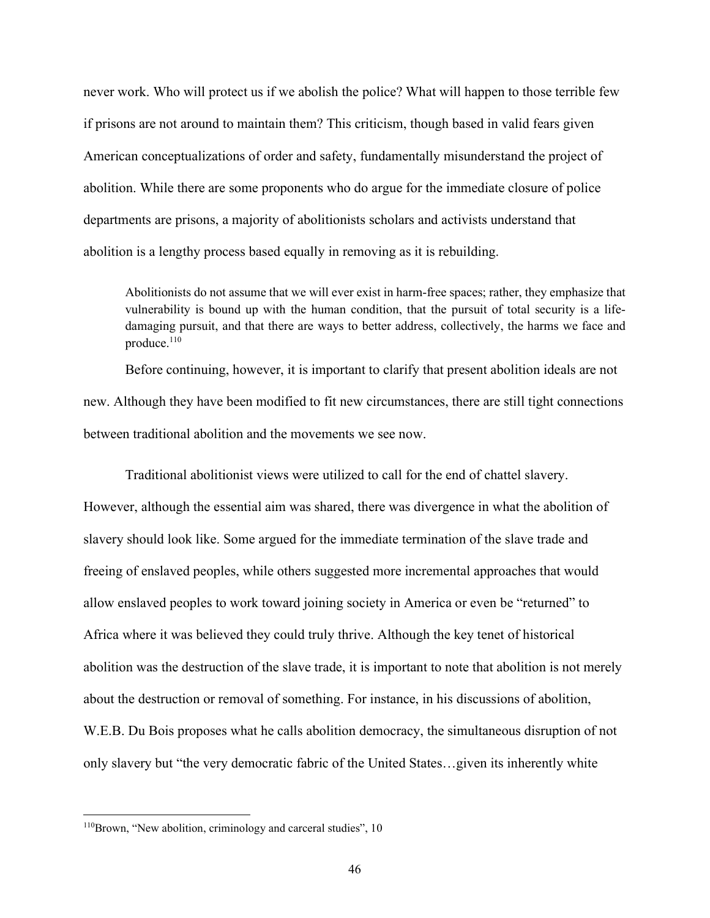never work. Who will protect us if we abolish the police? What will happen to those terrible few if prisons are not around to maintain them? This criticism, though based in valid fears given American conceptualizations of order and safety, fundamentally misunderstand the project of abolition. While there are some proponents who do argue for the immediate closure of police departments are prisons, a majority of abolitionists scholars and activists understand that abolition is a lengthy process based equally in removing as it is rebuilding.

> Abolitionists do not assume that we will ever exist in harm-free spaces; rather, they emphasize that vulnerability is bound up with the human condition, that the pursuit of total security is a life-damaging pursuit, and that there are ways to better address, collectively, the harms we face and produce.[110]

Before continuing, however, it is important to clarify that present abolition ideals are not new. Although they have been modified to fit new circumstances, there are still tight connections between traditional abolition and the movements we see now.

Traditional abolitionist views were utilized to call for the end of chattel slavery. However, although the essential aim was shared, there was divergence in what the abolition of slavery should look like. Some argued for the immediate termination of the slave trade and freeing of enslaved peoples, while others suggested more incremental approaches that would allow enslaved peoples to work toward joining society in America or even be "returned" to Africa where it was believed they could truly thrive. Although the key tenet of historical abolition was the destruction of the slave trade, it is important to note that abolition is not merely about the destruction or removal of something. For instance, in his discussions of abolition, W.E.B. Du Bois proposes what he calls abolition democracy, the simultaneous disruption of not only slavery but "the very democratic fabric of the United States…given its inherently white

---

[110] Brown, "New abolition, criminology and carceral studies", 10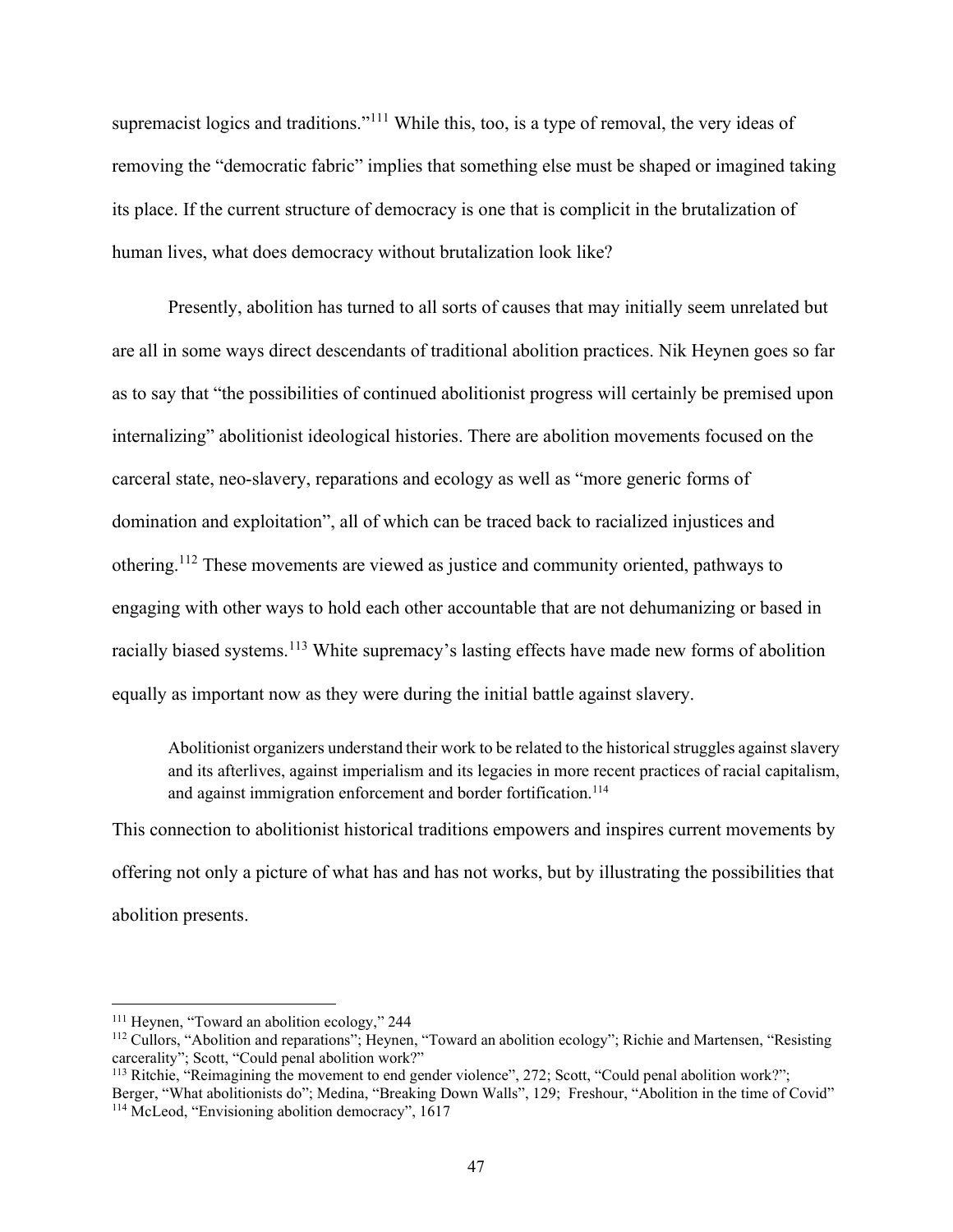supremacist logics and traditions."[111] While this, too, is a type of removal, the very ideas of removing the "democratic fabric" implies that something else must be shaped or imagined taking its place. If the current structure of democracy is one that is complicit in the brutalization of human lives, what does democracy without brutalization look like?

Presently, abolition has turned to all sorts of causes that may initially seem unrelated but are all in some ways direct descendants of traditional abolition practices. Nik Heynen goes so far as to say that "the possibilities of continued abolitionist progress will certainly be premised upon internalizing" abolitionist ideological histories. There are abolition movements focused on the carceral state, neo-slavery, reparations and ecology as well as "more generic forms of domination and exploitation", all of which can be traced back to racialized injustices and othering.[112] These movements are viewed as justice and community oriented, pathways to engaging with other ways to hold each other accountable that are not dehumanizing or based in racially biased systems.[113] White supremacy's lasting effects have made new forms of abolition equally as important now as they were during the initial battle against slavery.

> Abolitionist organizers understand their work to be related to the historical struggles against slavery and its afterlives, against imperialism and its legacies in more recent practices of racial capitalism, and against immigration enforcement and border fortification.[114]

This connection to abolitionist historical traditions empowers and inspires current movements by offering not only a picture of what has and has not works, but by illustrating the possibilities that abolition presents.

---

[111] Heynen, "Toward an abolition ecology," 244

[112] Cullors, "Abolition and reparations"; Heynen, "Toward an abolition ecology"; Richie and Martensen, "Resisting carcerality"; Scott, "Could penal abolition work?"

[113] Ritchie, "Reimagining the movement to end gender violence", 272; Scott, "Could penal abolition work?"; Berger, "What abolitionists do"; Medina, "Breaking Down Walls", 129; Freshour, "Abolition in the time of Covid"

[114] McLeod, "Envisioning abolition democracy", 1617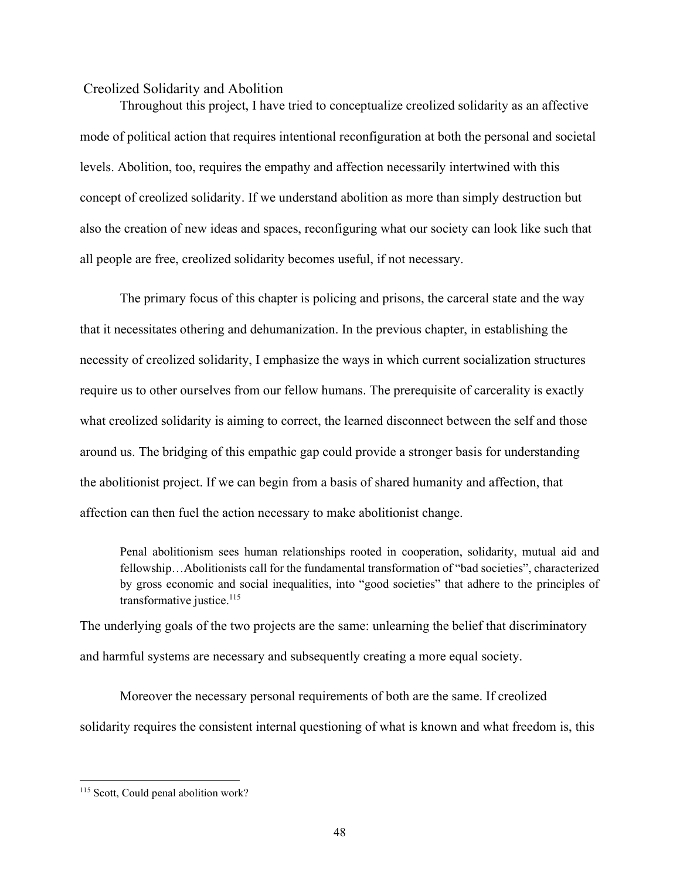## Creolized Solidarity and Abolition

Throughout this project, I have tried to conceptualize creolized solidarity as an affective mode of political action that requires intentional reconfiguration at both the personal and societal levels. Abolition, too, requires the empathy and affection necessarily intertwined with this concept of creolized solidarity. If we understand abolition as more than simply destruction but also the creation of new ideas and spaces, reconfiguring what our society can look like such that all people are free, creolized solidarity becomes useful, if not necessary.

The primary focus of this chapter is policing and prisons, the carceral state and the way that it necessitates othering and dehumanization. In the previous chapter, in establishing the necessity of creolized solidarity, I emphasize the ways in which current socialization structures require us to other ourselves from our fellow humans. The prerequisite of carcerality is exactly what creolized solidarity is aiming to correct, the learned disconnect between the self and those around us. The bridging of this empathic gap could provide a stronger basis for understanding the abolitionist project. If we can begin from a basis of shared humanity and affection, that affection can then fuel the action necessary to make abolitionist change.

> Penal abolitionism sees human relationships rooted in cooperation, solidarity, mutual aid and fellowship…Abolitionists call for the fundamental transformation of "bad societies", characterized by gross economic and social inequalities, into "good societies" that adhere to the principles of transformative justice.[115]

The underlying goals of the two projects are the same: unlearning the belief that discriminatory and harmful systems are necessary and subsequently creating a more equal society.

Moreover the necessary personal requirements of both are the same. If creolized solidarity requires the consistent internal questioning of what is known and what freedom is, this

---

[115] Scott, Could penal abolition work?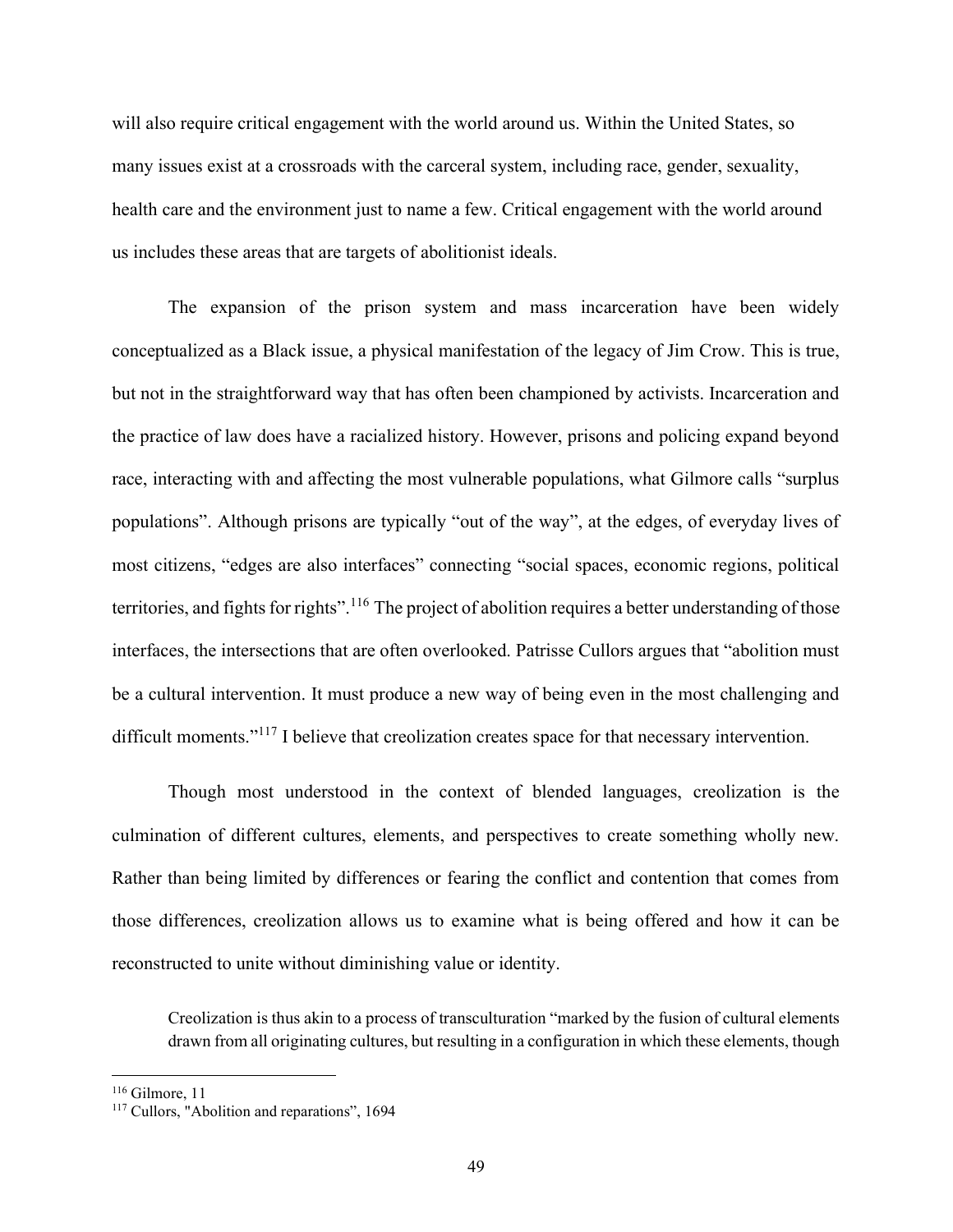will also require critical engagement with the world around us. Within the United States, so many issues exist at a crossroads with the carceral system, including race, gender, sexuality, health care and the environment just to name a few. Critical engagement with the world around us includes these areas that are targets of abolitionist ideals.

The expansion of the prison system and mass incarceration have been widely conceptualized as a Black issue, a physical manifestation of the legacy of Jim Crow. This is true, but not in the straightforward way that has often been championed by activists. Incarceration and the practice of law does have a racialized history. However, prisons and policing expand beyond race, interacting with and affecting the most vulnerable populations, what Gilmore calls "surplus populations". Although prisons are typically "out of the way", at the edges, of everyday lives of most citizens, "edges are also interfaces" connecting "social spaces, economic regions, political territories, and fights for rights".[116] The project of abolition requires a better understanding of those interfaces, the intersections that are often overlooked. Patrisse Cullors argues that "abolition must be a cultural intervention. It must produce a new way of being even in the most challenging and difficult moments."[117] I believe that creolization creates space for that necessary intervention.

Though most understood in the context of blended languages, creolization is the culmination of different cultures, elements, and perspectives to create something wholly new. Rather than being limited by differences or fearing the conflict and contention that comes from those differences, creolization allows us to examine what is being offered and how it can be reconstructed to unite without diminishing value or identity.

> Creolization is thus akin to a process of transculturation "marked by the fusion of cultural elements drawn from all originating cultures, but resulting in a configuration in which these elements, though

[116] Gilmore, 11

[117] Cullors, "Abolition and reparations", 1694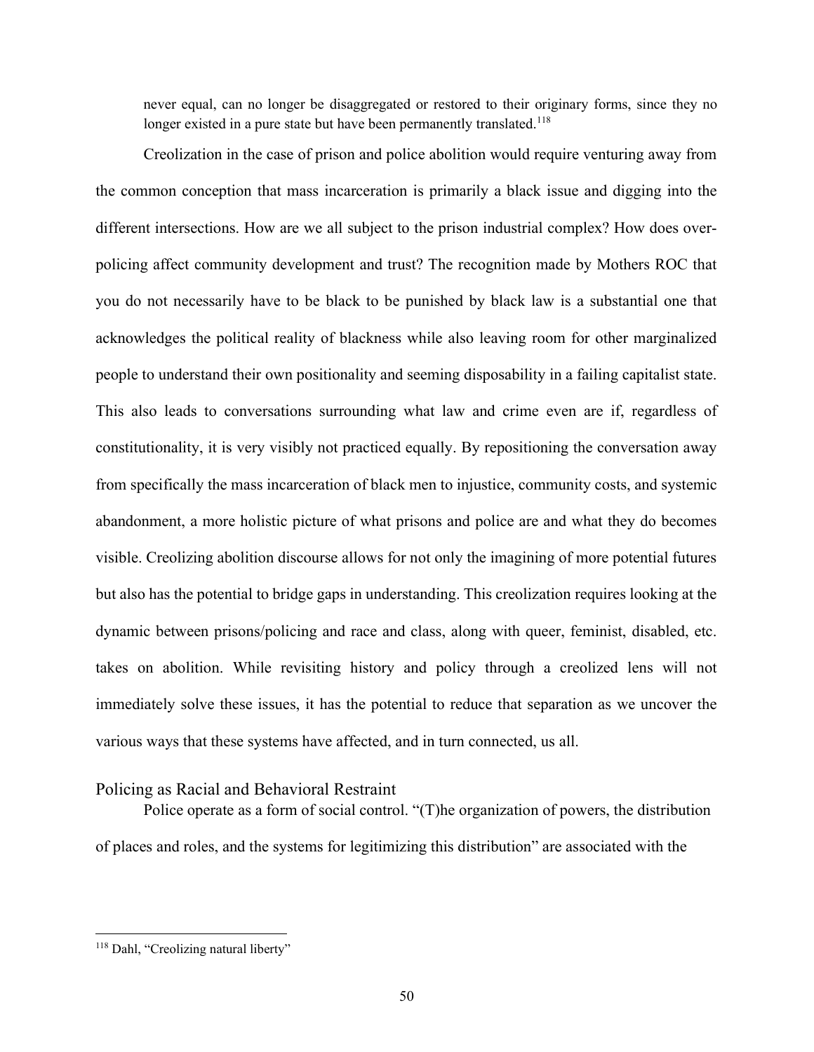> never equal, can no longer be disaggregated or restored to their originary forms, since they no longer existed in a pure state but have been permanently translated.[118]

Creolization in the case of prison and police abolition would require venturing away from the common conception that mass incarceration is primarily a black issue and digging into the different intersections. How are we all subject to the prison industrial complex? How does over-policing affect community development and trust? The recognition made by Mothers ROC that you do not necessarily have to be black to be punished by black law is a substantial one that acknowledges the political reality of blackness while also leaving room for other marginalized people to understand their own positionality and seeming disposability in a failing capitalist state. This also leads to conversations surrounding what law and crime even are if, regardless of constitutionality, it is very visibly not practiced equally. By repositioning the conversation away from specifically the mass incarceration of black men to injustice, community costs, and systemic abandonment, a more holistic picture of what prisons and police are and what they do becomes visible. Creolizing abolition discourse allows for not only the imagining of more potential futures but also has the potential to bridge gaps in understanding. This creolization requires looking at the dynamic between prisons/policing and race and class, along with queer, feminist, disabled, etc. takes on abolition. While revisiting history and policy through a creolized lens will not immediately solve these issues, it has the potential to reduce that separation as we uncover the various ways that these systems have affected, and in turn connected, us all.

## Policing as Racial and Behavioral Restraint

Police operate as a form of social control. "(T)he organization of powers, the distribution of places and roles, and the systems for legitimizing this distribution" are associated with the

[118] Dahl, "Creolizing natural liberty"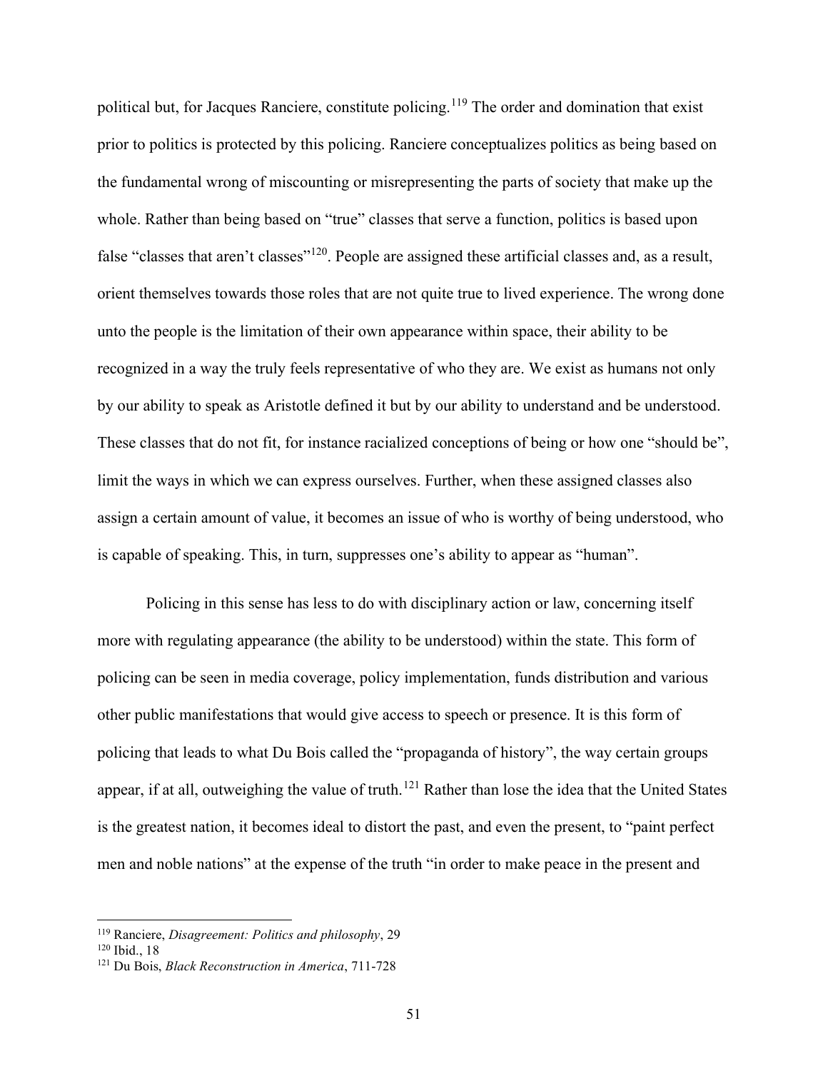political but, for Jacques Ranciere, constitute policing.[119] The order and domination that exist prior to politics is protected by this policing. Ranciere conceptualizes politics as being based on the fundamental wrong of miscounting or misrepresenting the parts of society that make up the whole. Rather than being based on "true" classes that serve a function, politics is based upon false "classes that aren't classes"[120]. People are assigned these artificial classes and, as a result, orient themselves towards those roles that are not quite true to lived experience. The wrong done unto the people is the limitation of their own appearance within space, their ability to be recognized in a way the truly feels representative of who they are. We exist as humans not only by our ability to speak as Aristotle defined it but by our ability to understand and be understood. These classes that do not fit, for instance racialized conceptions of being or how one "should be", limit the ways in which we can express ourselves. Further, when these assigned classes also assign a certain amount of value, it becomes an issue of who is worthy of being understood, who is capable of speaking. This, in turn, suppresses one's ability to appear as "human".

Policing in this sense has less to do with disciplinary action or law, concerning itself more with regulating appearance (the ability to be understood) within the state. This form of policing can be seen in media coverage, policy implementation, funds distribution and various other public manifestations that would give access to speech or presence. It is this form of policing that leads to what Du Bois called the "propaganda of history", the way certain groups appear, if at all, outweighing the value of truth.[121] Rather than lose the idea that the United States is the greatest nation, it becomes ideal to distort the past, and even the present, to "paint perfect men and noble nations" at the expense of the truth "in order to make peace in the present and

---

[119] Ranciere, *Disagreement: Politics and philosophy*, 29

[120] Ibid., 18

[121] Du Bois, *Black Reconstruction in America*, 711-728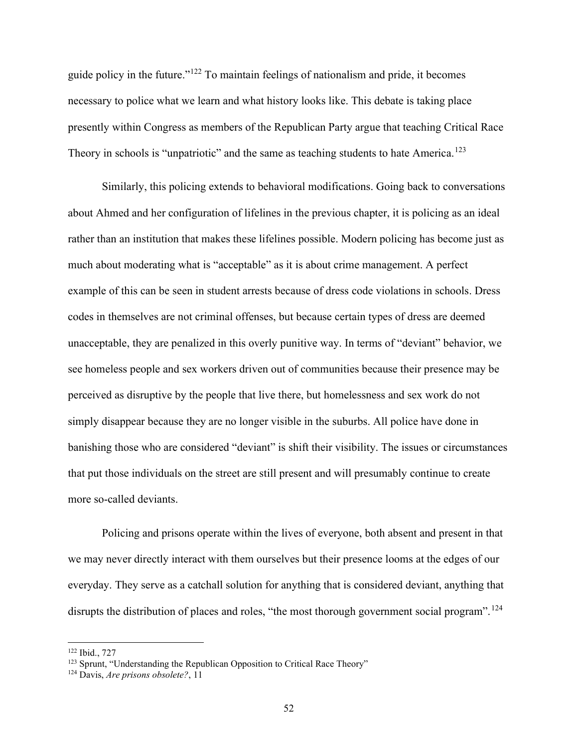guide policy in the future."[122] To maintain feelings of nationalism and pride, it becomes necessary to police what we learn and what history looks like. This debate is taking place presently within Congress as members of the Republican Party argue that teaching Critical Race Theory in schools is "unpatriotic" and the same as teaching students to hate America.[123]

Similarly, this policing extends to behavioral modifications. Going back to conversations about Ahmed and her configuration of lifelines in the previous chapter, it is policing as an ideal rather than an institution that makes these lifelines possible. Modern policing has become just as much about moderating what is "acceptable" as it is about crime management. A perfect example of this can be seen in student arrests because of dress code violations in schools. Dress codes in themselves are not criminal offenses, but because certain types of dress are deemed unacceptable, they are penalized in this overly punitive way. In terms of "deviant" behavior, we see homeless people and sex workers driven out of communities because their presence may be perceived as disruptive by the people that live there, but homelessness and sex work do not simply disappear because they are no longer visible in the suburbs. All police have done in banishing those who are considered "deviant" is shift their visibility. The issues or circumstances that put those individuals on the street are still present and will presumably continue to create more so-called deviants.

Policing and prisons operate within the lives of everyone, both absent and present in that we may never directly interact with them ourselves but their presence looms at the edges of our everyday. They serve as a catchall solution for anything that is considered deviant, anything that disrupts the distribution of places and roles, "the most thorough government social program".[124]

---

[122] Ibid., 727

[123] Sprunt, "Understanding the Republican Opposition to Critical Race Theory"

[124] Davis, *Are prisons obsolete?*, 11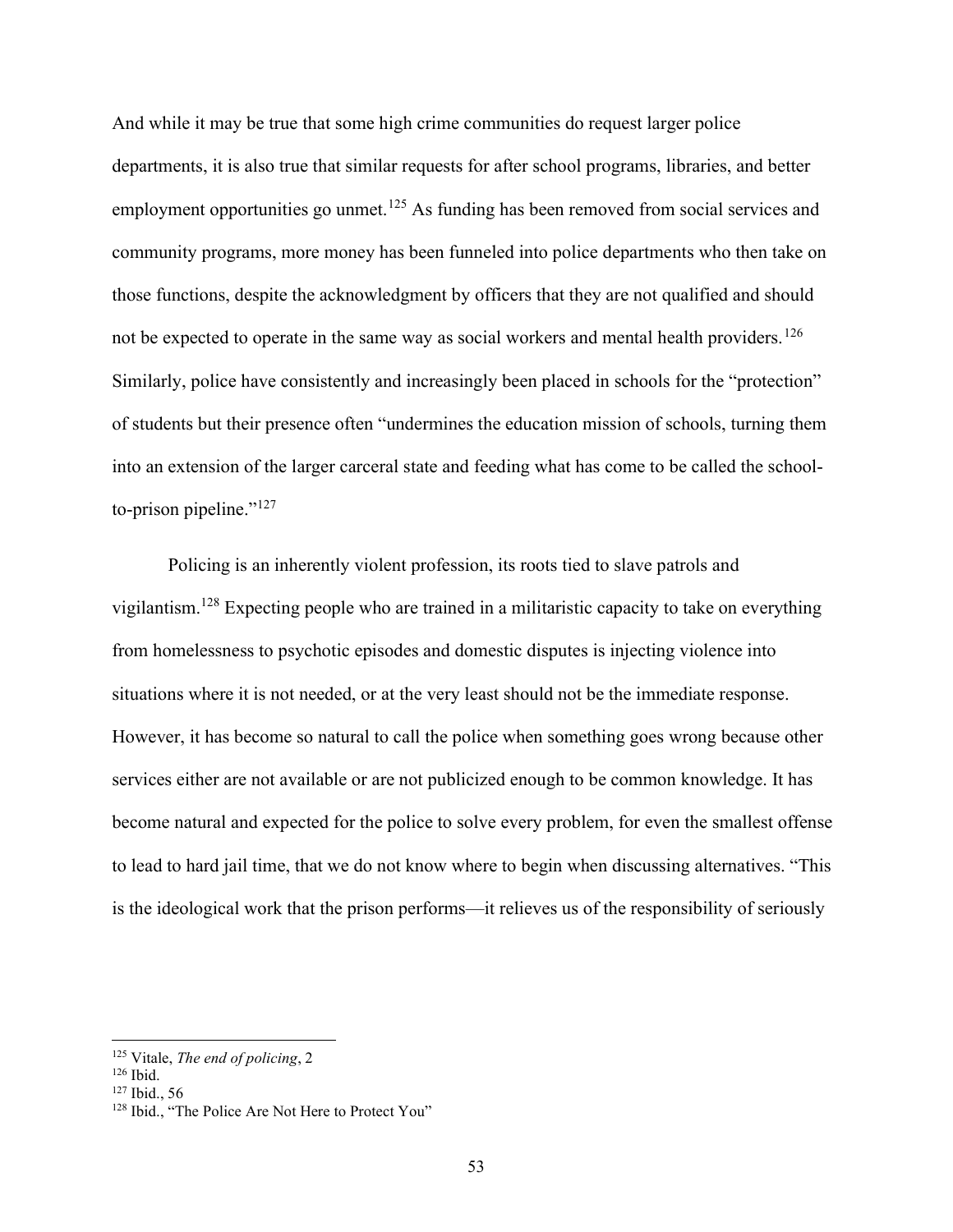And while it may be true that some high crime communities do request larger police departments, it is also true that similar requests for after school programs, libraries, and better employment opportunities go unmet.[125] As funding has been removed from social services and community programs, more money has been funneled into police departments who then take on those functions, despite the acknowledgment by officers that they are not qualified and should not be expected to operate in the same way as social workers and mental health providers.[126] Similarly, police have consistently and increasingly been placed in schools for the "protection" of students but their presence often "undermines the education mission of schools, turning them into an extension of the larger carceral state and feeding what has come to be called the school-to-prison pipeline."[127]

Policing is an inherently violent profession, its roots tied to slave patrols and vigilantism.[128] Expecting people who are trained in a militaristic capacity to take on everything from homelessness to psychotic episodes and domestic disputes is injecting violence into situations where it is not needed, or at the very least should not be the immediate response. However, it has become so natural to call the police when something goes wrong because other services either are not available or are not publicized enough to be common knowledge. It has become natural and expected for the police to solve every problem, for even the smallest offense to lead to hard jail time, that we do not know where to begin when discussing alternatives. "This is the ideological work that the prison performs—it relieves us of the responsibility of seriously

---

[125] Vitale, *The end of policing*, 2

[126] Ibid.

[127] Ibid., 56

[128] Ibid., "The Police Are Not Here to Protect You"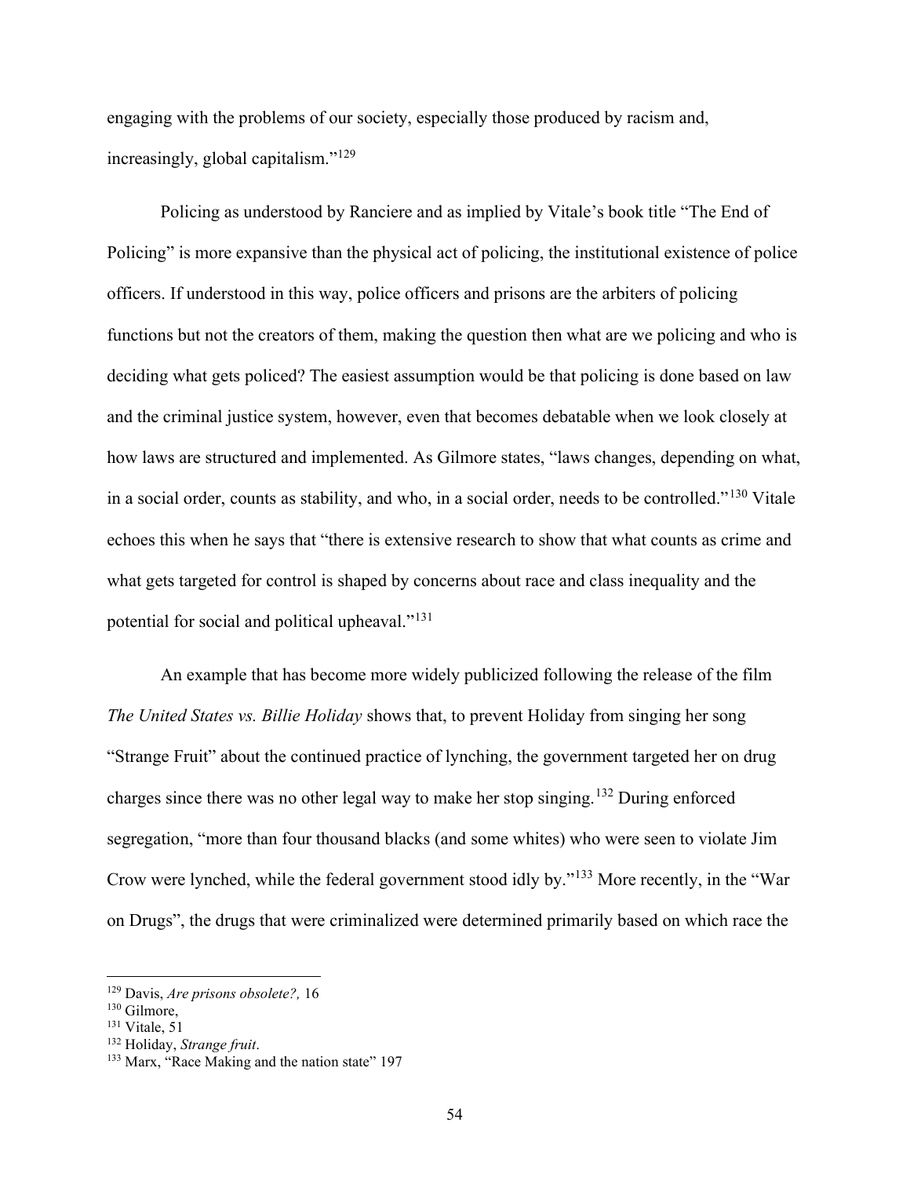engaging with the problems of our society, especially those produced by racism and, increasingly, global capitalism."[129]

Policing as understood by Ranciere and as implied by Vitale's book title "The End of Policing" is more expansive than the physical act of policing, the institutional existence of police officers. If understood in this way, police officers and prisons are the arbiters of policing functions but not the creators of them, making the question then what are we policing and who is deciding what gets policed? The easiest assumption would be that policing is done based on law and the criminal justice system, however, even that becomes debatable when we look closely at how laws are structured and implemented. As Gilmore states, "laws changes, depending on what, in a social order, counts as stability, and who, in a social order, needs to be controlled."[130] Vitale echoes this when he says that "there is extensive research to show that what counts as crime and what gets targeted for control is shaped by concerns about race and class inequality and the potential for social and political upheaval."[131]

An example that has become more widely publicized following the release of the film *The United States vs. Billie Holiday* shows that, to prevent Holiday from singing her song "Strange Fruit" about the continued practice of lynching, the government targeted her on drug charges since there was no other legal way to make her stop singing.[132] During enforced segregation, "more than four thousand blacks (and some whites) who were seen to violate Jim Crow were lynched, while the federal government stood idly by."[133] More recently, in the "War on Drugs", the drugs that were criminalized were determined primarily based on which race the

---

[129] Davis, *Are prisons obsolete?,* 16

[130] Gilmore,

[131] Vitale, 51

[132] Holiday, *Strange fruit*.

[133] Marx, "Race Making and the nation state" 197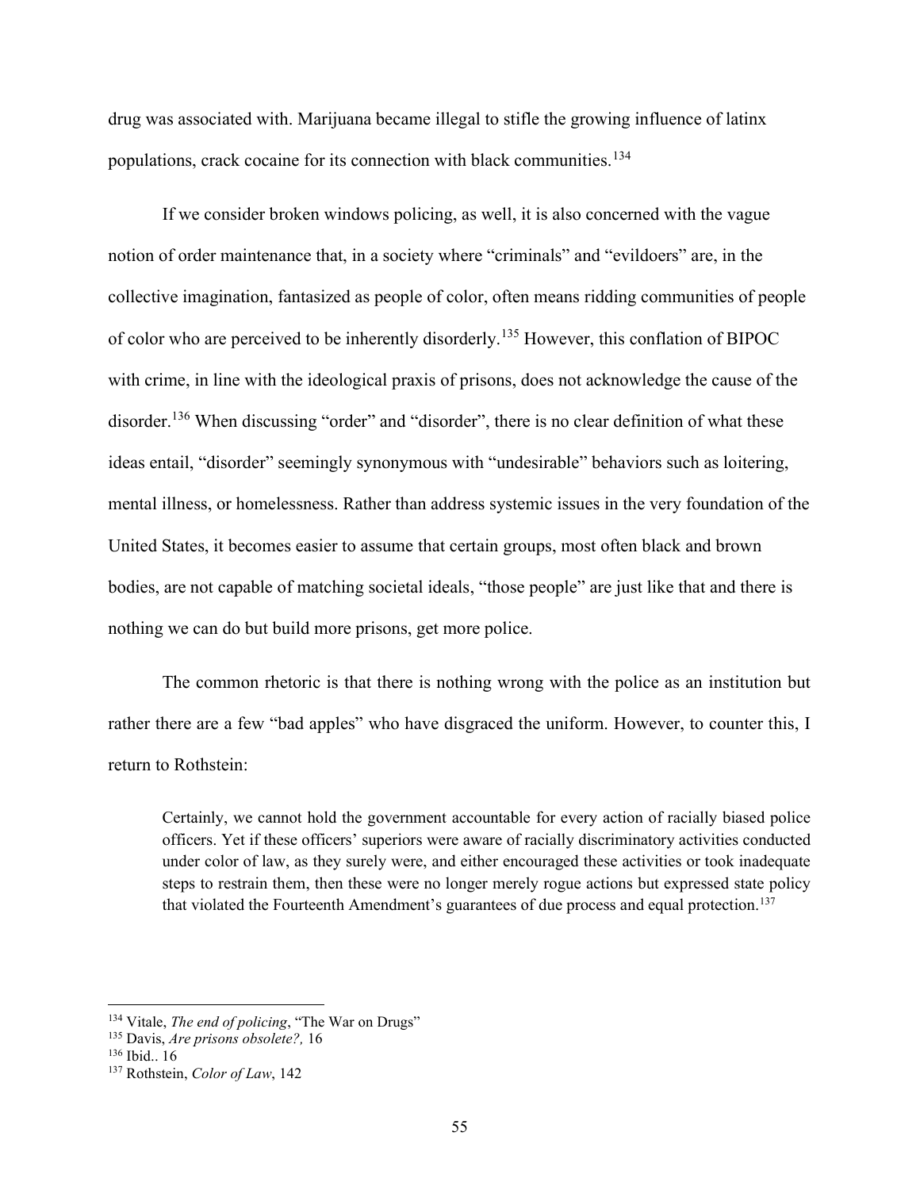drug was associated with. Marijuana became illegal to stifle the growing influence of latinx populations, crack cocaine for its connection with black communities.[134]

If we consider broken windows policing, as well, it is also concerned with the vague notion of order maintenance that, in a society where "criminals" and "evildoers" are, in the collective imagination, fantasized as people of color, often means ridding communities of people of color who are perceived to be inherently disorderly.[135] However, this conflation of BIPOC with crime, in line with the ideological praxis of prisons, does not acknowledge the cause of the disorder.[136] When discussing "order" and "disorder", there is no clear definition of what these ideas entail, "disorder" seemingly synonymous with "undesirable" behaviors such as loitering, mental illness, or homelessness. Rather than address systemic issues in the very foundation of the United States, it becomes easier to assume that certain groups, most often black and brown bodies, are not capable of matching societal ideals, "those people" are just like that and there is nothing we can do but build more prisons, get more police.

The common rhetoric is that there is nothing wrong with the police as an institution but rather there are a few "bad apples" who have disgraced the uniform. However, to counter this, I return to Rothstein:

> Certainly, we cannot hold the government accountable for every action of racially biased police officers. Yet if these officers' superiors were aware of racially discriminatory activities conducted under color of law, as they surely were, and either encouraged these activities or took inadequate steps to restrain them, then these were no longer merely rogue actions but expressed state policy that violated the Fourteenth Amendment's guarantees of due process and equal protection.[137]

---

[134] Vitale, *The end of policing*, "The War on Drugs"

[135] Davis, *Are prisons obsolete?,* 16

[136] Ibid.. 16

[137] Rothstein, *Color of Law*, 142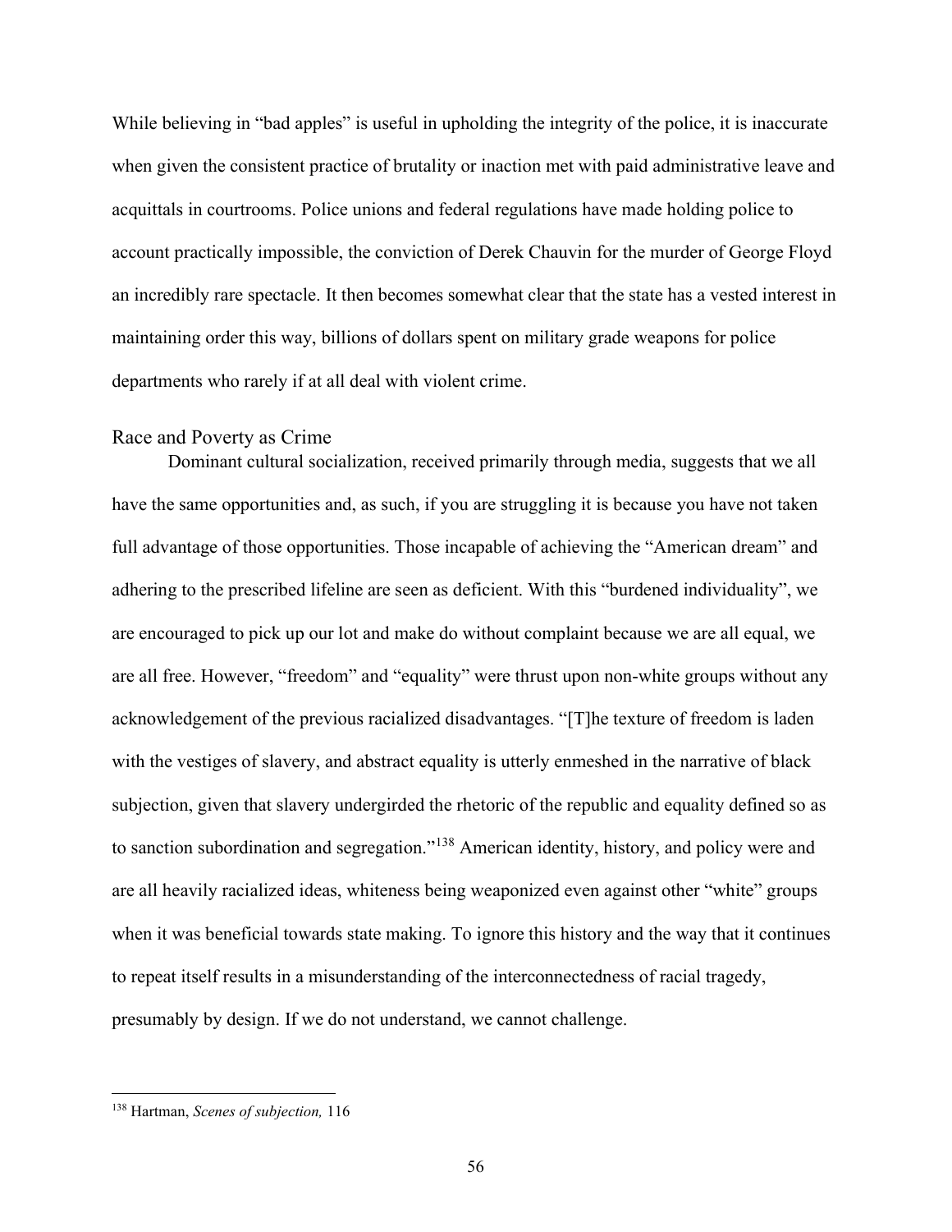While believing in "bad apples" is useful in upholding the integrity of the police, it is inaccurate when given the consistent practice of brutality or inaction met with paid administrative leave and acquittals in courtrooms. Police unions and federal regulations have made holding police to account practically impossible, the conviction of Derek Chauvin for the murder of George Floyd an incredibly rare spectacle. It then becomes somewhat clear that the state has a vested interest in maintaining order this way, billions of dollars spent on military grade weapons for police departments who rarely if at all deal with violent crime.

## Race and Poverty as Crime

Dominant cultural socialization, received primarily through media, suggests that we all have the same opportunities and, as such, if you are struggling it is because you have not taken full advantage of those opportunities. Those incapable of achieving the "American dream" and adhering to the prescribed lifeline are seen as deficient. With this "burdened individuality", we are encouraged to pick up our lot and make do without complaint because we are all equal, we are all free. However, "freedom" and "equality" were thrust upon non-white groups without any acknowledgement of the previous racialized disadvantages. "[T]he texture of freedom is laden with the vestiges of slavery, and abstract equality is utterly enmeshed in the narrative of black subjection, given that slavery undergirded the rhetoric of the republic and equality defined so as to sanction subordination and segregation."[138] American identity, history, and policy were and are all heavily racialized ideas, whiteness being weaponized even against other "white" groups when it was beneficial towards state making. To ignore this history and the way that it continues to repeat itself results in a misunderstanding of the interconnectedness of racial tragedy, presumably by design. If we do not understand, we cannot challenge.

---

[138] Hartman, *Scenes of subjection,* 116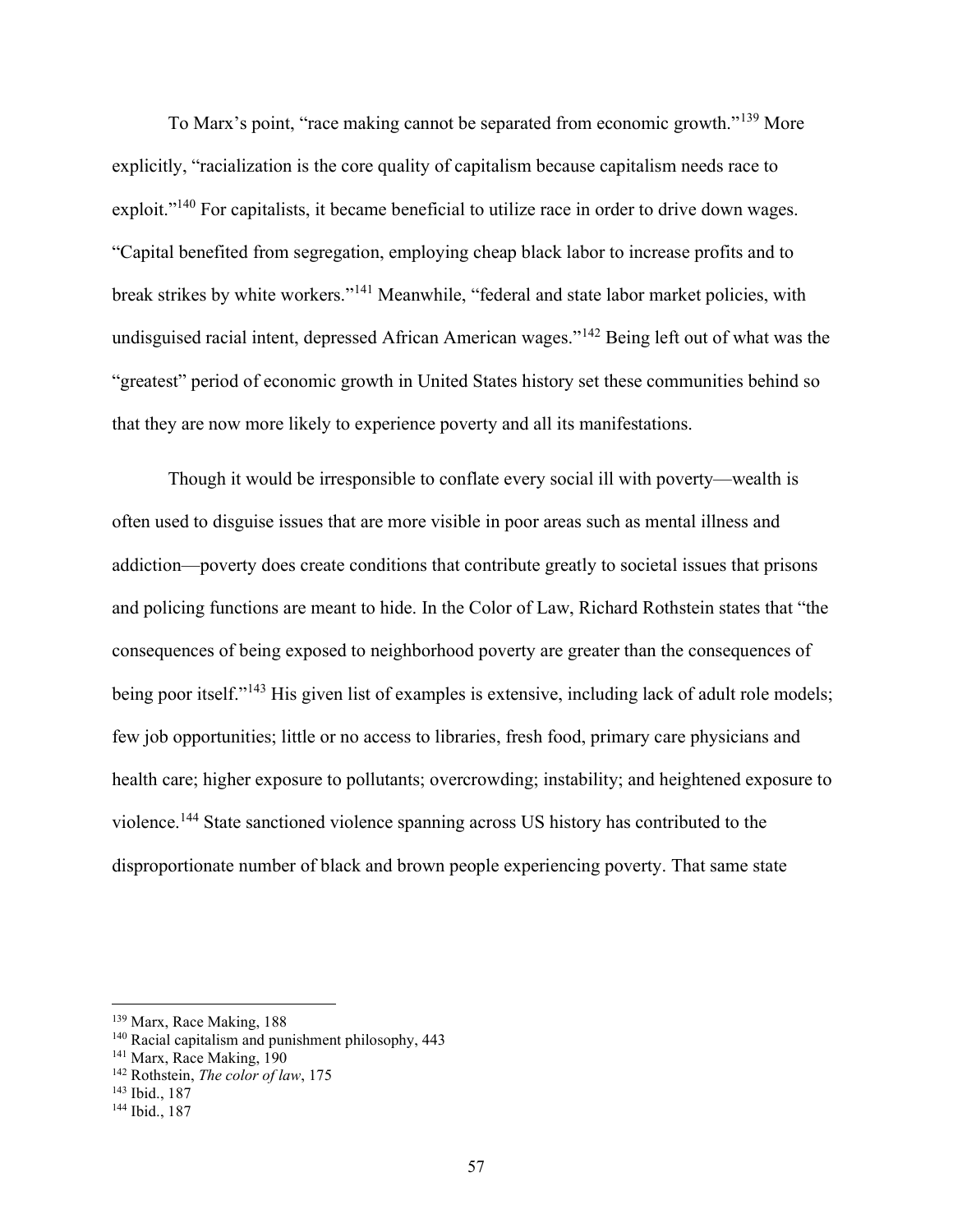To Marx's point, "race making cannot be separated from economic growth."[139] More explicitly, "racialization is the core quality of capitalism because capitalism needs race to exploit."[140] For capitalists, it became beneficial to utilize race in order to drive down wages. "Capital benefited from segregation, employing cheap black labor to increase profits and to break strikes by white workers."[141] Meanwhile, "federal and state labor market policies, with undisguised racial intent, depressed African American wages."[142] Being left out of what was the "greatest" period of economic growth in United States history set these communities behind so that they are now more likely to experience poverty and all its manifestations.

Though it would be irresponsible to conflate every social ill with poverty—wealth is often used to disguise issues that are more visible in poor areas such as mental illness and addiction—poverty does create conditions that contribute greatly to societal issues that prisons and policing functions are meant to hide. In the Color of Law, Richard Rothstein states that "the consequences of being exposed to neighborhood poverty are greater than the consequences of being poor itself."[143] His given list of examples is extensive, including lack of adult role models; few job opportunities; little or no access to libraries, fresh food, primary care physicians and health care; higher exposure to pollutants; overcrowding; instability; and heightened exposure to violence.[144] State sanctioned violence spanning across US history has contributed to the disproportionate number of black and brown people experiencing poverty. That same state

---

[139] Marx, Race Making, 188

[140] Racial capitalism and punishment philosophy, 443

[141] Marx, Race Making, 190

[142] Rothstein, *The color of law*, 175

[143] Ibid., 187

[144] Ibid., 187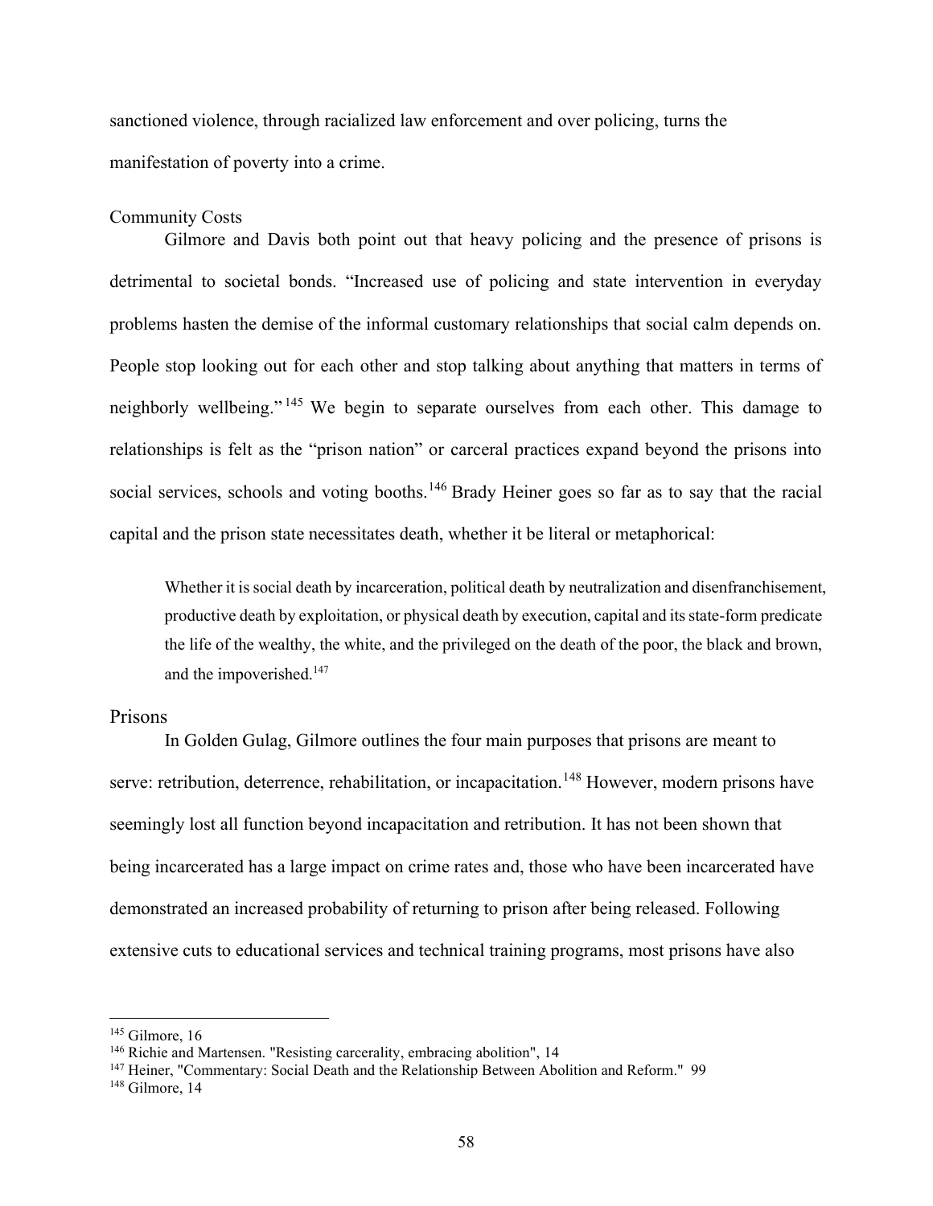sanctioned violence, through racialized law enforcement and over policing, turns the manifestation of poverty into a crime.

### Community Costs

Gilmore and Davis both point out that heavy policing and the presence of prisons is detrimental to societal bonds. "Increased use of policing and state intervention in everyday problems hasten the demise of the informal customary relationships that social calm depends on. People stop looking out for each other and stop talking about anything that matters in terms of neighborly wellbeing."[145] We begin to separate ourselves from each other. This damage to relationships is felt as the "prison nation" or carceral practices expand beyond the prisons into social services, schools and voting booths.[146] Brady Heiner goes so far as to say that the racial capital and the prison state necessitates death, whether it be literal or metaphorical:

> Whether it is social death by incarceration, political death by neutralization and disenfranchisement, productive death by exploitation, or physical death by execution, capital and its state-form predicate the life of the wealthy, the white, and the privileged on the death of the poor, the black and brown, and the impoverished.[147]

### Prisons

In Golden Gulag, Gilmore outlines the four main purposes that prisons are meant to serve: retribution, deterrence, rehabilitation, or incapacitation.[148] However, modern prisons have seemingly lost all function beyond incapacitation and retribution. It has not been shown that being incarcerated has a large impact on crime rates and, those who have been incarcerated have demonstrated an increased probability of returning to prison after being released. Following extensive cuts to educational services and technical training programs, most prisons have also

---

[145] Gilmore, 16

[146] Richie and Martensen. "Resisting carcerality, embracing abolition", 14

[147] Heiner, "Commentary: Social Death and the Relationship Between Abolition and Reform." 99

[148] Gilmore, 14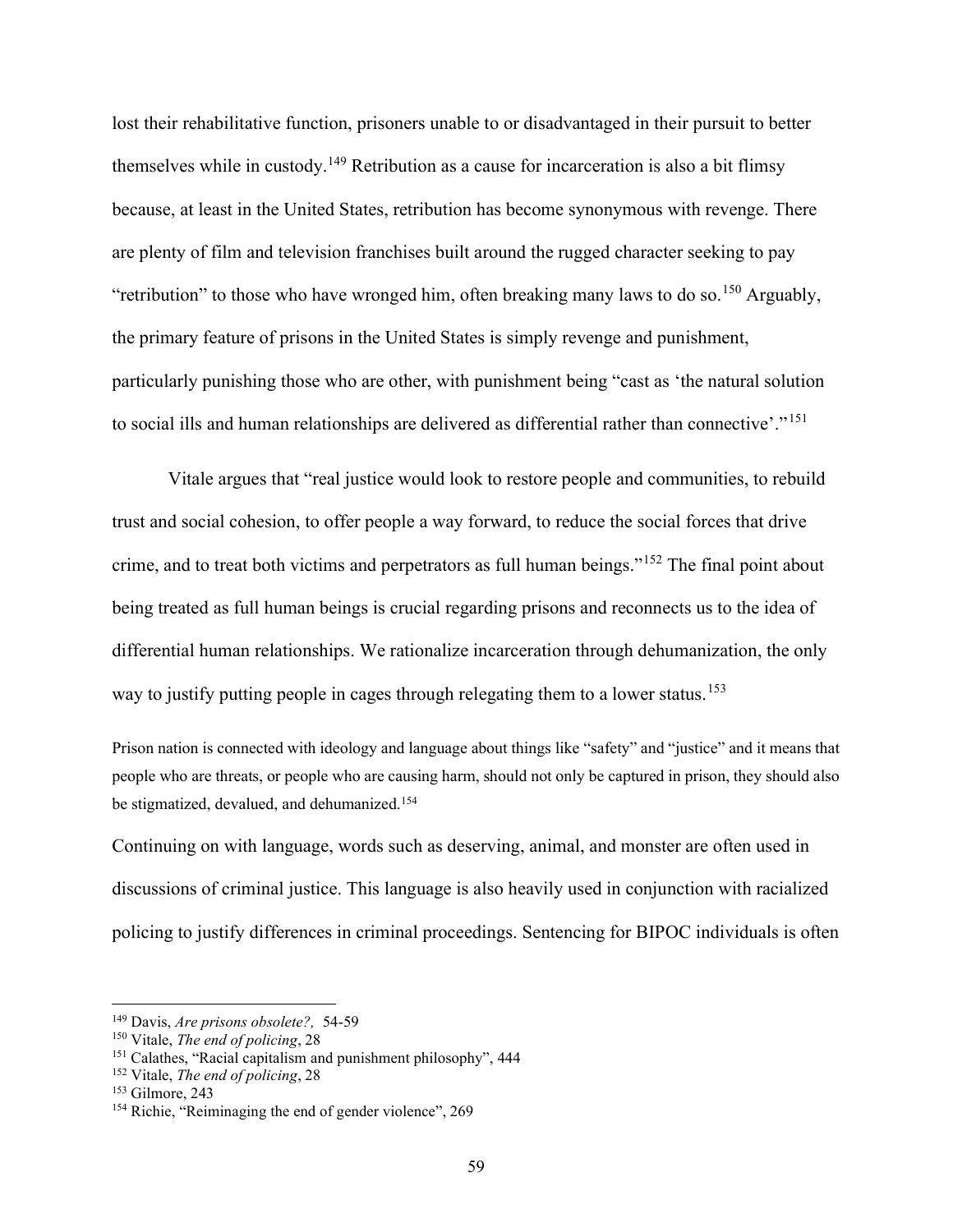lost their rehabilitative function, prisoners unable to or disadvantaged in their pursuit to better themselves while in custody.[149] Retribution as a cause for incarceration is also a bit flimsy because, at least in the United States, retribution has become synonymous with revenge. There are plenty of film and television franchises built around the rugged character seeking to pay "retribution" to those who have wronged him, often breaking many laws to do so.[150] Arguably, the primary feature of prisons in the United States is simply revenge and punishment, particularly punishing those who are other, with punishment being "cast as 'the natural solution to social ills and human relationships are delivered as differential rather than connective'."[151]

Vitale argues that "real justice would look to restore people and communities, to rebuild trust and social cohesion, to offer people a way forward, to reduce the social forces that drive crime, and to treat both victims and perpetrators as full human beings."[152] The final point about being treated as full human beings is crucial regarding prisons and reconnects us to the idea of differential human relationships. We rationalize incarceration through dehumanization, the only way to justify putting people in cages through relegating them to a lower status.[153]

> Prison nation is connected with ideology and language about things like "safety" and "justice" and it means that people who are threats, or people who are causing harm, should not only be captured in prison, they should also be stigmatized, devalued, and dehumanized.[154]

Continuing on with language, words such as deserving, animal, and monster are often used in discussions of criminal justice. This language is also heavily used in conjunction with racialized policing to justify differences in criminal proceedings. Sentencing for BIPOC individuals is often

---

[149] Davis, *Are prisons obsolete?,* 54-59

[150] Vitale, *The end of policing*, 28

[151] Calathes, "Racial capitalism and punishment philosophy", 444

[152] Vitale, *The end of policing*, 28

[153] Gilmore, 243

[154] Richie, "Reiminaging the end of gender violence", 269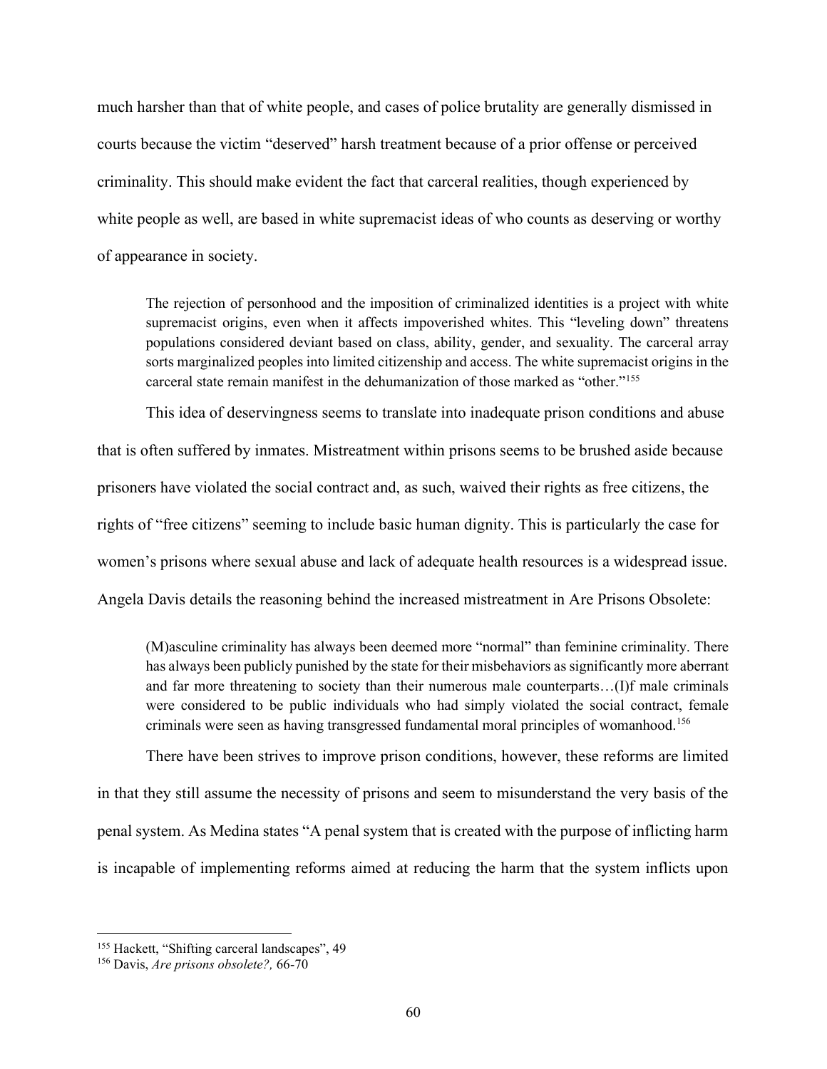much harsher than that of white people, and cases of police brutality are generally dismissed in courts because the victim "deserved" harsh treatment because of a prior offense or perceived criminality. This should make evident the fact that carceral realities, though experienced by white people as well, are based in white supremacist ideas of who counts as deserving or worthy of appearance in society.

> The rejection of personhood and the imposition of criminalized identities is a project with white supremacist origins, even when it affects impoverished whites. This "leveling down" threatens populations considered deviant based on class, ability, gender, and sexuality. The carceral array sorts marginalized peoples into limited citizenship and access. The white supremacist origins in the carceral state remain manifest in the dehumanization of those marked as "other."[155]

This idea of deservingness seems to translate into inadequate prison conditions and abuse that is often suffered by inmates. Mistreatment within prisons seems to be brushed aside because prisoners have violated the social contract and, as such, waived their rights as free citizens, the rights of "free citizens" seeming to include basic human dignity. This is particularly the case for women's prisons where sexual abuse and lack of adequate health resources is a widespread issue. Angela Davis details the reasoning behind the increased mistreatment in Are Prisons Obsolete:

> (M)asculine criminality has always been deemed more "normal" than feminine criminality. There has always been publicly punished by the state for their misbehaviors as significantly more aberrant and far more threatening to society than their numerous male counterparts…(I)f male criminals were considered to be public individuals who had simply violated the social contract, female criminals were seen as having transgressed fundamental moral principles of womanhood.[156]

There have been strives to improve prison conditions, however, these reforms are limited in that they still assume the necessity of prisons and seem to misunderstand the very basis of the penal system. As Medina states "A penal system that is created with the purpose of inflicting harm is incapable of implementing reforms aimed at reducing the harm that the system inflicts upon

---

[155] Hackett, "Shifting carceral landscapes", 49

[156] Davis, *Are prisons obsolete?,* 66-70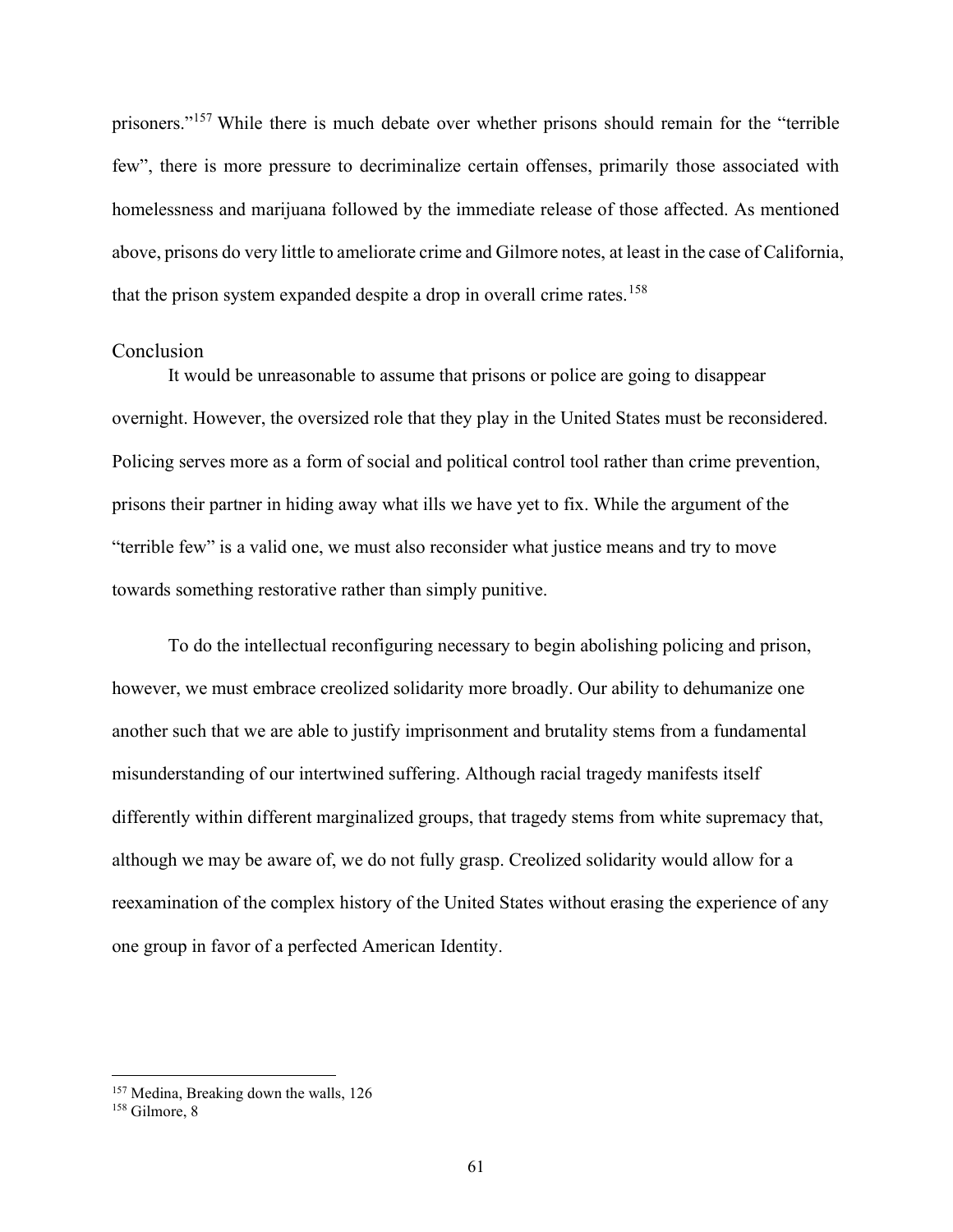prisoners."[157] While there is much debate over whether prisons should remain for the "terrible few", there is more pressure to decriminalize certain offenses, primarily those associated with homelessness and marijuana followed by the immediate release of those affected. As mentioned above, prisons do very little to ameliorate crime and Gilmore notes, at least in the case of California, that the prison system expanded despite a drop in overall crime rates.[158]

## Conclusion

It would be unreasonable to assume that prisons or police are going to disappear overnight. However, the oversized role that they play in the United States must be reconsidered. Policing serves more as a form of social and political control tool rather than crime prevention, prisons their partner in hiding away what ills we have yet to fix. While the argument of the "terrible few" is a valid one, we must also reconsider what justice means and try to move towards something restorative rather than simply punitive.

To do the intellectual reconfiguring necessary to begin abolishing policing and prison, however, we must embrace creolized solidarity more broadly. Our ability to dehumanize one another such that we are able to justify imprisonment and brutality stems from a fundamental misunderstanding of our intertwined suffering. Although racial tragedy manifests itself differently within different marginalized groups, that tragedy stems from white supremacy that, although we may be aware of, we do not fully grasp. Creolized solidarity would allow for a reexamination of the complex history of the United States without erasing the experience of any one group in favor of a perfected American Identity.

---

[157] Medina, Breaking down the walls, 126

[158] Gilmore, 8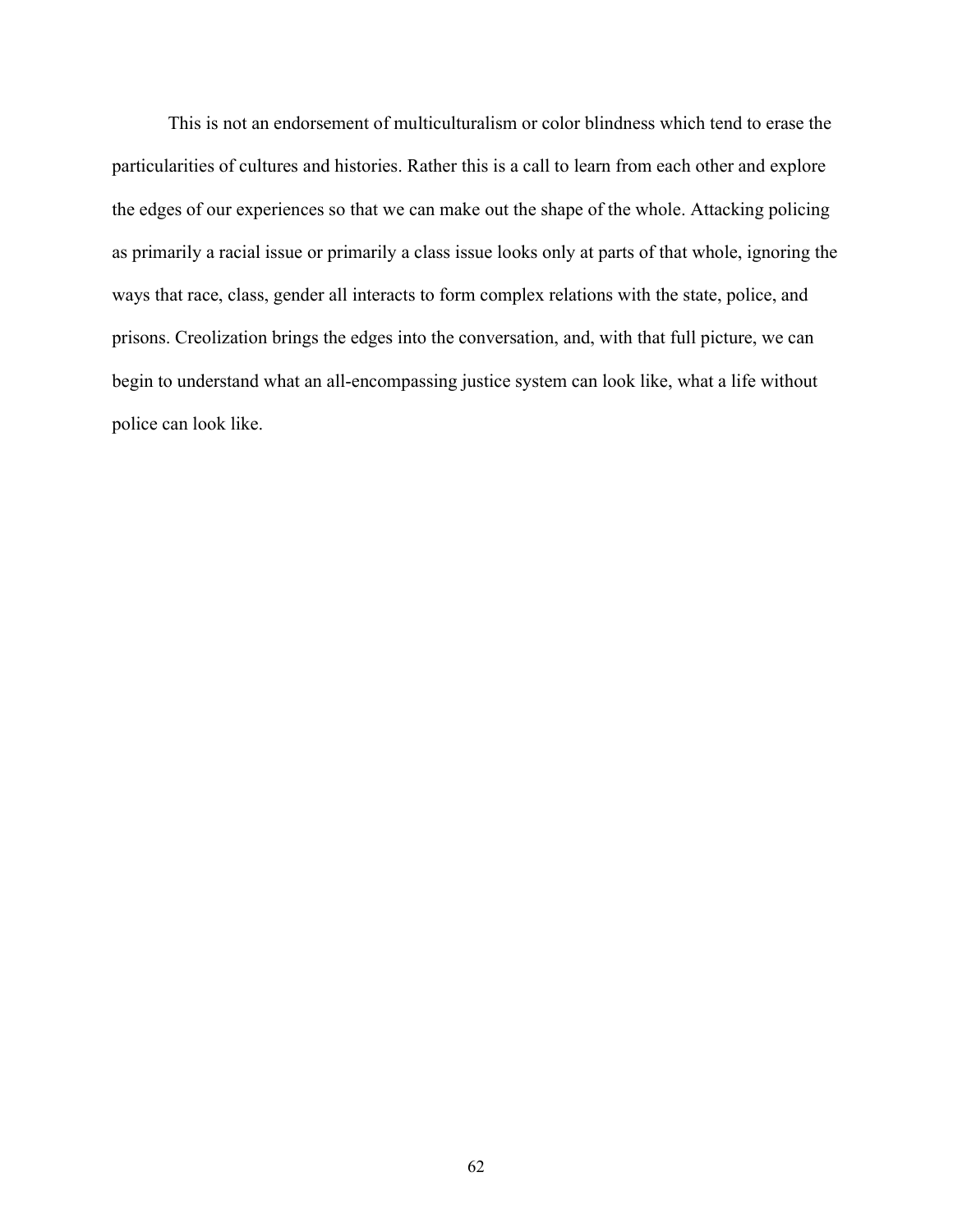This is not an endorsement of multiculturalism or color blindness which tend to erase the particularities of cultures and histories. Rather this is a call to learn from each other and explore the edges of our experiences so that we can make out the shape of the whole. Attacking policing as primarily a racial issue or primarily a class issue looks only at parts of that whole, ignoring the ways that race, class, gender all interacts to form complex relations with the state, police, and prisons. Creolization brings the edges into the conversation, and, with that full picture, we can begin to understand what an all-encompassing justice system can look like, what a life without police can look like.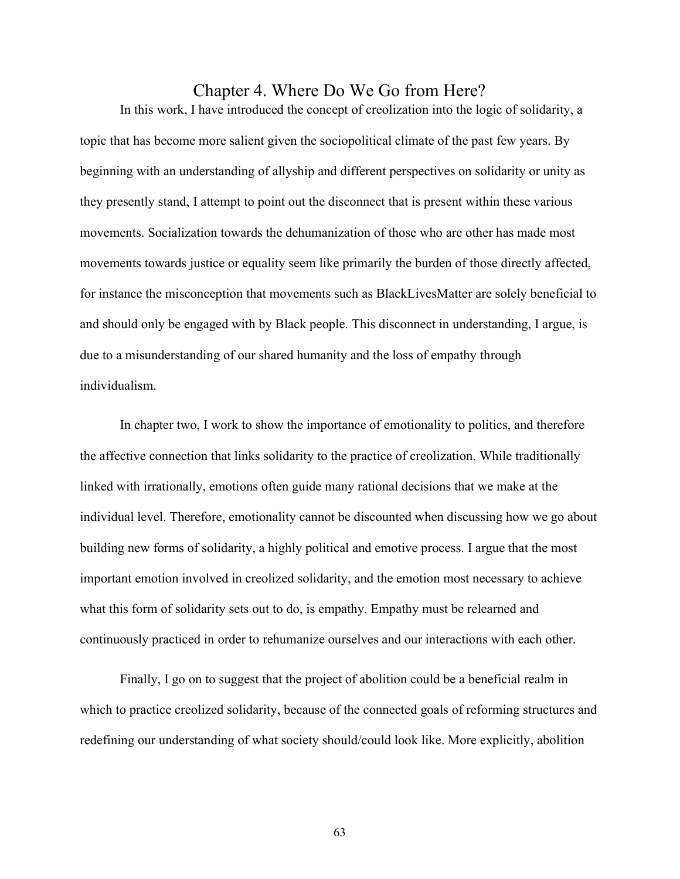# Chapter 4. Where Do We Go from Here?

In this work, I have introduced the concept of creolization into the logic of solidarity, a topic that has become more salient given the sociopolitical climate of the past few years. By beginning with an understanding of allyship and different perspectives on solidarity or unity as they presently stand, I attempt to point out the disconnect that is present within these various movements. Socialization towards the dehumanization of those who are other has made most movements towards justice or equality seem like primarily the burden of those directly affected, for instance the misconception that movements such as BlackLivesMatter are solely beneficial to and should only be engaged with by Black people. This disconnect in understanding, I argue, is due to a misunderstanding of our shared humanity and the loss of empathy through individualism.

In chapter two, I work to show the importance of emotionality to politics, and therefore the affective connection that links solidarity to the practice of creolization. While traditionally linked with irrationally, emotions often guide many rational decisions that we make at the individual level. Therefore, emotionality cannot be discounted when discussing how we go about building new forms of solidarity, a highly political and emotive process. I argue that the most important emotion involved in creolized solidarity, and the emotion most necessary to achieve what this form of solidarity sets out to do, is empathy. Empathy must be relearned and continuously practiced in order to rehumanize ourselves and our interactions with each other.

Finally, I go on to suggest that the project of abolition could be a beneficial realm in which to practice creolized solidarity, because of the connected goals of reforming structures and redefining our understanding of what society should/could look like. More explicitly, abolition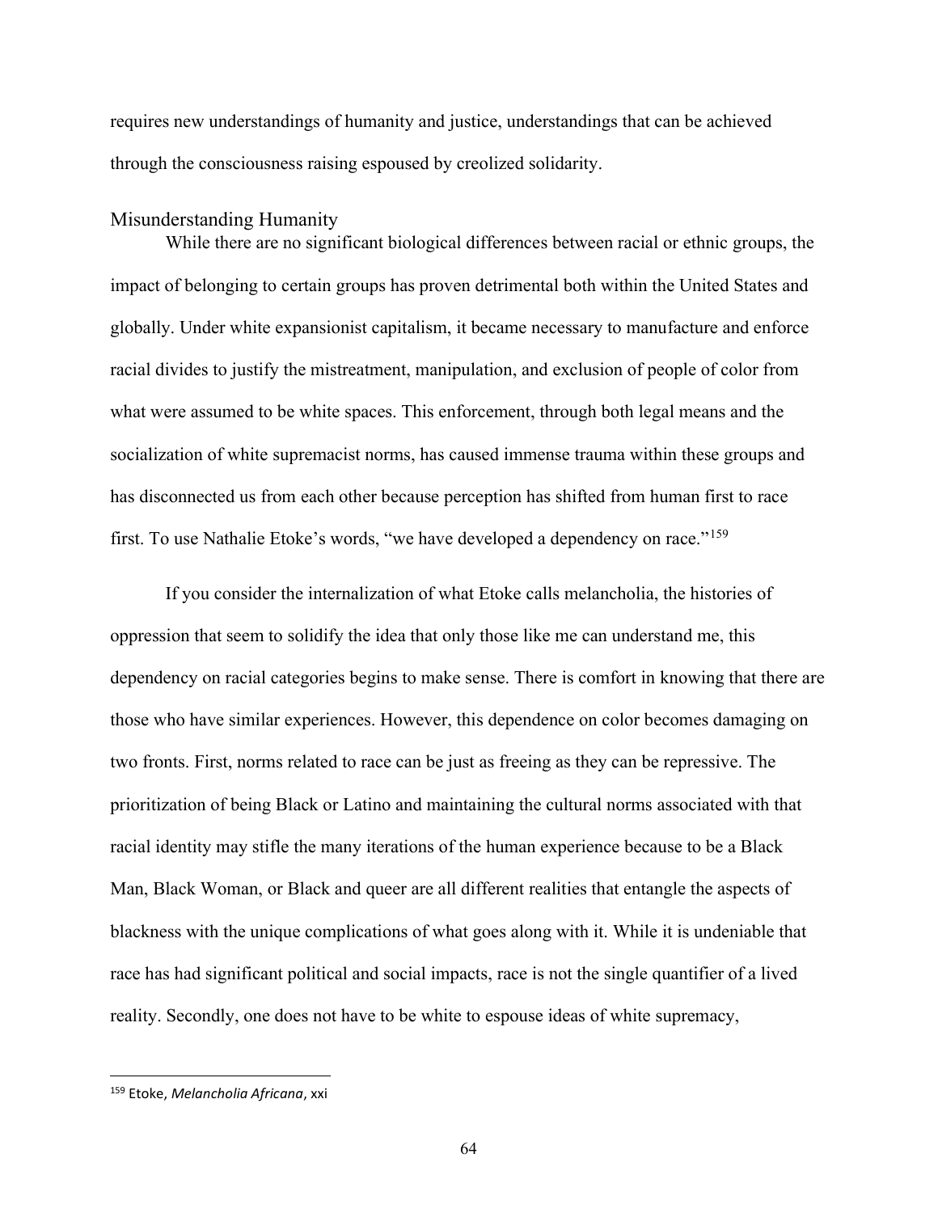requires new understandings of humanity and justice, understandings that can be achieved through the consciousness raising espoused by creolized solidarity.

## Misunderstanding Humanity

While there are no significant biological differences between racial or ethnic groups, the impact of belonging to certain groups has proven detrimental both within the United States and globally. Under white expansionist capitalism, it became necessary to manufacture and enforce racial divides to justify the mistreatment, manipulation, and exclusion of people of color from what were assumed to be white spaces. This enforcement, through both legal means and the socialization of white supremacist norms, has caused immense trauma within these groups and has disconnected us from each other because perception has shifted from human first to race first. To use Nathalie Etoke's words, "we have developed a dependency on race."[159]

If you consider the internalization of what Etoke calls melancholia, the histories of oppression that seem to solidify the idea that only those like me can understand me, this dependency on racial categories begins to make sense. There is comfort in knowing that there are those who have similar experiences. However, this dependence on color becomes damaging on two fronts. First, norms related to race can be just as freeing as they can be repressive. The prioritization of being Black or Latino and maintaining the cultural norms associated with that racial identity may stifle the many iterations of the human experience because to be a Black Man, Black Woman, or Black and queer are all different realities that entangle the aspects of blackness with the unique complications of what goes along with it. While it is undeniable that race has had significant political and social impacts, race is not the single quantifier of a lived reality. Secondly, one does not have to be white to espouse ideas of white supremacy,

---

[159] Etoke, *Melancholia Africana*, xxi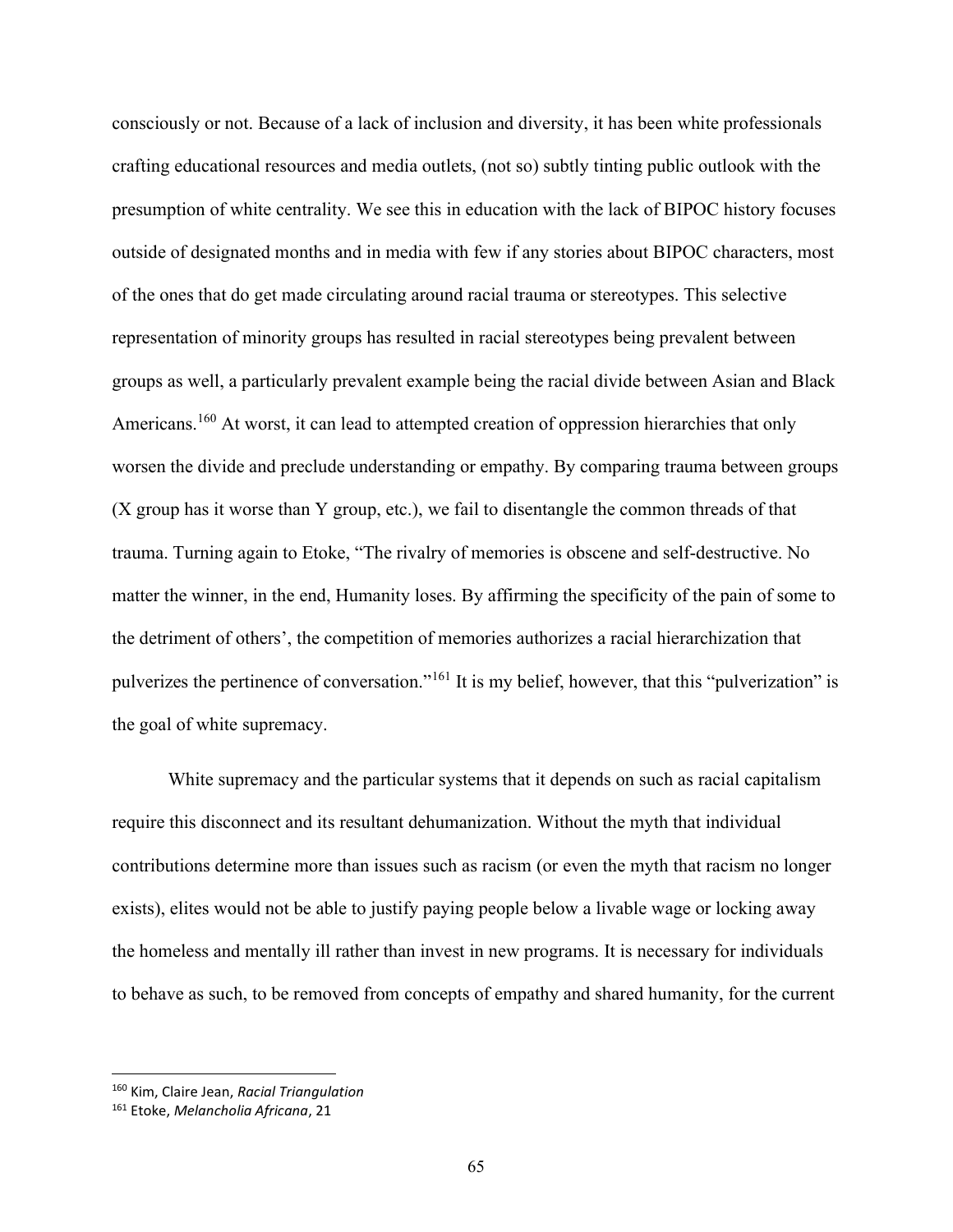consciously or not. Because of a lack of inclusion and diversity, it has been white professionals crafting educational resources and media outlets, (not so) subtly tinting public outlook with the presumption of white centrality. We see this in education with the lack of BIPOC history focuses outside of designated months and in media with few if any stories about BIPOC characters, most of the ones that do get made circulating around racial trauma or stereotypes. This selective representation of minority groups has resulted in racial stereotypes being prevalent between groups as well, a particularly prevalent example being the racial divide between Asian and Black Americans.[160] At worst, it can lead to attempted creation of oppression hierarchies that only worsen the divide and preclude understanding or empathy. By comparing trauma between groups (X group has it worse than Y group, etc.), we fail to disentangle the common threads of that trauma. Turning again to Etoke, "The rivalry of memories is obscene and self-destructive. No matter the winner, in the end, Humanity loses. By affirming the specificity of the pain of some to the detriment of others', the competition of memories authorizes a racial hierarchization that pulverizes the pertinence of conversation."[161] It is my belief, however, that this "pulverization" is the goal of white supremacy.

White supremacy and the particular systems that it depends on such as racial capitalism require this disconnect and its resultant dehumanization. Without the myth that individual contributions determine more than issues such as racism (or even the myth that racism no longer exists), elites would not be able to justify paying people below a livable wage or locking away the homeless and mentally ill rather than invest in new programs. It is necessary for individuals to behave as such, to be removed from concepts of empathy and shared humanity, for the current

---

[160] Kim, Claire Jean, *Racial Triangulation*

[161] Etoke, *Melancholia Africana*, 21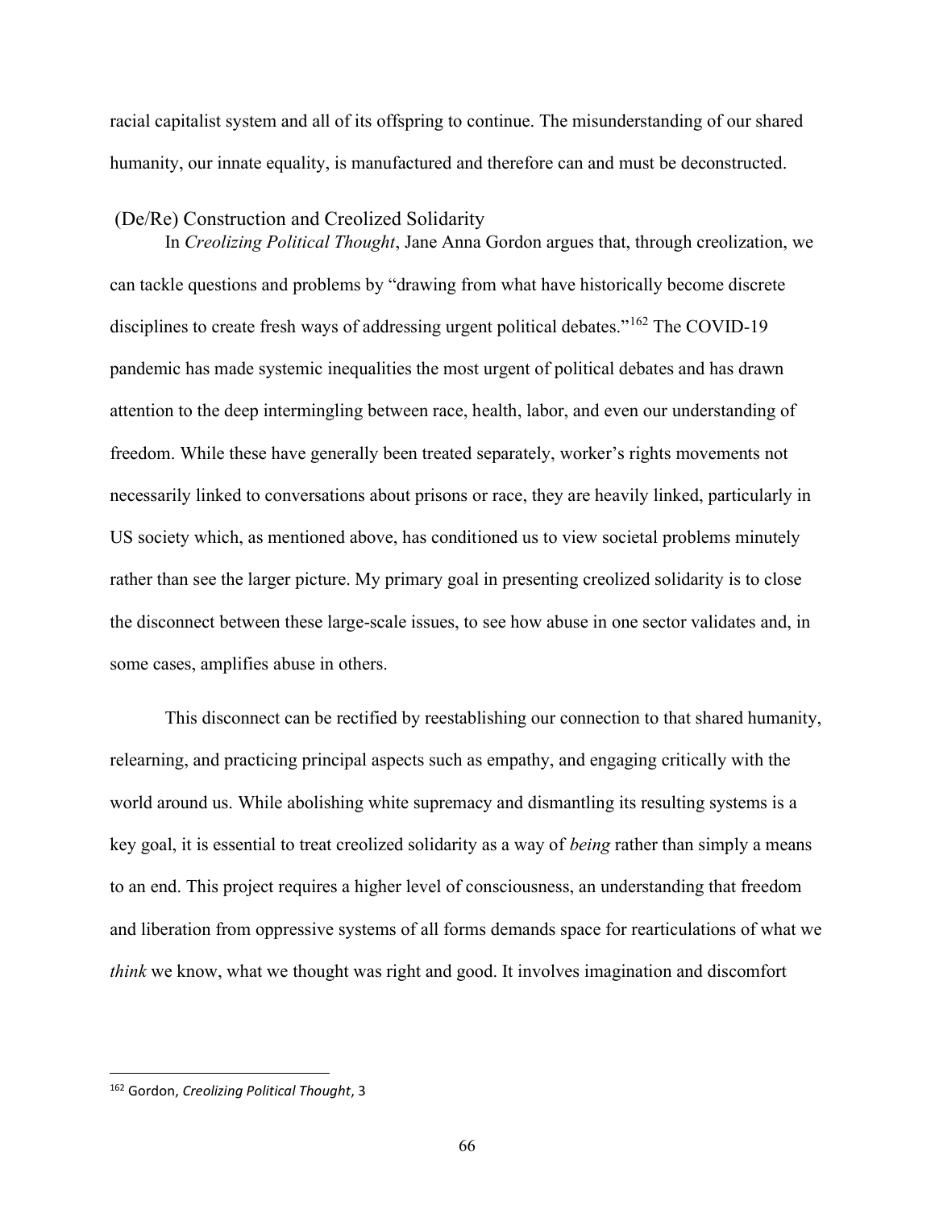racial capitalist system and all of its offspring to continue. The misunderstanding of our shared humanity, our innate equality, is manufactured and therefore can and must be deconstructed.

## (De/Re) Construction and Creolized Solidarity

In *Creolizing Political Thought*, Jane Anna Gordon argues that, through creolization, we can tackle questions and problems by "drawing from what have historically become discrete disciplines to create fresh ways of addressing urgent political debates."[162] The COVID-19 pandemic has made systemic inequalities the most urgent of political debates and has drawn attention to the deep intermingling between race, health, labor, and even our understanding of freedom. While these have generally been treated separately, worker's rights movements not necessarily linked to conversations about prisons or race, they are heavily linked, particularly in US society which, as mentioned above, has conditioned us to view societal problems minutely rather than see the larger picture. My primary goal in presenting creolized solidarity is to close the disconnect between these large-scale issues, to see how abuse in one sector validates and, in some cases, amplifies abuse in others.

This disconnect can be rectified by reestablishing our connection to that shared humanity, relearning, and practicing principal aspects such as empathy, and engaging critically with the world around us. While abolishing white supremacy and dismantling its resulting systems is a key goal, it is essential to treat creolized solidarity as a way of *being* rather than simply a means to an end. This project requires a higher level of consciousness, an understanding that freedom and liberation from oppressive systems of all forms demands space for rearticulations of what we *think* we know, what we thought was right and good. It involves imagination and discomfort

---

[162] Gordon, *Creolizing Political Thought*, 3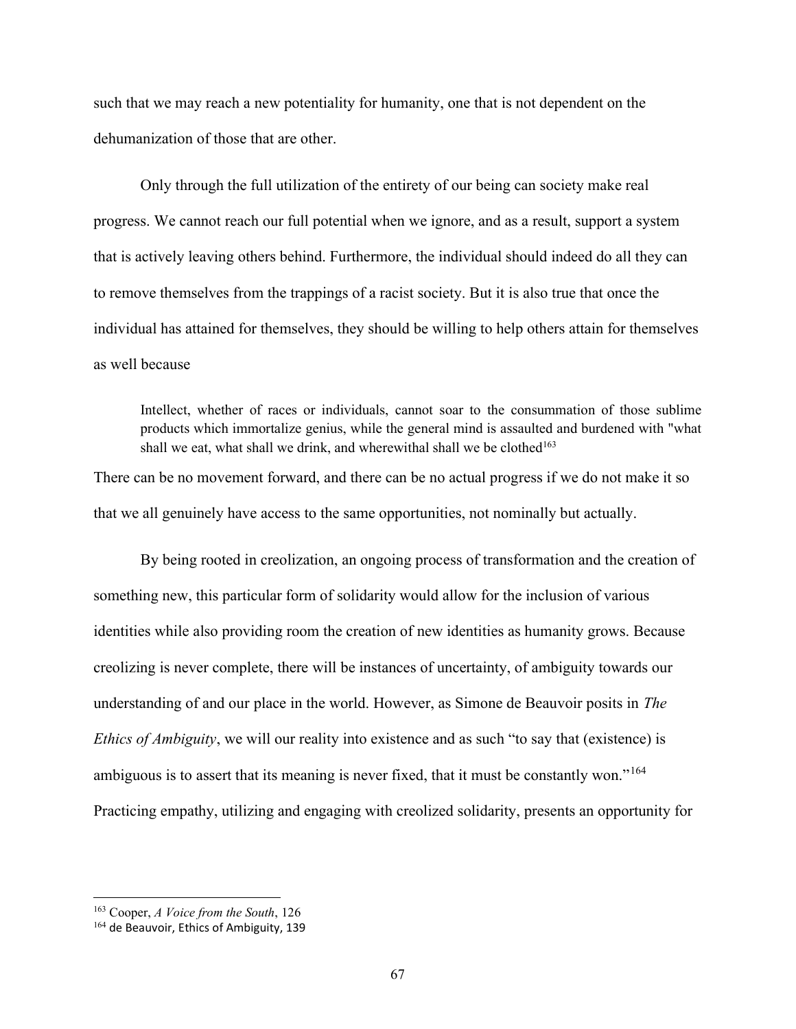such that we may reach a new potentiality for humanity, one that is not dependent on the dehumanization of those that are other.

Only through the full utilization of the entirety of our being can society make real progress. We cannot reach our full potential when we ignore, and as a result, support a system that is actively leaving others behind. Furthermore, the individual should indeed do all they can to remove themselves from the trappings of a racist society. But it is also true that once the individual has attained for themselves, they should be willing to help others attain for themselves as well because

> Intellect, whether of races or individuals, cannot soar to the consummation of those sublime products which immortalize genius, while the general mind is assaulted and burdened with "what shall we eat, what shall we drink, and wherewithal shall we be clothed[163]

There can be no movement forward, and there can be no actual progress if we do not make it so that we all genuinely have access to the same opportunities, not nominally but actually.

By being rooted in creolization, an ongoing process of transformation and the creation of something new, this particular form of solidarity would allow for the inclusion of various identities while also providing room the creation of new identities as humanity grows. Because creolizing is never complete, there will be instances of uncertainty, of ambiguity towards our understanding of and our place in the world. However, as Simone de Beauvoir posits in *The Ethics of Ambiguity*, we will our reality into existence and as such "to say that (existence) is ambiguous is to assert that its meaning is never fixed, that it must be constantly won."[164] Practicing empathy, utilizing and engaging with creolized solidarity, presents an opportunity for

---

[163] Cooper, *A Voice from the South*, 126

[164] de Beauvoir, Ethics of Ambiguity, 139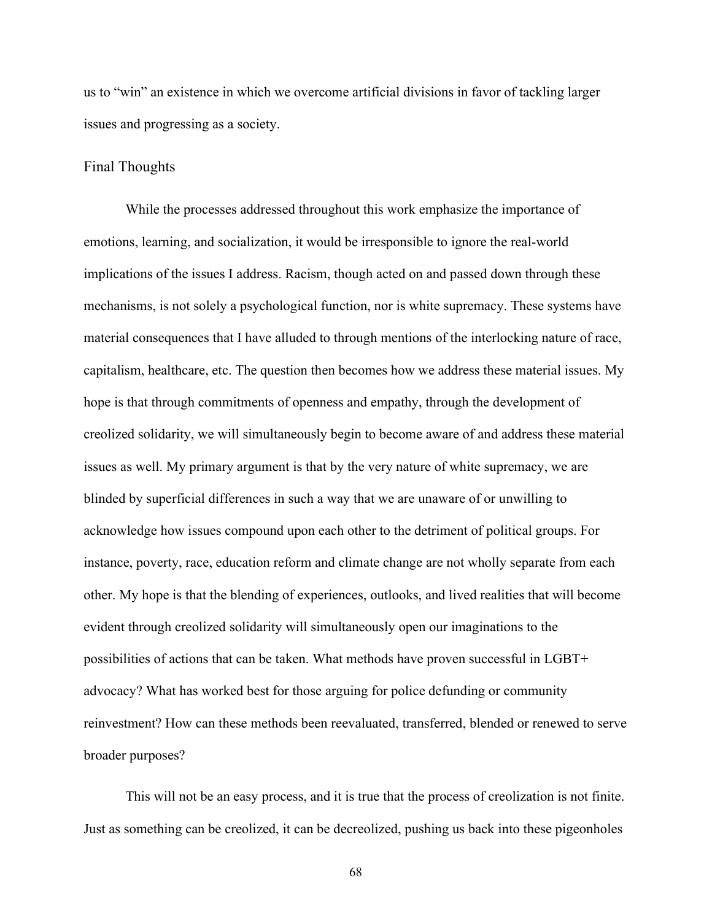us to "win" an existence in which we overcome artificial divisions in favor of tackling larger issues and progressing as a society.

## Final Thoughts

While the processes addressed throughout this work emphasize the importance of emotions, learning, and socialization, it would be irresponsible to ignore the real-world implications of the issues I address. Racism, though acted on and passed down through these mechanisms, is not solely a psychological function, nor is white supremacy. These systems have material consequences that I have alluded to through mentions of the interlocking nature of race, capitalism, healthcare, etc. The question then becomes how we address these material issues. My hope is that through commitments of openness and empathy, through the development of creolized solidarity, we will simultaneously begin to become aware of and address these material issues as well. My primary argument is that by the very nature of white supremacy, we are blinded by superficial differences in such a way that we are unaware of or unwilling to acknowledge how issues compound upon each other to the detriment of political groups. For instance, poverty, race, education reform and climate change are not wholly separate from each other. My hope is that the blending of experiences, outlooks, and lived realities that will become evident through creolized solidarity will simultaneously open our imaginations to the possibilities of actions that can be taken. What methods have proven successful in LGBT+ advocacy? What has worked best for those arguing for police defunding or community reinvestment? How can these methods been reevaluated, transferred, blended or renewed to serve broader purposes?

This will not be an easy process, and it is true that the process of creolization is not finite. Just as something can be creolized, it can be decreolized, pushing us back into these pigeonholes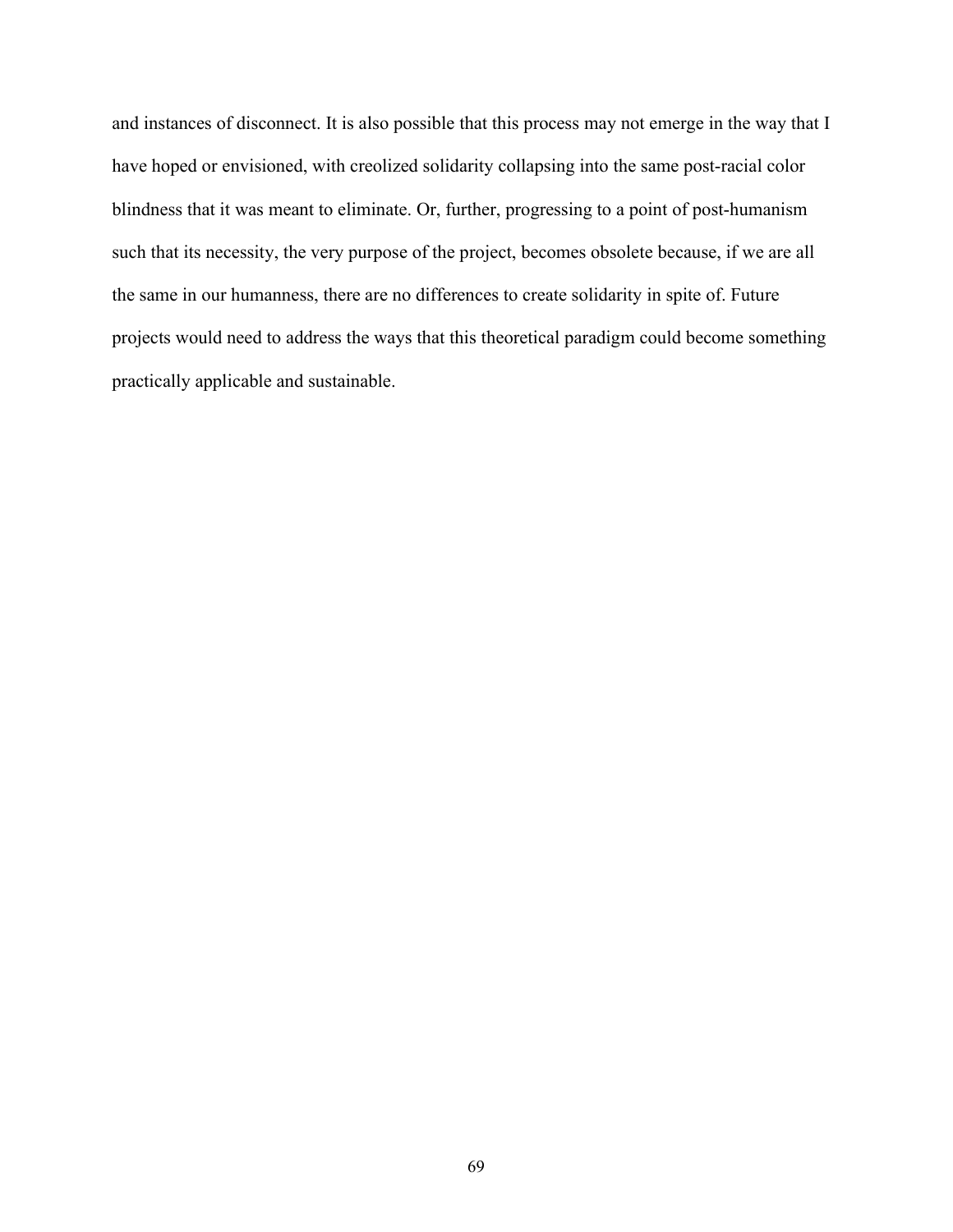and instances of disconnect. It is also possible that this process may not emerge in the way that I have hoped or envisioned, with creolized solidarity collapsing into the same post-racial color blindness that it was meant to eliminate. Or, further, progressing to a point of post-humanism such that its necessity, the very purpose of the project, becomes obsolete because, if we are all the same in our humanness, there are no differences to create solidarity in spite of. Future projects would need to address the ways that this theoretical paradigm could become something practically applicable and sustainable.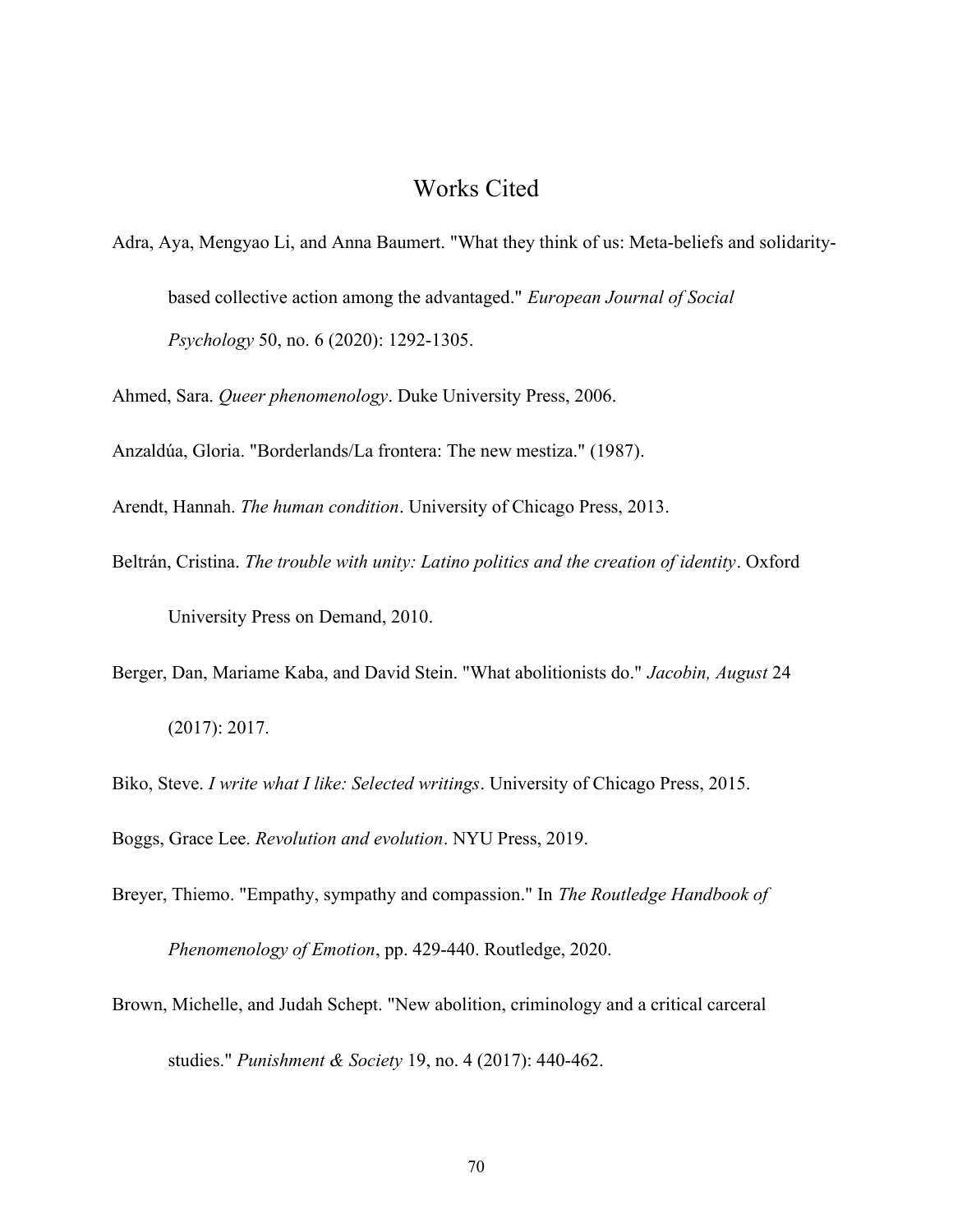# Works Cited

Adra, Aya, Mengyao Li, and Anna Baumert. "What they think of us: Meta-beliefs and solidarity-based collective action among the advantaged." *European Journal of Social Psychology* 50, no. 6 (2020): 1292-1305.

Ahmed, Sara. *Queer phenomenology*. Duke University Press, 2006.

Anzaldúa, Gloria. "Borderlands/La frontera: The new mestiza." (1987).

Arendt, Hannah. *The human condition*. University of Chicago Press, 2013.

Beltrán, Cristina. *The trouble with unity: Latino politics and the creation of identity*. Oxford University Press on Demand, 2010.

Berger, Dan, Mariame Kaba, and David Stein. "What abolitionists do." *Jacobin, August* 24 (2017): 2017.

Biko, Steve. *I write what I like: Selected writings*. University of Chicago Press, 2015.

Boggs, Grace Lee. *Revolution and evolution*. NYU Press, 2019.

Breyer, Thiemo. "Empathy, sympathy and compassion." In *The Routledge Handbook of Phenomenology of Emotion*, pp. 429-440. Routledge, 2020.

Brown, Michelle, and Judah Schept. "New abolition, criminology and a critical carceral studies." *Punishment & Society* 19, no. 4 (2017): 440-462.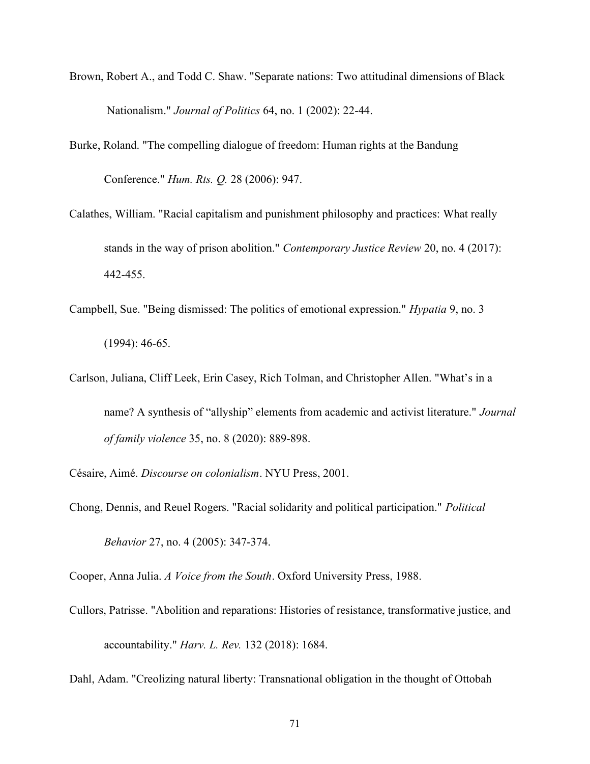Brown, Robert A., and Todd C. Shaw. "Separate nations: Two attitudinal dimensions of Black Nationalism." *Journal of Politics* 64, no. 1 (2002): 22-44.

Burke, Roland. "The compelling dialogue of freedom: Human rights at the Bandung Conference." *Hum. Rts. Q.* 28 (2006): 947.

Calathes, William. "Racial capitalism and punishment philosophy and practices: What really stands in the way of prison abolition." *Contemporary Justice Review* 20, no. 4 (2017): 442-455.

Campbell, Sue. "Being dismissed: The politics of emotional expression." *Hypatia* 9, no. 3 (1994): 46-65.

Carlson, Juliana, Cliff Leek, Erin Casey, Rich Tolman, and Christopher Allen. "What's in a name? A synthesis of "allyship" elements from academic and activist literature." *Journal of family violence* 35, no. 8 (2020): 889-898.

Césaire, Aimé. *Discourse on colonialism*. NYU Press, 2001.

Chong, Dennis, and Reuel Rogers. "Racial solidarity and political participation." *Political Behavior* 27, no. 4 (2005): 347-374.

Cooper, Anna Julia. *A Voice from the South*. Oxford University Press, 1988.

Cullors, Patrisse. "Abolition and reparations: Histories of resistance, transformative justice, and accountability." *Harv. L. Rev.* 132 (2018): 1684.

Dahl, Adam. "Creolizing natural liberty: Transnational obligation in the thought of Ottobah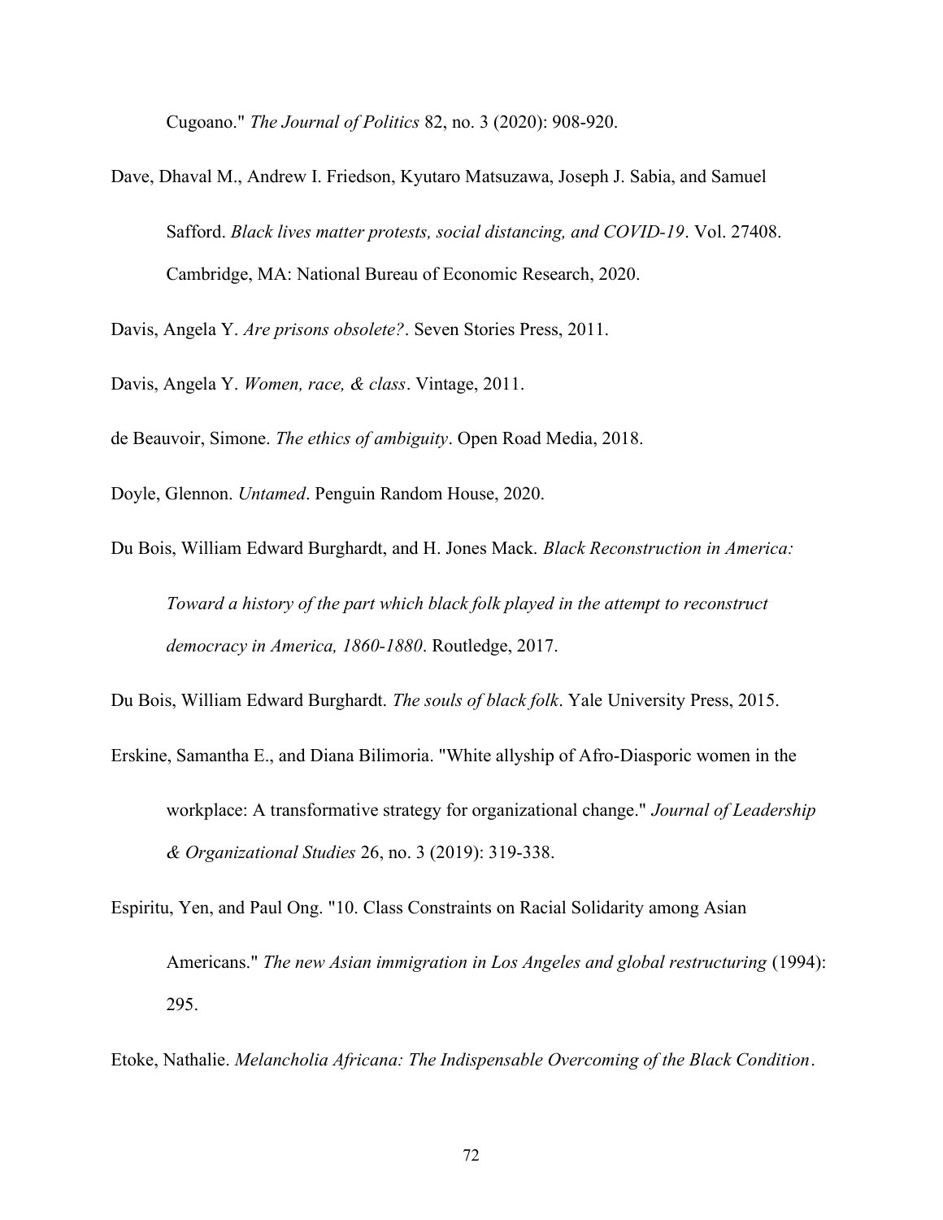Cugoano." *The Journal of Politics* 82, no. 3 (2020): 908-920.

Dave, Dhaval M., Andrew I. Friedson, Kyutaro Matsuzawa, Joseph J. Sabia, and Samuel Safford. *Black lives matter protests, social distancing, and COVID-19*. Vol. 27408. Cambridge, MA: National Bureau of Economic Research, 2020.

Davis, Angela Y. *Are prisons obsolete?*. Seven Stories Press, 2011.

Davis, Angela Y. *Women, race, & class*. Vintage, 2011.

de Beauvoir, Simone. *The ethics of ambiguity*. Open Road Media, 2018.

Doyle, Glennon. *Untamed*. Penguin Random House, 2020.

Du Bois, William Edward Burghardt, and H. Jones Mack. *Black Reconstruction in America: Toward a history of the part which black folk played in the attempt to reconstruct democracy in America, 1860-1880*. Routledge, 2017.

Du Bois, William Edward Burghardt. *The souls of black folk*. Yale University Press, 2015.

Erskine, Samantha E., and Diana Bilimoria. "White allyship of Afro-Diasporic women in the workplace: A transformative strategy for organizational change." *Journal of Leadership & Organizational Studies* 26, no. 3 (2019): 319-338.

Espiritu, Yen, and Paul Ong. "10. Class Constraints on Racial Solidarity among Asian Americans." *The new Asian immigration in Los Angeles and global restructuring* (1994): 295.

Etoke, Nathalie. *Melancholia Africana: The Indispensable Overcoming of the Black Condition*.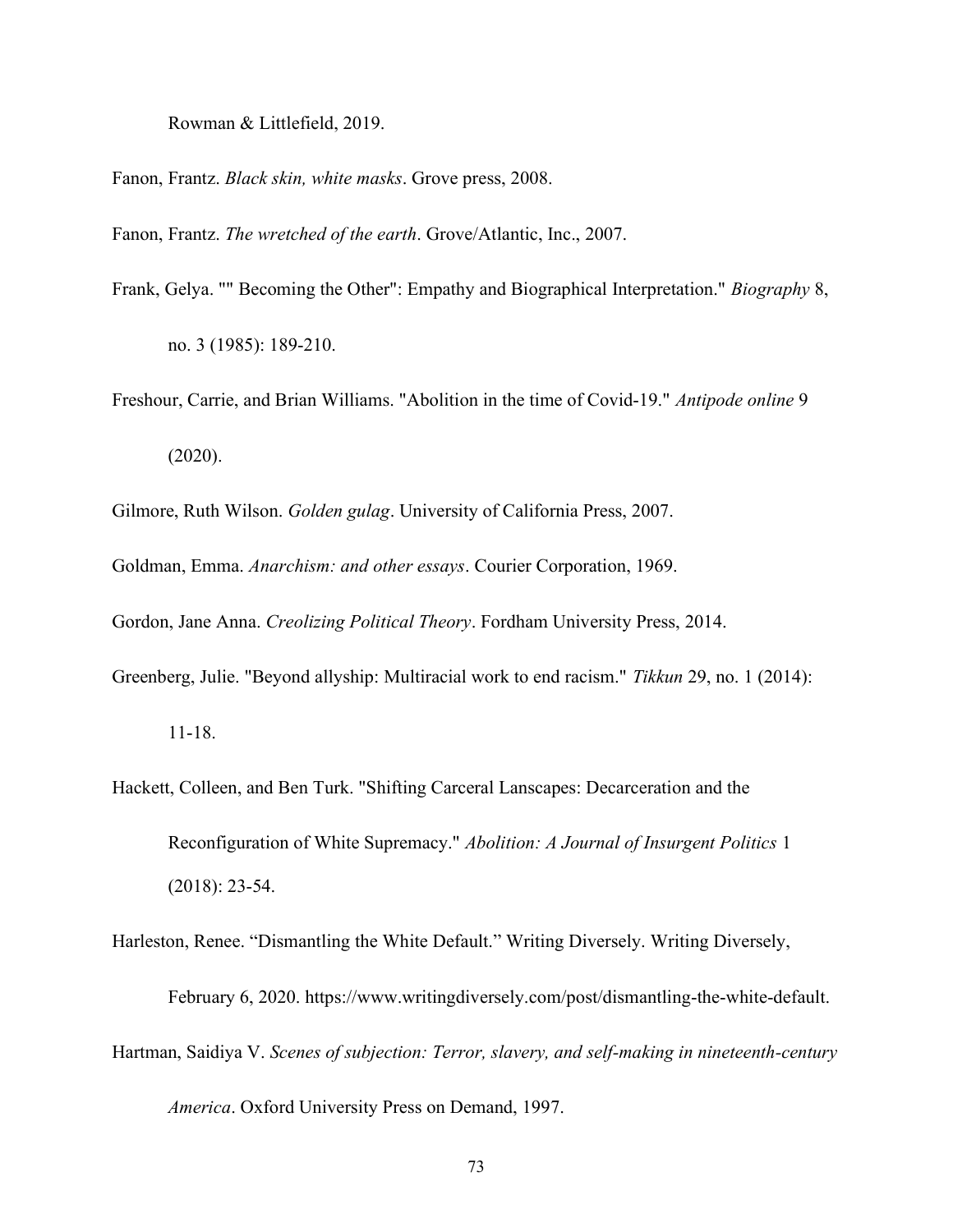Rowman & Littlefield, 2019.

Fanon, Frantz. *Black skin, white masks*. Grove press, 2008.

Fanon, Frantz. *The wretched of the earth*. Grove/Atlantic, Inc., 2007.

Frank, Gelya. "" Becoming the Other": Empathy and Biographical Interpretation." *Biography* 8, no. 3 (1985): 189-210.

Freshour, Carrie, and Brian Williams. "Abolition in the time of Covid-19." *Antipode online* 9 (2020).

Gilmore, Ruth Wilson. *Golden gulag*. University of California Press, 2007.

Goldman, Emma. *Anarchism: and other essays*. Courier Corporation, 1969.

Gordon, Jane Anna. *Creolizing Political Theory*. Fordham University Press, 2014.

Greenberg, Julie. "Beyond allyship: Multiracial work to end racism." *Tikkun* 29, no. 1 (2014): 11-18.

Hackett, Colleen, and Ben Turk. "Shifting Carceral Lanscapes: Decarceration and the Reconfiguration of White Supremacy." *Abolition: A Journal of Insurgent Politics* 1 (2018): 23-54.

Harleston, Renee. "Dismantling the White Default." Writing Diversely. Writing Diversely, February 6, 2020. https://www.writingdiversely.com/post/dismantling-the-white-default.

Hartman, Saidiya V. *Scenes of subjection: Terror, slavery, and self-making in nineteenth-century America*. Oxford University Press on Demand, 1997.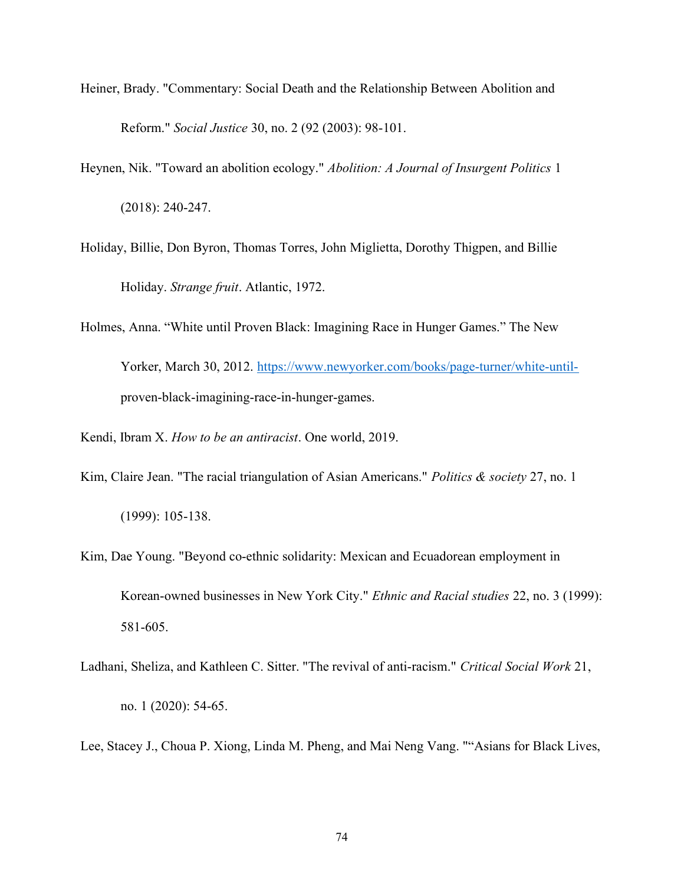Heiner, Brady. "Commentary: Social Death and the Relationship Between Abolition and Reform." *Social Justice* 30, no. 2 (92 (2003): 98-101.

Heynen, Nik. "Toward an abolition ecology." *Abolition: A Journal of Insurgent Politics* 1 (2018): 240-247.

Holiday, Billie, Don Byron, Thomas Torres, John Miglietta, Dorothy Thigpen, and Billie Holiday. *Strange fruit*. Atlantic, 1972.

Holmes, Anna. "White until Proven Black: Imagining Race in Hunger Games." The New Yorker, March 30, 2012. https://www.newyorker.com/books/page-turner/white-until-proven-black-imagining-race-in-hunger-games.

Kendi, Ibram X. *How to be an antiracist*. One world, 2019.

Kim, Claire Jean. "The racial triangulation of Asian Americans." *Politics & society* 27, no. 1 (1999): 105-138.

Kim, Dae Young. "Beyond co-ethnic solidarity: Mexican and Ecuadorean employment in Korean-owned businesses in New York City." *Ethnic and Racial studies* 22, no. 3 (1999): 581-605.

Ladhani, Sheliza, and Kathleen C. Sitter. "The revival of anti-racism." *Critical Social Work* 21, no. 1 (2020): 54-65.

Lee, Stacey J., Choua P. Xiong, Linda M. Pheng, and Mai Neng Vang. "“Asians for Black Lives,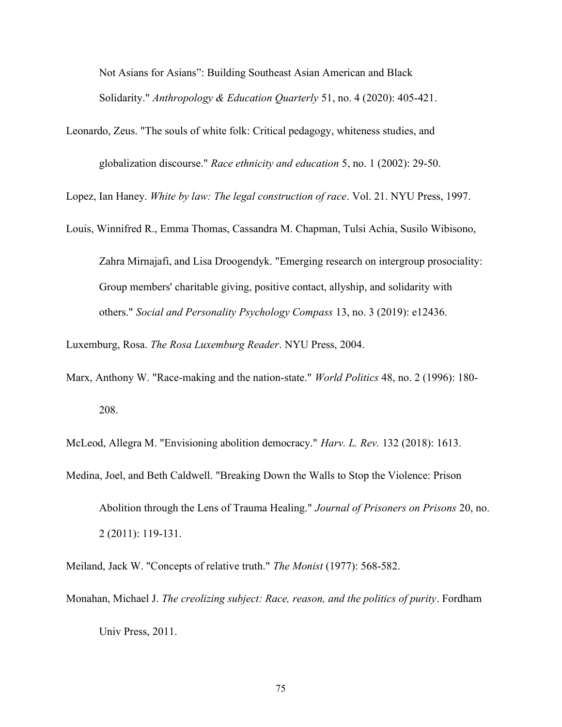Not Asians for Asians": Building Southeast Asian American and Black Solidarity." *Anthropology & Education Quarterly* 51, no. 4 (2020): 405-421.

Leonardo, Zeus. "The souls of white folk: Critical pedagogy, whiteness studies, and globalization discourse." *Race ethnicity and education* 5, no. 1 (2002): 29-50.

Lopez, Ian Haney. *White by law: The legal construction of race*. Vol. 21. NYU Press, 1997.

Louis, Winnifred R., Emma Thomas, Cassandra M. Chapman, Tulsi Achia, Susilo Wibisono, Zahra Mirnajafi, and Lisa Droogendyk. "Emerging research on intergroup prosociality: Group members' charitable giving, positive contact, allyship, and solidarity with others." *Social and Personality Psychology Compass* 13, no. 3 (2019): e12436.

Luxemburg, Rosa. *The Rosa Luxemburg Reader*. NYU Press, 2004.

Marx, Anthony W. "Race-making and the nation-state." *World Politics* 48, no. 2 (1996): 180-208.

McLeod, Allegra M. "Envisioning abolition democracy." *Harv. L. Rev.* 132 (2018): 1613.

Medina, Joel, and Beth Caldwell. "Breaking Down the Walls to Stop the Violence: Prison Abolition through the Lens of Trauma Healing." *Journal of Prisoners on Prisons* 20, no. 2 (2011): 119-131.

Meiland, Jack W. "Concepts of relative truth." *The Monist* (1977): 568-582.

Monahan, Michael J. *The creolizing subject: Race, reason, and the politics of purity*. Fordham Univ Press, 2011.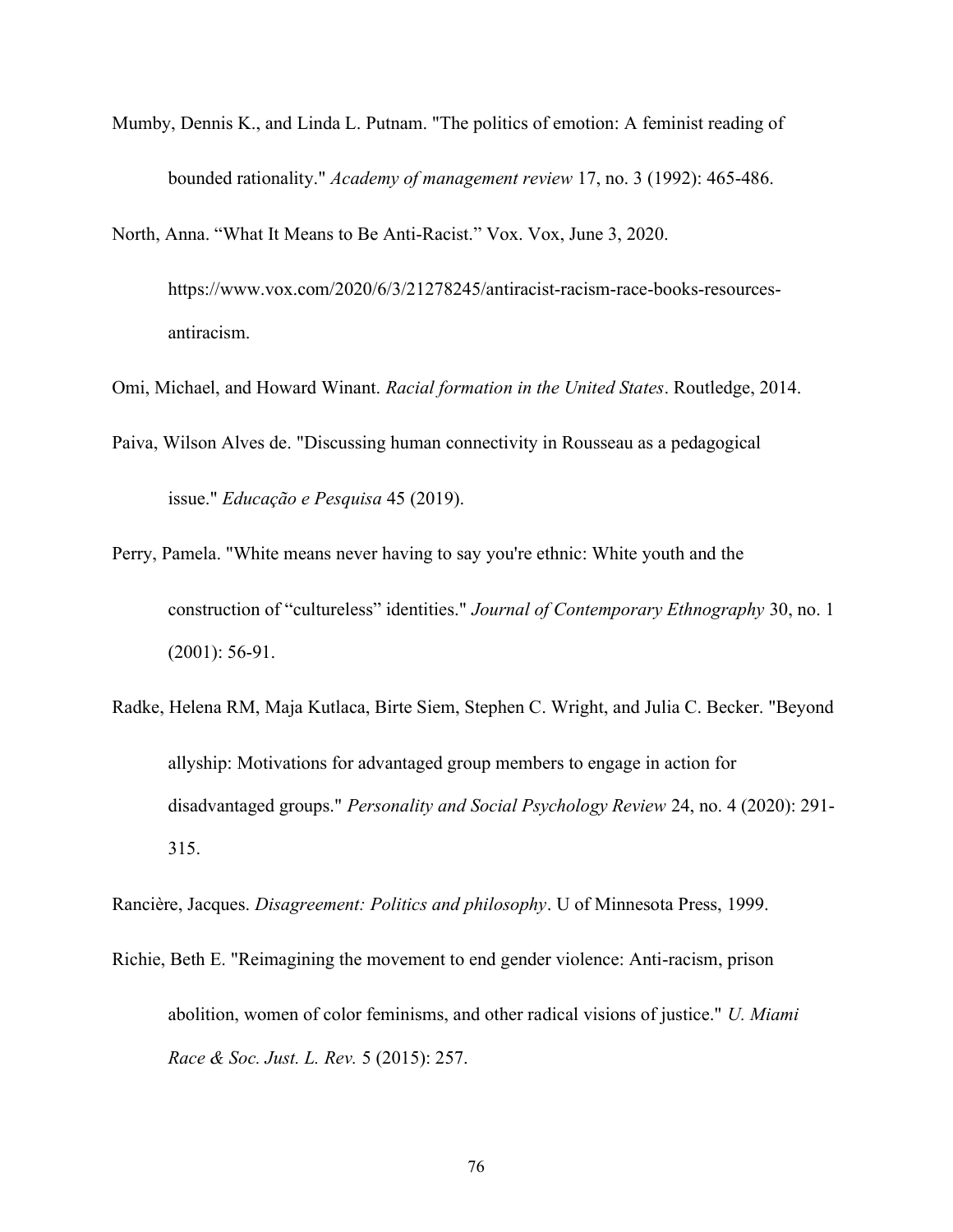Mumby, Dennis K., and Linda L. Putnam. "The politics of emotion: A feminist reading of bounded rationality." *Academy of management review* 17, no. 3 (1992): 465-486.

North, Anna. "What It Means to Be Anti-Racist." Vox. Vox, June 3, 2020. https://www.vox.com/2020/6/3/21278245/antiracist-racism-race-books-resources-antiracism.

Omi, Michael, and Howard Winant. *Racial formation in the United States*. Routledge, 2014.

Paiva, Wilson Alves de. "Discussing human connectivity in Rousseau as a pedagogical issue." *Educação e Pesquisa* 45 (2019).

Perry, Pamela. "White means never having to say you're ethnic: White youth and the construction of "cultureless" identities." *Journal of Contemporary Ethnography* 30, no. 1 (2001): 56-91.

Radke, Helena RM, Maja Kutlaca, Birte Siem, Stephen C. Wright, and Julia C. Becker. "Beyond allyship: Motivations for advantaged group members to engage in action for disadvantaged groups." *Personality and Social Psychology Review* 24, no. 4 (2020): 291-315.

Rancière, Jacques. *Disagreement: Politics and philosophy*. U of Minnesota Press, 1999.

Richie, Beth E. "Reimagining the movement to end gender violence: Anti-racism, prison abolition, women of color feminisms, and other radical visions of justice." *U. Miami Race & Soc. Just. L. Rev.* 5 (2015): 257.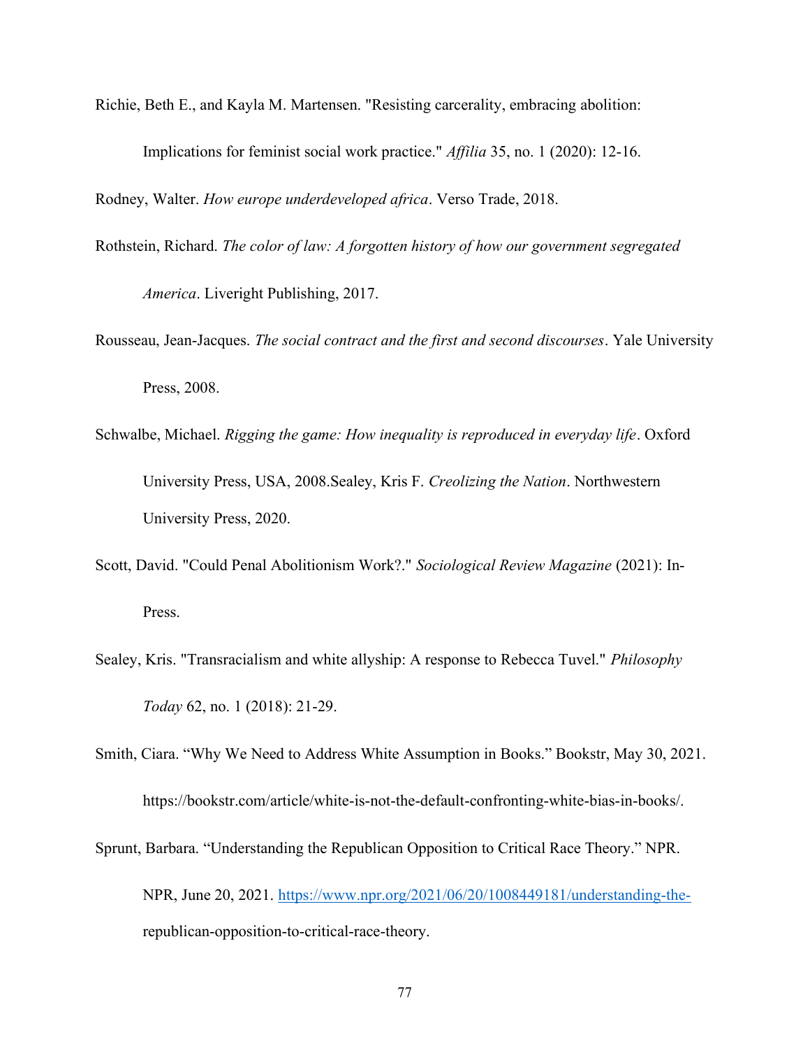Richie, Beth E., and Kayla M. Martensen. "Resisting carcerality, embracing abolition: Implications for feminist social work practice." *Affilia* 35, no. 1 (2020): 12-16.

Rodney, Walter. *How europe underdeveloped africa*. Verso Trade, 2018.

Rothstein, Richard. *The color of law: A forgotten history of how our government segregated America*. Liveright Publishing, 2017.

Rousseau, Jean-Jacques. *The social contract and the first and second discourses*. Yale University Press, 2008.

Schwalbe, Michael. *Rigging the game: How inequality is reproduced in everyday life*. Oxford University Press, USA, 2008.Sealey, Kris F. *Creolizing the Nation*. Northwestern University Press, 2020.

Scott, David. "Could Penal Abolitionism Work?." *Sociological Review Magazine* (2021): In-Press.

Sealey, Kris. "Transracialism and white allyship: A response to Rebecca Tuvel." *Philosophy Today* 62, no. 1 (2018): 21-29.

Smith, Ciara. "Why We Need to Address White Assumption in Books." Bookstr, May 30, 2021. https://bookstr.com/article/white-is-not-the-default-confronting-white-bias-in-books/.

Sprunt, Barbara. "Understanding the Republican Opposition to Critical Race Theory." NPR. NPR, June 20, 2021. https://www.npr.org/2021/06/20/1008449181/understanding-the-republican-opposition-to-critical-race-theory.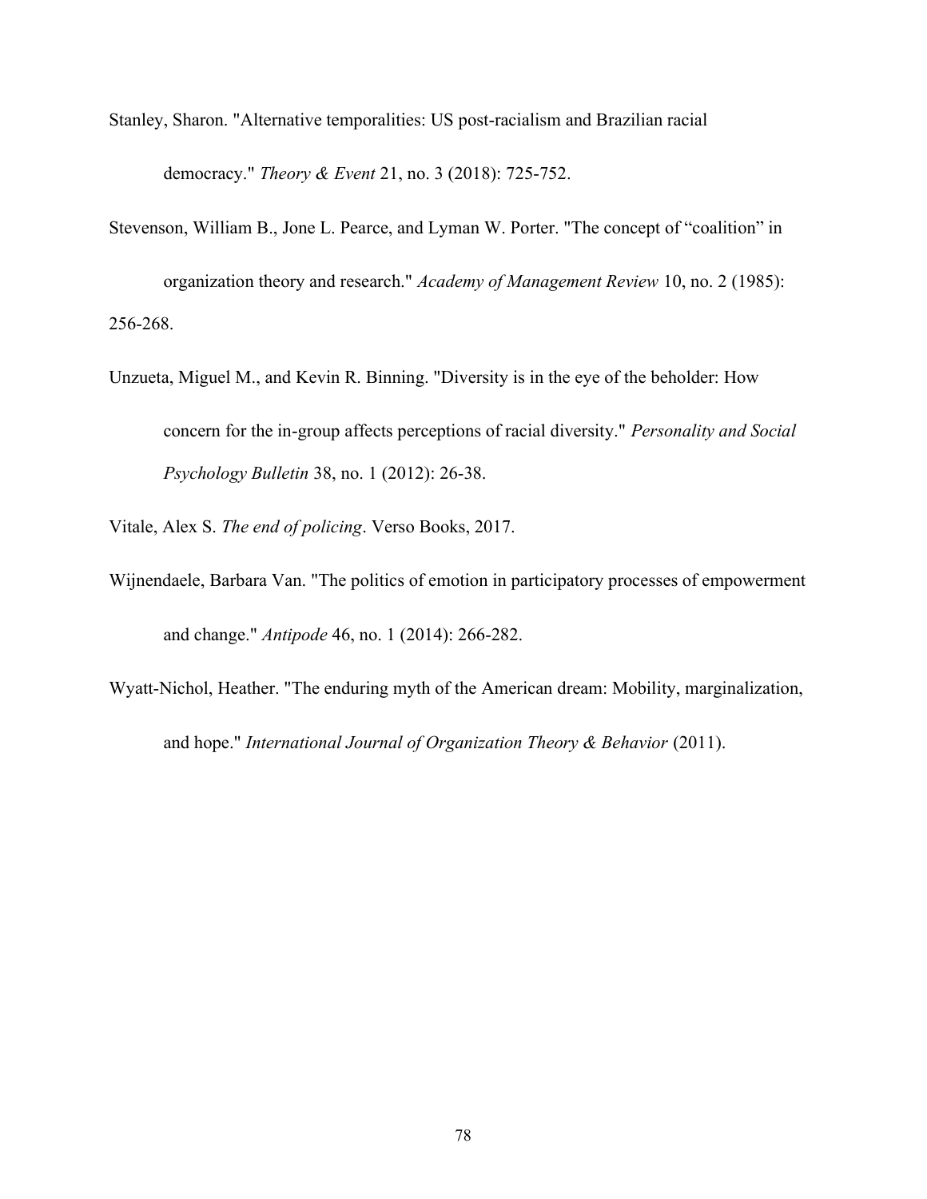Stanley, Sharon. "Alternative temporalities: US post-racialism and Brazilian racial democracy." *Theory & Event* 21, no. 3 (2018): 725-752.

Stevenson, William B., Jone L. Pearce, and Lyman W. Porter. "The concept of "coalition" in organization theory and research." *Academy of Management Review* 10, no. 2 (1985): 256-268.

Unzueta, Miguel M., and Kevin R. Binning. "Diversity is in the eye of the beholder: How concern for the in-group affects perceptions of racial diversity." *Personality and Social Psychology Bulletin* 38, no. 1 (2012): 26-38.

Vitale, Alex S. *The end of policing*. Verso Books, 2017.

Wijnendaele, Barbara Van. "The politics of emotion in participatory processes of empowerment and change." *Antipode* 46, no. 1 (2014): 266-282.

Wyatt-Nichol, Heather. "The enduring myth of the American dream: Mobility, marginalization, and hope." *International Journal of Organization Theory & Behavior* (2011).